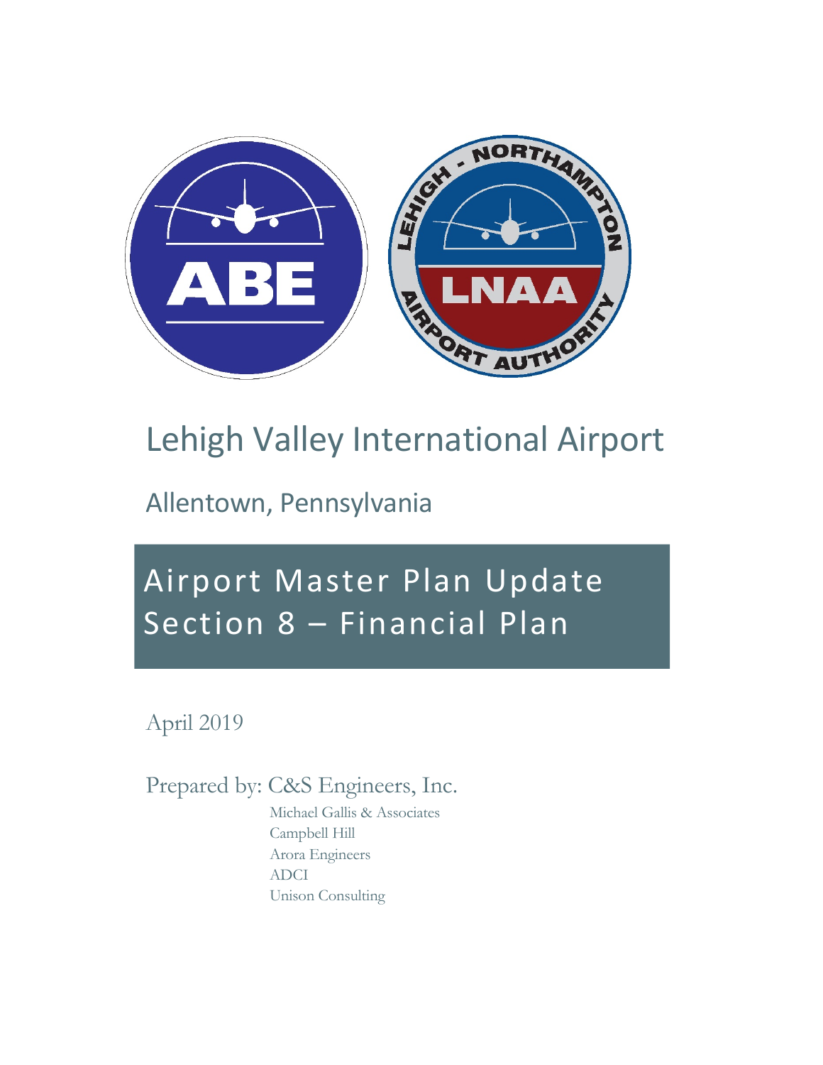# Lehigh Valley International Airport

## Allentown, Pennsylvania

# Airport Master Plan Update
# Section 8 – Financial Plan

April 2019

Prepared by: C&S Engineers, Inc.

Michael Gallis & Associates
Campbell Hill
Arora Engineers
ADCI
Unison Consulting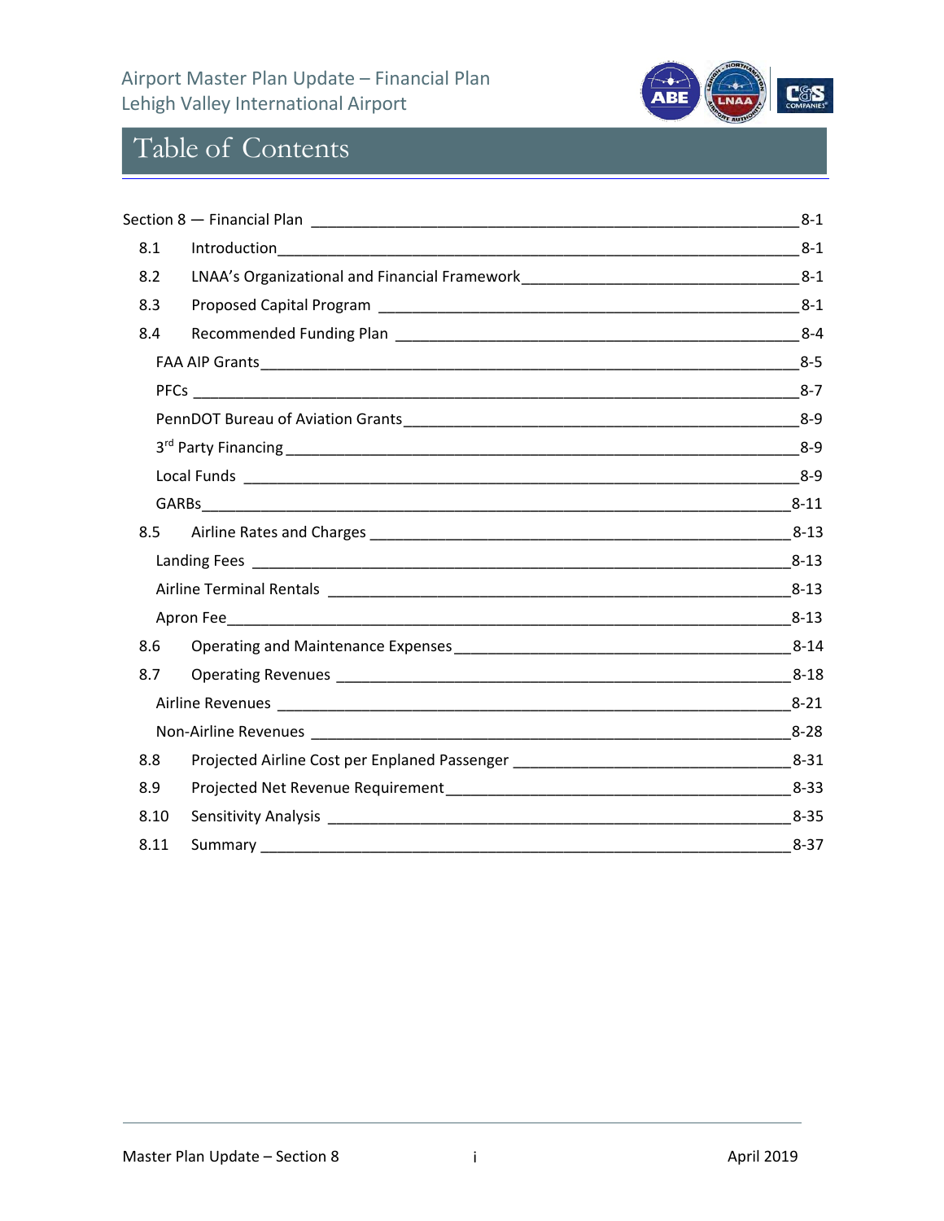# Table of Contents

| | |
|---|---|
| Section 8 — Financial Plan | 8-1 |
| 8.1 Introduction | 8-1 |
| 8.2 LNAA's Organizational and Financial Framework | 8-1 |
| 8.3 Proposed Capital Program | 8-1 |
| 8.4 Recommended Funding Plan | 8-4 |
| FAA AIP Grants | 8-5 |
| PFCs | 8-7 |
| PennDOT Bureau of Aviation Grants | 8-9 |
| 3rd Party Financing | 8-9 |
| Local Funds | 8-9 |
| GARBs | 8-11 |
| 8.5 Airline Rates and Charges | 8-13 |
| Landing Fees | 8-13 |
| Airline Terminal Rentals | 8-13 |
| Apron Fee | 8-13 |
| 8.6 Operating and Maintenance Expenses | 8-14 |
| 8.7 Operating Revenues | 8-18 |
| Airline Revenues | 8-21 |
| Non-Airline Revenues | 8-28 |
| 8.8 Projected Airline Cost per Enplaned Passenger | 8-31 |
| 8.9 Projected Net Revenue Requirement | 8-33 |
| 8.10 Sensitivity Analysis | 8-35 |
| 8.11 Summary | 8-37 |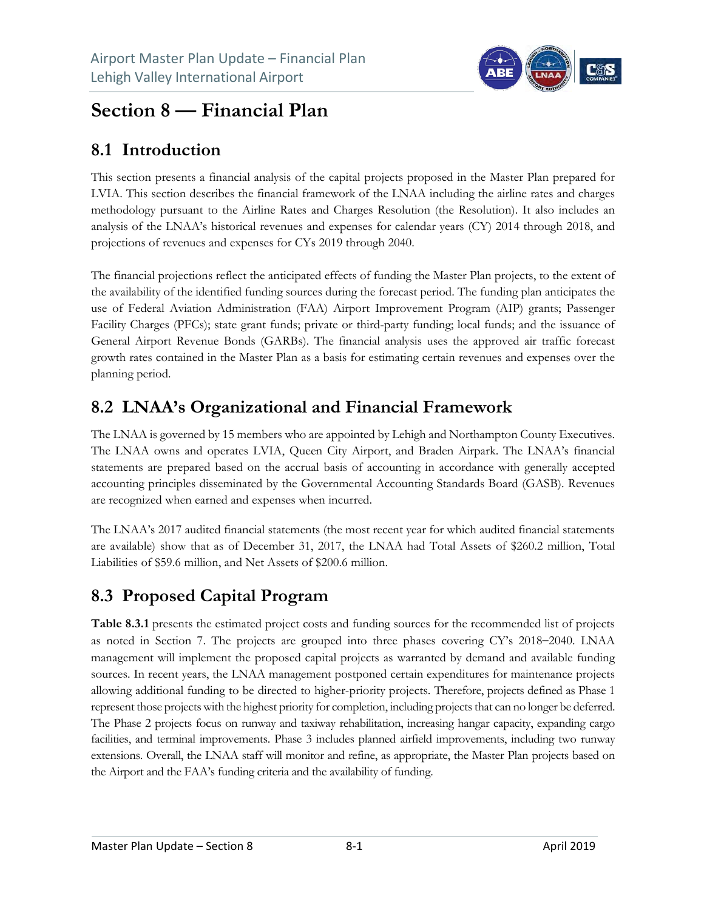# Section 8 — Financial Plan

## 8.1 Introduction

This section presents a financial analysis of the capital projects proposed in the Master Plan prepared for LVIA. This section describes the financial framework of the LNAA including the airline rates and charges methodology pursuant to the Airline Rates and Charges Resolution (the Resolution). It also includes an analysis of the LNAA's historical revenues and expenses for calendar years (CY) 2014 through 2018, and projections of revenues and expenses for CYs 2019 through 2040.

The financial projections reflect the anticipated effects of funding the Master Plan projects, to the extent of the availability of the identified funding sources during the forecast period. The funding plan anticipates the use of Federal Aviation Administration (FAA) Airport Improvement Program (AIP) grants; Passenger Facility Charges (PFCs); state grant funds; private or third-party funding; local funds; and the issuance of General Airport Revenue Bonds (GARBs). The financial analysis uses the approved air traffic forecast growth rates contained in the Master Plan as a basis for estimating certain revenues and expenses over the planning period.

## 8.2 LNAA's Organizational and Financial Framework

The LNAA is governed by 15 members who are appointed by Lehigh and Northampton County Executives. The LNAA owns and operates LVIA, Queen City Airport, and Braden Airpark. The LNAA's financial statements are prepared based on the accrual basis of accounting in accordance with generally accepted accounting principles disseminated by the Governmental Accounting Standards Board (GASB). Revenues are recognized when earned and expenses when incurred.

The LNAA's 2017 audited financial statements (the most recent year for which audited financial statements are available) show that as of December 31, 2017, the LNAA had Total Assets of $260.2 million, Total Liabilities of $59.6 million, and Net Assets of $200.6 million.

## 8.3 Proposed Capital Program

**Table 8.3.1** presents the estimated project costs and funding sources for the recommended list of projects as noted in Section 7. The projects are grouped into three phases covering CY's 2018–2040. LNAA management will implement the proposed capital projects as warranted by demand and available funding sources. In recent years, the LNAA management postponed certain expenditures for maintenance projects allowing additional funding to be directed to higher-priority projects. Therefore, projects defined as Phase 1 represent those projects with the highest priority for completion, including projects that can no longer be deferred. The Phase 2 projects focus on runway and taxiway rehabilitation, increasing hangar capacity, expanding cargo facilities, and terminal improvements. Phase 3 includes planned airfield improvements, including two runway extensions. Overall, the LNAA staff will monitor and refine, as appropriate, the Master Plan projects based on the Airport and the FAA's funding criteria and the availability of funding.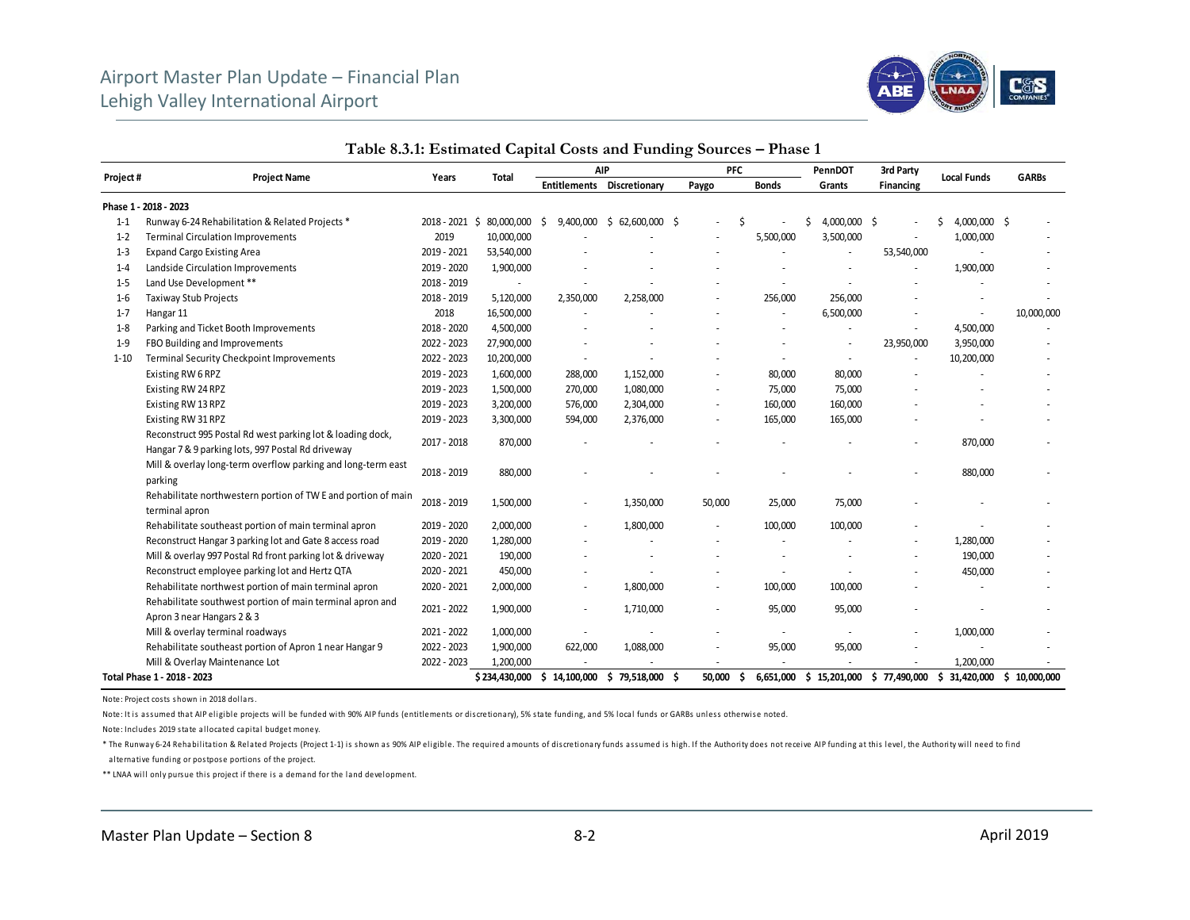# Table 8.3.1: Estimated Capital Costs and Funding Sources – Phase 1

| Project # | Project Name | Years | Total | AIP | | PFC | | PennDOT | 3rd Party | Local Funds | GARBs |
|---|---|---|---|---|---|---|---|---|---|---|---|
| | | | | Entitlements | Discretionary | Paygo | Bonds | Grants | Financing | | |
| **Phase 1 - 2018 - 2023** | | | | | | | | | | | |
| 1-1 | Runway 6-24 Rehabilitation & Related Projects * | 2018 - 2021 | $ 80,000,000 | $ 9,400,000 | $ 62,600,000 | $ - | $ - | $ 4,000,000 | $ - | $ 4,000,000 | $ - |
| 1-2 | Terminal Circulation Improvements | 2019 | 10,000,000 | - | - | - | 5,500,000 | 3,500,000 | - | 1,000,000 | - |
| 1-3 | Expand Cargo Existing Area | 2019 - 2021 | 53,540,000 | - | - | - | - | - | 53,540,000 | - | - |
| 1-4 | Landside Circulation Improvements | 2019 - 2020 | 1,900,000 | - | - | - | - | - | - | 1,900,000 | - |
| 1-5 | Land Use Development ** | 2018 - 2019 | - | - | - | - | - | - | - | - | - |
| 1-6 | Taxiway Stub Projects | 2018 - 2019 | 5,120,000 | 2,350,000 | 2,258,000 | - | 256,000 | 256,000 | - | - | - |
| 1-7 | Hangar 11 | 2018 | 16,500,000 | - | - | - | - | 6,500,000 | - | - | 10,000,000 |
| 1-8 | Parking and Ticket Booth Improvements | 2018 - 2020 | 4,500,000 | - | - | - | - | - | - | 4,500,000 | - |
| 1-9 | FBO Building and Improvements | 2022 - 2023 | 27,900,000 | - | - | - | - | - | 23,950,000 | 3,950,000 | - |
| 1-10 | Terminal Security Checkpoint Improvements | 2022 - 2023 | 10,200,000 | - | - | - | - | - | - | 10,200,000 | - |
| | Existing RW 6 RPZ | 2019 - 2023 | 1,600,000 | 288,000 | 1,152,000 | - | 80,000 | 80,000 | - | - | - |
| | Existing RW 24 RPZ | 2019 - 2023 | 1,500,000 | 270,000 | 1,080,000 | - | 75,000 | 75,000 | - | - | - |
| | Existing RW 13 RPZ | 2019 - 2023 | 3,200,000 | 576,000 | 2,304,000 | - | 160,000 | 160,000 | - | - | - |
| | Existing RW 31 RPZ | 2019 - 2023 | 3,300,000 | 594,000 | 2,376,000 | - | 165,000 | 165,000 | - | - | - |
| | Reconstruct 995 Postal Rd west parking lot & loading dock, Hangar 7 & 9 parking lots, 997 Postal Rd driveway | 2017 - 2018 | 870,000 | - | - | - | - | - | - | 870,000 | - |
| | Mill & overlay long-term overflow parking and long-term east parking | 2018 - 2019 | 880,000 | - | - | - | - | - | - | 880,000 | - |
| | Rehabilitate northwestern portion of TW E and portion of main terminal apron | 2018 - 2019 | 1,500,000 | - | 1,350,000 | 50,000 | 25,000 | 75,000 | - | - | - |
| | Rehabilitate southeast portion of main terminal apron | 2019 - 2020 | 2,000,000 | - | 1,800,000 | - | 100,000 | 100,000 | - | - | - |
| | Reconstruct Hangar 3 parking lot and Gate 8 access road | 2019 - 2020 | 1,280,000 | - | - | - | - | - | - | 1,280,000 | - |
| | Mill & overlay 997 Postal Rd front parking lot & driveway | 2020 - 2021 | 190,000 | - | - | - | - | - | - | 190,000 | - |
| | Reconstruct employee parking lot and Hertz QTA | 2020 - 2021 | 450,000 | - | - | - | - | - | - | 450,000 | - |
| | Rehabilitate northwest portion of main terminal apron | 2020 - 2021 | 2,000,000 | - | 1,800,000 | - | 100,000 | 100,000 | - | - | - |
| | Rehabilitate southwest portion of main terminal apron and Apron 3 near Hangars 2 & 3 | 2021 - 2022 | 1,900,000 | - | 1,710,000 | - | 95,000 | 95,000 | - | - | - |
| | Mill & overlay terminal roadways | 2021 - 2022 | 1,000,000 | - | - | - | - | - | - | 1,000,000 | - |
| | Rehabilitate southeast portion of Apron 1 near Hangar 9 | 2022 - 2023 | 1,900,000 | 622,000 | 1,088,000 | - | 95,000 | 95,000 | - | - | - |
| | Mill & Overlay Maintenance Lot | 2022 - 2023 | 1,200,000 | - | - | - | - | - | - | 1,200,000 | - |
| **Total Phase 1 - 2018 - 2023** | | | **$ 234,430,000** | **$ 14,100,000** | **$ 79,518,000** | **$ 50,000** | **$ 6,651,000** | **$ 15,201,000** | **$ 77,490,000** | **$ 31,420,000** | **$ 10,000,000** |

Note: Project costs shown in 2018 dollars.

Note: It is assumed that AIP eligible projects will be funded with 90% AIP funds (entitlements or discretionary), 5% state funding, and 5% local funds or GARBs unless otherwise noted.

Note: Includes 2019 state allocated capital budget money.

* The Runway 6-24 Rehabilitation & Related Projects (Project 1-1) is shown as 90% AIP eligible. The required amounts of discretionary funds assumed is high. If the Authority does not receive AIP funding at this level, the Authority will need to find alternative funding or postpone portions of the project.

** LNAA will only pursue this project if there is a demand for the land development.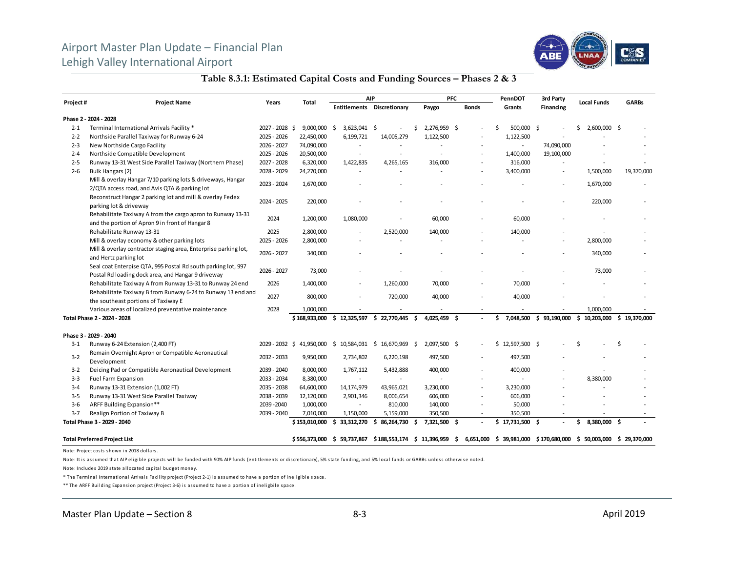## Table 8.3.1: Estimated Capital Costs and Funding Sources – Phases 2 & 3

| Project # | Project Name | Years | Total | AIP | | PFC | | PennDOT | 3rd Party | Local Funds | GARBs |
|---|---|---|---|---|---|---|---|---|---|---|---|
| | | | | Entitlements | Discretionary | Paygo | Bonds | Grants | Financing | | |
| **Phase 2 - 2024 - 2028** | | | | | | | | | | | |
| 2-1 | Terminal International Arrivals Facility * | 2027 - 2028 | $ 9,000,000 | $ 3,623,041 | $ - | $ 2,276,959 | $ - | $ 500,000 | $ - | $ 2,600,000 | $ - |
| 2-2 | Northside Parallel Taxiway for Runway 6-24 | 2025 - 2026 | 22,450,000 | 6,199,721 | 14,005,279 | 1,122,500 | - | 1,122,500 | - | - | - |
| 2-3 | New Northside Cargo Facility | 2026 - 2027 | 74,090,000 | - | - | - | - | - | 74,090,000 | - | - |
| 2-4 | Northside Compatible Development | 2025 - 2026 | 20,500,000 | - | - | - | - | 1,400,000 | 19,100,000 | - | - |
| 2-5 | Runway 13-31 West Side Parallel Taxiway (Northern Phase) | 2027 - 2028 | 6,320,000 | 1,422,835 | 4,265,165 | 316,000 | - | 316,000 | - | - | - |
| 2-6 | Bulk Hangars (2) | 2028 - 2029 | 24,270,000 | - | - | - | - | 3,400,000 | - | 1,500,000 | 19,370,000 |
| | Mill & overlay Hangar 7/10 parking lots & driveways, Hangar 2/QTA access road, and Avis QTA & parking lot | 2023 - 2024 | 1,670,000 | - | - | - | - | - | - | 1,670,000 | - |
| | Reconstruct Hangar 2 parking lot and mill & overlay Fedex parking lot & driveway | 2024 - 2025 | 220,000 | - | - | - | - | - | - | 220,000 | - |
| | Rehabilitate Taxiway A from the cargo apron to Runway 13-31 and the portion of Apron 9 in front of Hangar 8 | 2024 | 1,200,000 | 1,080,000 | - | 60,000 | - | 60,000 | - | - | - |
| | Rehabilitate Runway 13-31 | 2025 | 2,800,000 | - | 2,520,000 | 140,000 | - | 140,000 | - | - | - |
| | Mill & overlay economy & other parking lots | 2025 - 2026 | 2,800,000 | - | - | - | - | - | - | 2,800,000 | - |
| | Mill & overlay contractor staging area, Enterprise parking lot, and Hertz parking lot | 2026 - 2027 | 340,000 | - | - | - | - | - | - | 340,000 | - |
| | Seal coat Enterpise QTA, 995 Postal Rd south parking lot, 997 Postal Rd loading dock area, and Hangar 9 driveway | 2026 - 2027 | 73,000 | - | - | - | - | - | - | 73,000 | - |
| | Rehabilitate Taxiway A from Runway 13-31 to Runway 24 end | 2026 | 1,400,000 | - | 1,260,000 | 70,000 | - | 70,000 | - | - | - |
| | Rehabilitate Taxiway B from Runway 6-24 to Runway 13 end and the southeast portions of Taxiway E | 2027 | 800,000 | - | 720,000 | 40,000 | - | 40,000 | - | - | - |
| | Various areas of localized preventative maintenance | 2028 | 1,000,000 | - | - | - | - | - | - | 1,000,000 | - |
| **Total Phase 2 - 2024 - 2028** | | | **$ 168,933,000** | **$ 12,325,597** | **$ 22,770,445** | **$ 4,025,459** | **$ -** | **$ 7,048,500** | **$ 93,190,000** | **$ 10,203,000** | **$ 19,370,000** |
| **Phase 3 - 2029 - 2040** | | | | | | | | | | | |
| 3-1 | Runway 6-24 Extension (2,400 FT) | 2029 - 2032 | $ 41,950,000 | $ 10,584,031 | $ 16,670,969 | $ 2,097,500 | $ - | $ 12,597,500 | $ - | $ - | $ - |
| 3-2 | Remain Overnight Apron or Compatible Aeronautical Development | 2032 - 2033 | 9,950,000 | 2,734,802 | 6,220,198 | 497,500 | - | 497,500 | - | - | - |
| 3-2 | Deicing Pad or Compatible Aeronautical Development | 2039 - 2040 | 8,000,000 | 1,767,112 | 5,432,888 | 400,000 | - | 400,000 | - | - | - |
| 3-3 | Fuel Farm Expansion | 2033 - 2034 | 8,380,000 | - | - | - | - | - | - | 8,380,000 | - |
| 3-4 | Runway 13-31 Extension (1,002 FT) | 2035 - 2038 | 64,600,000 | 14,174,979 | 43,965,021 | 3,230,000 | - | 3,230,000 | - | - | - |
| 3-5 | Runway 13-31 West Side Parallel Taxiway | 2038 - 2039 | 12,120,000 | 2,901,346 | 8,006,654 | 606,000 | - | 606,000 | - | - | - |
| 3-6 | ARFF Building Expansion** | 2039 -2040 | 1,000,000 | - | 810,000 | 140,000 | - | 50,000 | - | - | - |
| 3-7 | Realign Portion of Taxiway B | 2039 - 2040 | 7,010,000 | 1,150,000 | 5,159,000 | 350,500 | - | 350,500 | - | - | - |
| **Total Phase 3 - 2029 - 2040** | | | **$ 153,010,000** | **$ 33,312,270** | **$ 86,264,730** | **$ 7,321,500** | **$ -** | **$ 17,731,500** | **$ -** | **$ 8,380,000** | **$ -** |
| **Total Preferred Project List** | | | **$ 556,373,000** | **$ 59,737,867** | **$ 188,553,174** | **$ 11,396,959** | **$ 6,651,000** | **$ 39,981,000** | **$ 170,680,000** | **$ 50,003,000** | **$ 29,370,000** |

Note: Project costs shown in 2018 dollars.

Note: It is assumed that AIP eligible projects will be funded with 90% AIP funds (entitlements or discretionary), 5% state funding, and 5% local funds or GARBs unless otherwise noted.

Note: Includes 2019 state allocated capital budget money.

* The Terminal International Arrivals Facility project (Project 2-1) is assumed to have a portion of ineligible space.

** The ARFF Building Expansion project (Project 3-6) is assumed to have a portion of ineligbile space.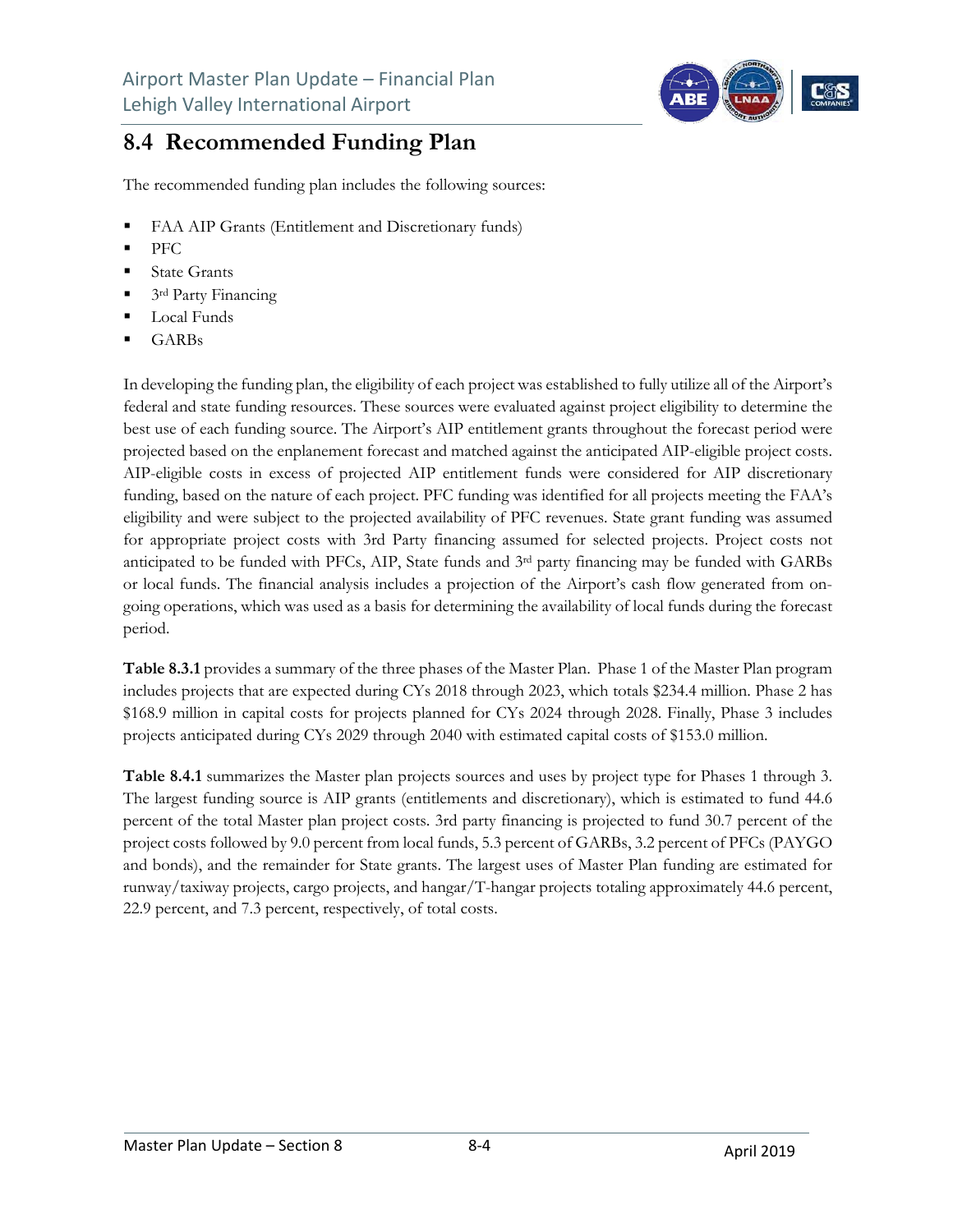## 8.4 Recommended Funding Plan

The recommended funding plan includes the following sources:

- FAA AIP Grants (Entitlement and Discretionary funds)
- PFC
- State Grants
- 3rd Party Financing
- Local Funds
- GARBs

In developing the funding plan, the eligibility of each project was established to fully utilize all of the Airport's federal and state funding resources. These sources were evaluated against project eligibility to determine the best use of each funding source. The Airport's AIP entitlement grants throughout the forecast period were projected based on the enplanement forecast and matched against the anticipated AIP-eligible project costs. AIP-eligible costs in excess of projected AIP entitlement funds were considered for AIP discretionary funding, based on the nature of each project. PFC funding was identified for all projects meeting the FAA's eligibility and were subject to the projected availability of PFC revenues. State grant funding was assumed for appropriate project costs with 3rd Party financing assumed for selected projects. Project costs not anticipated to be funded with PFCs, AIP, State funds and 3rd party financing may be funded with GARBs or local funds. The financial analysis includes a projection of the Airport's cash flow generated from on-going operations, which was used as a basis for determining the availability of local funds during the forecast period.

**Table 8.3.1** provides a summary of the three phases of the Master Plan. Phase 1 of the Master Plan program includes projects that are expected during CYs 2018 through 2023, which totals $234.4 million. Phase 2 has $168.9 million in capital costs for projects planned for CYs 2024 through 2028. Finally, Phase 3 includes projects anticipated during CYs 2029 through 2040 with estimated capital costs of $153.0 million.

**Table 8.4.1** summarizes the Master plan projects sources and uses by project type for Phases 1 through 3. The largest funding source is AIP grants (entitlements and discretionary), which is estimated to fund 44.6 percent of the total Master plan project costs. 3rd party financing is projected to fund 30.7 percent of the project costs followed by 9.0 percent from local funds, 5.3 percent of GARBs, 3.2 percent of PFCs (PAYGO and bonds), and the remainder for State grants. The largest uses of Master Plan funding are estimated for runway/taxiway projects, cargo projects, and hangar/T-hangar projects totaling approximately 44.6 percent, 22.9 percent, and 7.3 percent, respectively, of total costs.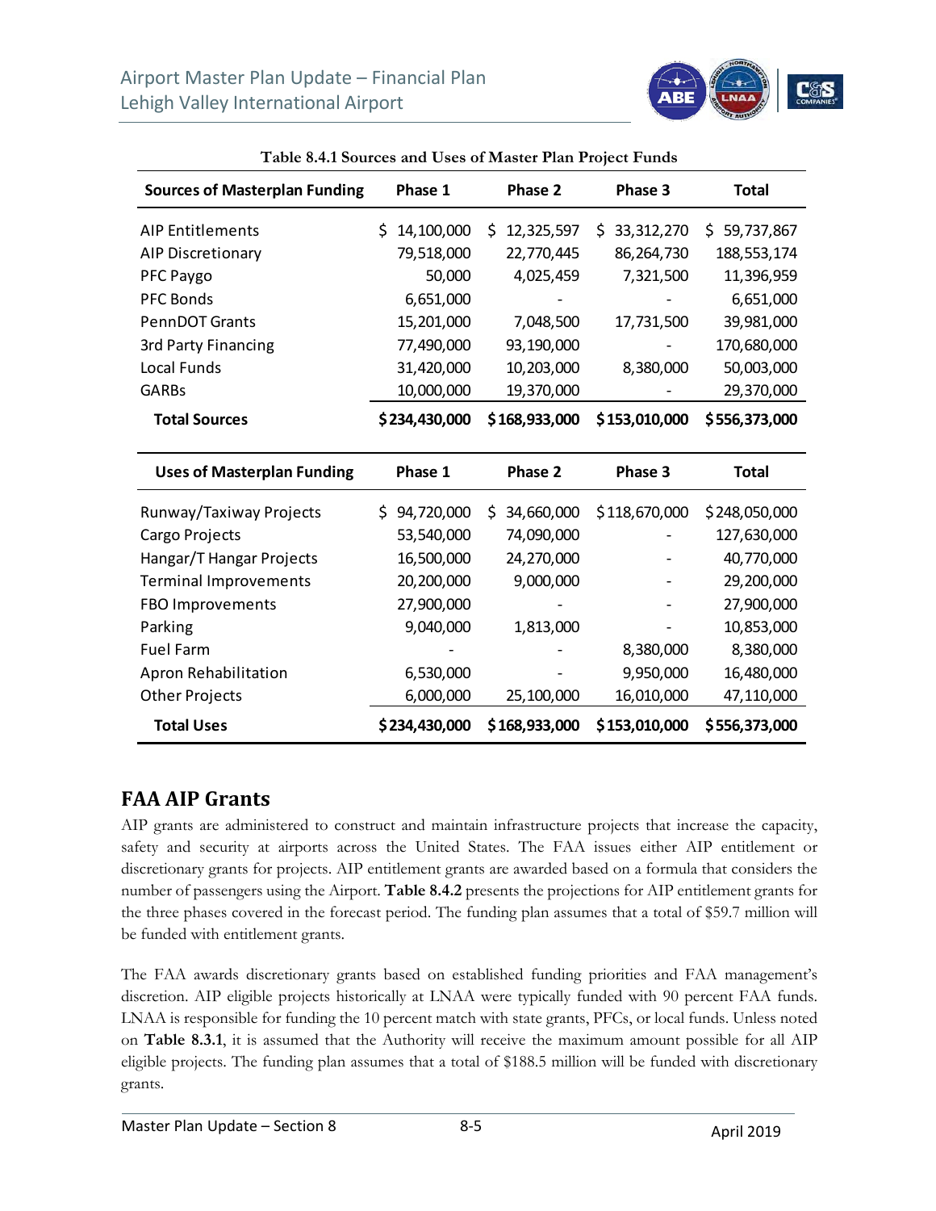**Table 8.4.1 Sources and Uses of Master Plan Project Funds**

| Sources of Masterplan Funding | Phase 1 | Phase 2 | Phase 3 | Total |
|---|---|---|---|---|
| AIP Entitlements | $ 14,100,000 | $ 12,325,597 | $ 33,312,270 | $ 59,737,867 |
| AIP Discretionary | 79,518,000 | 22,770,445 | 86,264,730 | 188,553,174 |
| PFC Paygo | 50,000 | 4,025,459 | 7,321,500 | 11,396,959 |
| PFC Bonds | 6,651,000 | - | - | 6,651,000 |
| PennDOT Grants | 15,201,000 | 7,048,500 | 17,731,500 | 39,981,000 |
| 3rd Party Financing | 77,490,000 | 93,190,000 | - | 170,680,000 |
| Local Funds | 31,420,000 | 10,203,000 | 8,380,000 | 50,003,000 |
| GARBs | 10,000,000 | 19,370,000 | - | 29,370,000 |
| **Total Sources** | **$234,430,000** | **$168,933,000** | **$153,010,000** | **$556,373,000** |

| Uses of Masterplan Funding | Phase 1 | Phase 2 | Phase 3 | Total |
|---|---|---|---|---|
| Runway/Taxiway Projects | $ 94,720,000 | $ 34,660,000 | $118,670,000 | $248,050,000 |
| Cargo Projects | 53,540,000 | 74,090,000 | - | 127,630,000 |
| Hangar/T Hangar Projects | 16,500,000 | 24,270,000 | - | 40,770,000 |
| Terminal Improvements | 20,200,000 | 9,000,000 | - | 29,200,000 |
| FBO Improvements | 27,900,000 | - | - | 27,900,000 |
| Parking | 9,040,000 | 1,813,000 | - | 10,853,000 |
| Fuel Farm | - | - | 8,380,000 | 8,380,000 |
| Apron Rehabilitation | 6,530,000 | - | 9,950,000 | 16,480,000 |
| Other Projects | 6,000,000 | 25,100,000 | 16,010,000 | 47,110,000 |
| **Total Uses** | **$234,430,000** | **$168,933,000** | **$153,010,000** | **$556,373,000** |

## FAA AIP Grants

AIP grants are administered to construct and maintain infrastructure projects that increase the capacity, safety and security at airports across the United States. The FAA issues either AIP entitlement or discretionary grants for projects. AIP entitlement grants are awarded based on a formula that considers the number of passengers using the Airport. **Table 8.4.2** presents the projections for AIP entitlement grants for the three phases covered in the forecast period. The funding plan assumes that a total of $59.7 million will be funded with entitlement grants.

The FAA awards discretionary grants based on established funding priorities and FAA management's discretion. AIP eligible projects historically at LNAA were typically funded with 90 percent FAA funds. LNAA is responsible for funding the 10 percent match with state grants, PFCs, or local funds. Unless noted on **Table 8.3.1**, it is assumed that the Authority will receive the maximum amount possible for all AIP eligible projects. The funding plan assumes that a total of $188.5 million will be funded with discretionary grants.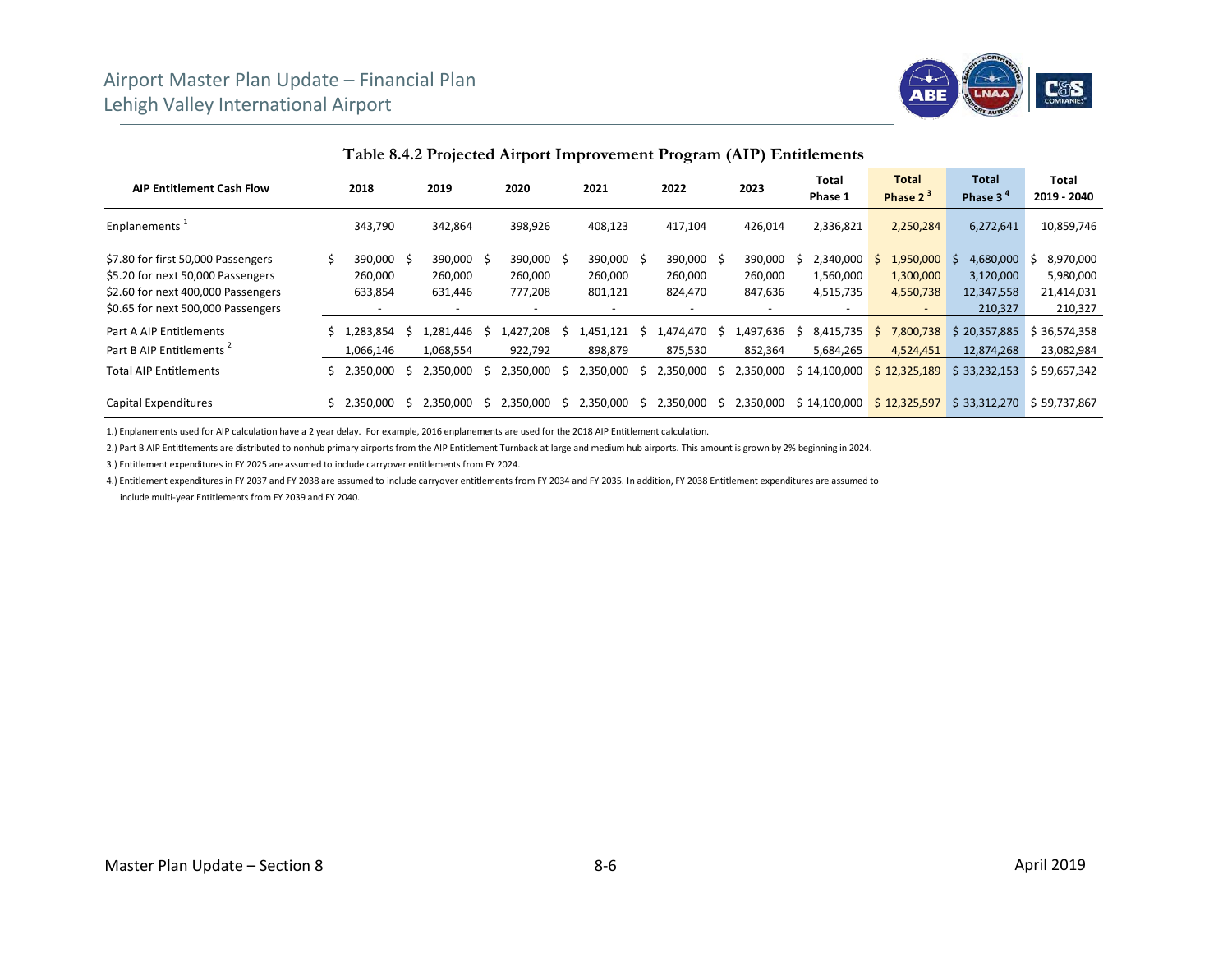**Table 8.4.2 Projected Airport Improvement Program (AIP) Entitlements**

| AIP Entitlement Cash Flow | 2018 | 2019 | 2020 | 2021 | 2022 | 2023 | Total Phase 1 | Total Phase 2 [3] | Total Phase 3 [4] | Total 2019 - 2040 |
|---|---|---|---|---|---|---|---|---|---|---|
| Enplanements [1] | 343,790 | 342,864 | 398,926 | 408,123 | 417,104 | 426,014 | 2,336,821 | 2,250,284 | 6,272,641 | 10,859,746 |
| $7.80 for first 50,000 Passengers | $ 390,000 | $ 390,000 | $ 390,000 | $ 390,000 | $ 390,000 | $ 390,000 | $ 2,340,000 | $ 1,950,000 | $ 4,680,000 | $ 8,970,000 |
| $5.20 for next 50,000 Passengers | 260,000 | 260,000 | 260,000 | 260,000 | 260,000 | 260,000 | 1,560,000 | 1,300,000 | 3,120,000 | 5,980,000 |
| $2.60 for next 400,000 Passengers | 633,854 | 631,446 | 777,208 | 801,121 | 824,470 | 847,636 | 4,515,735 | 4,550,738 | 12,347,558 | 21,414,031 |
| $0.65 for next 500,000 Passengers | - | - | - | - | - | - | - | - | 210,327 | 210,327 |
| Part A AIP Entitlements | $ 1,283,854 | $ 1,281,446 | $ 1,427,208 | $ 1,451,121 | $ 1,474,470 | $ 1,497,636 | $ 8,415,735 | $ 7,800,738 | $ 20,357,885 | $ 36,574,358 |
| Part B AIP Entitlements [2] | 1,066,146 | 1,068,554 | 922,792 | 898,879 | 875,530 | 852,364 | 5,684,265 | 4,524,451 | 12,874,268 | 23,082,984 |
| Total AIP Entitlements | $ 2,350,000 | $ 2,350,000 | $ 2,350,000 | $ 2,350,000 | $ 2,350,000 | $ 2,350,000 | $ 14,100,000 | $ 12,325,189 | $ 33,232,153 | $ 59,657,342 |
| Capital Expenditures | $ 2,350,000 | $ 2,350,000 | $ 2,350,000 | $ 2,350,000 | $ 2,350,000 | $ 2,350,000 | $ 14,100,000 | $ 12,325,597 | $ 33,312,270 | $ 59,737,867 |

1.) Enplanements used for AIP calculation have a 2 year delay. For example, 2016 enplanements are used for the 2018 AIP Entitlement calculation.

2.) Part B AIP Entitltements are distributed to nonhub primary airports from the AIP Entitlement Turnback at large and medium hub airports. This amount is grown by 2% beginning in 2024.

3.) Entitlement expenditures in FY 2025 are assumed to include carryover entitlements from FY 2024.

4.) Entitlement expenditures in FY 2037 and FY 2038 are assumed to include carryover entitlements from FY 2034 and FY 2035. In addition, FY 2038 Entitlement expenditures are assumed to include multi-year Entitlements from FY 2039 and FY 2040.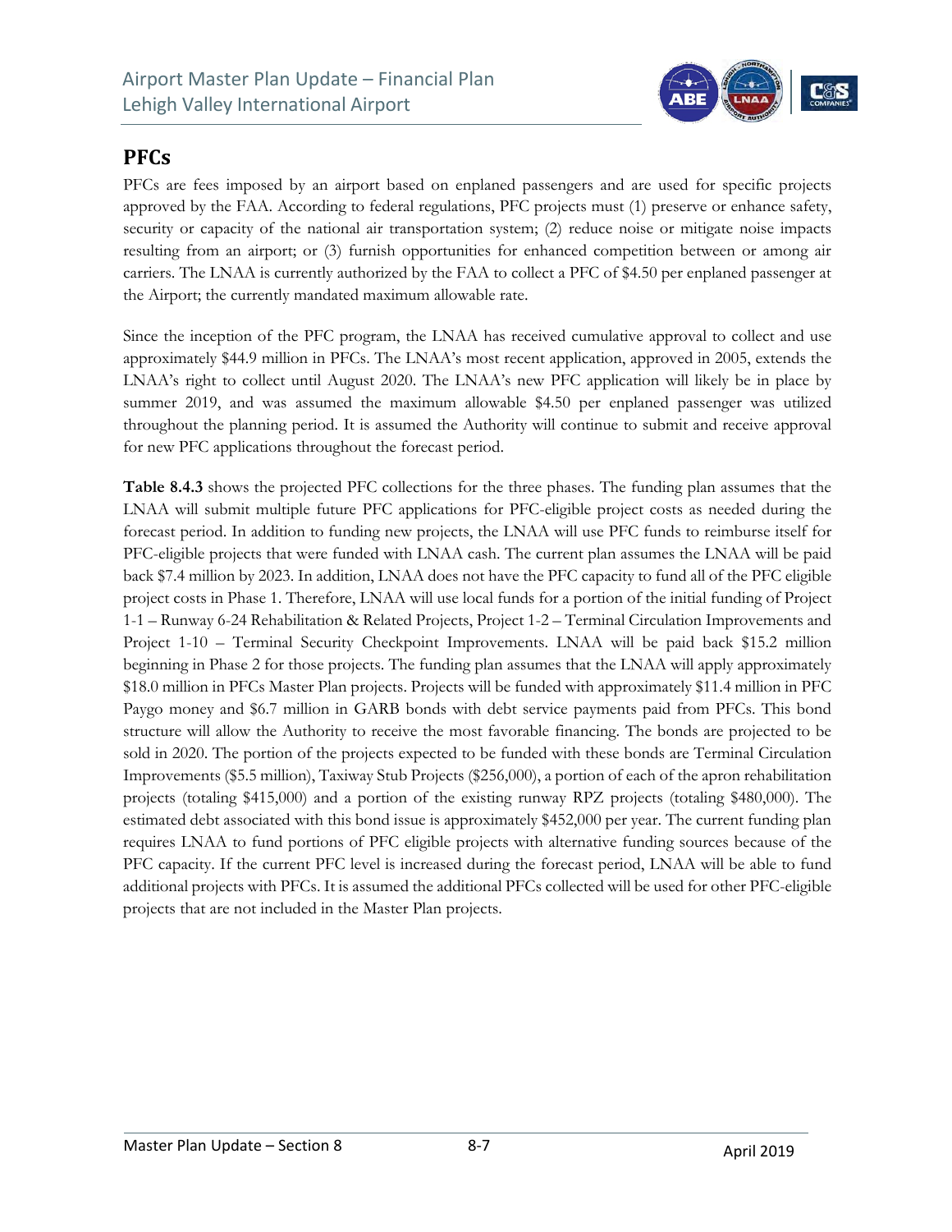## PFCs

PFCs are fees imposed by an airport based on enplaned passengers and are used for specific projects approved by the FAA. According to federal regulations, PFC projects must (1) preserve or enhance safety, security or capacity of the national air transportation system; (2) reduce noise or mitigate noise impacts resulting from an airport; or (3) furnish opportunities for enhanced competition between or among air carriers. The LNAA is currently authorized by the FAA to collect a PFC of $4.50 per enplaned passenger at the Airport; the currently mandated maximum allowable rate.

Since the inception of the PFC program, the LNAA has received cumulative approval to collect and use approximately $44.9 million in PFCs. The LNAA's most recent application, approved in 2005, extends the LNAA's right to collect until August 2020. The LNAA's new PFC application will likely be in place by summer 2019, and was assumed the maximum allowable $4.50 per enplaned passenger was utilized throughout the planning period. It is assumed the Authority will continue to submit and receive approval for new PFC applications throughout the forecast period.

**Table 8.4.3** shows the projected PFC collections for the three phases. The funding plan assumes that the LNAA will submit multiple future PFC applications for PFC-eligible project costs as needed during the forecast period. In addition to funding new projects, the LNAA will use PFC funds to reimburse itself for PFC-eligible projects that were funded with LNAA cash. The current plan assumes the LNAA will be paid back $7.4 million by 2023. In addition, LNAA does not have the PFC capacity to fund all of the PFC eligible project costs in Phase 1. Therefore, LNAA will use local funds for a portion of the initial funding of Project 1-1 – Runway 6-24 Rehabilitation & Related Projects, Project 1-2 – Terminal Circulation Improvements and Project 1-10 – Terminal Security Checkpoint Improvements. LNAA will be paid back $15.2 million beginning in Phase 2 for those projects. The funding plan assumes that the LNAA will apply approximately $18.0 million in PFCs Master Plan projects. Projects will be funded with approximately $11.4 million in PFC Paygo money and $6.7 million in GARB bonds with debt service payments paid from PFCs. This bond structure will allow the Authority to receive the most favorable financing. The bonds are projected to be sold in 2020. The portion of the projects expected to be funded with these bonds are Terminal Circulation Improvements ($5.5 million), Taxiway Stub Projects ($256,000), a portion of each of the apron rehabilitation projects (totaling $415,000) and a portion of the existing runway RPZ projects (totaling $480,000). The estimated debt associated with this bond issue is approximately $452,000 per year. The current funding plan requires LNAA to fund portions of PFC eligible projects with alternative funding sources because of the PFC capacity. If the current PFC level is increased during the forecast period, LNAA will be able to fund additional projects with PFCs. It is assumed the additional PFCs collected will be used for other PFC-eligible projects that are not included in the Master Plan projects.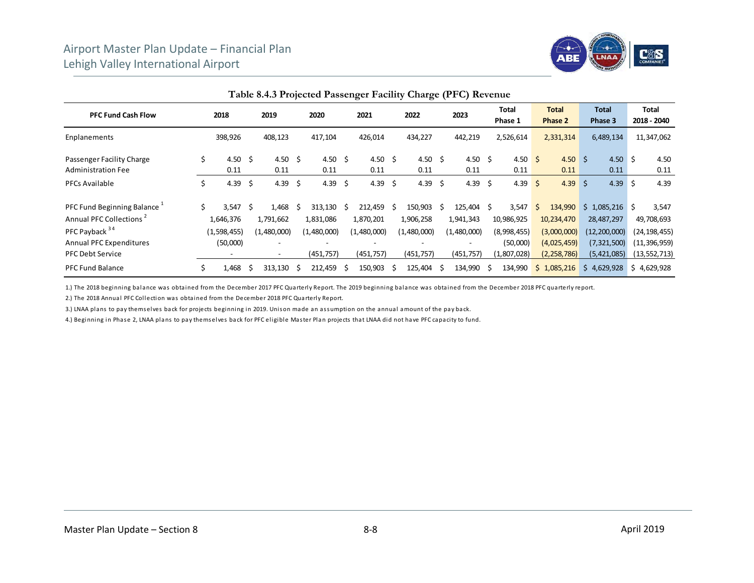Table 8.4.3 Projected Passenger Facility Charge (PFC) Revenue

| PFC Fund Cash Flow | 2018 | 2019 | 2020 | 2021 | 2022 | 2023 | Total Phase 1 | Total Phase 2 | Total Phase 3 | Total 2018 - 2040 |
|---|---|---|---|---|---|---|---|---|---|---|
| Enplanements | 398,926 | 408,123 | 417,104 | 426,014 | 434,227 | 442,219 | 2,526,614 | 2,331,314 | 6,489,134 | 11,347,062 |
| Passenger Facility Charge | $ 4.50 | $ 4.50 | $ 4.50 | $ 4.50 | $ 4.50 | $ 4.50 | $ 4.50 | $ 4.50 | $ 4.50 | $ 4.50 |
| Administration Fee | 0.11 | 0.11 | 0.11 | 0.11 | 0.11 | 0.11 | 0.11 | 0.11 | 0.11 | 0.11 |
| PFCs Available | $ 4.39 | $ 4.39 | $ 4.39 | $ 4.39 | $ 4.39 | $ 4.39 | $ 4.39 | $ 4.39 | $ 4.39 | $ 4.39 |
| PFC Fund Beginning Balance [1] | $ 3,547 | $ 1,468 | $ 313,130 | $ 212,459 | $ 150,903 | $ 125,404 | $ 3,547 | $ 134,990 | $ 1,085,216 | $ 3,547 |
| Annual PFC Collections [2] | 1,646,376 | 1,791,662 | 1,831,086 | 1,870,201 | 1,906,258 | 1,941,343 | 10,986,925 | 10,234,470 | 28,487,297 | 49,708,693 |
| PFC Payback [3 4] | (1,598,455) | (1,480,000) | (1,480,000) | (1,480,000) | (1,480,000) | (1,480,000) | (8,998,455) | (3,000,000) | (12,200,000) | (24,198,455) |
| Annual PFC Expenditures | (50,000) | - | - | - | - | - | (50,000) | (4,025,459) | (7,321,500) | (11,396,959) |
| PFC Debt Service | - | - | (451,757) | (451,757) | (451,757) | (451,757) | (1,807,028) | (2,258,786) | (5,421,085) | (13,552,713) |
| PFC Fund Balance | $ 1,468 | $ 313,130 | $ 212,459 | $ 150,903 | $ 125,404 | $ 134,990 | $ 134,990 | $ 1,085,216 | $ 4,629,928 | $ 4,629,928 |

1.) The 2018 beginning balance was obtained from the December 2017 PFC Quarterly Report. The 2019 beginning balance was obtained from the December 2018 PFC quarterly report.

2.) The 2018 Annual PFC Collection was obtained from the December 2018 PFC Quarterly Report.

3.) LNAA plans to pay themselves back for projects beginning in 2019. Unison made an assumption on the annual amount of the pay back.

4.) Beginning in Phase 2, LNAA plans to pay themselves back for PFC eligible Master Plan projects that LNAA did not have PFC capacity to fund.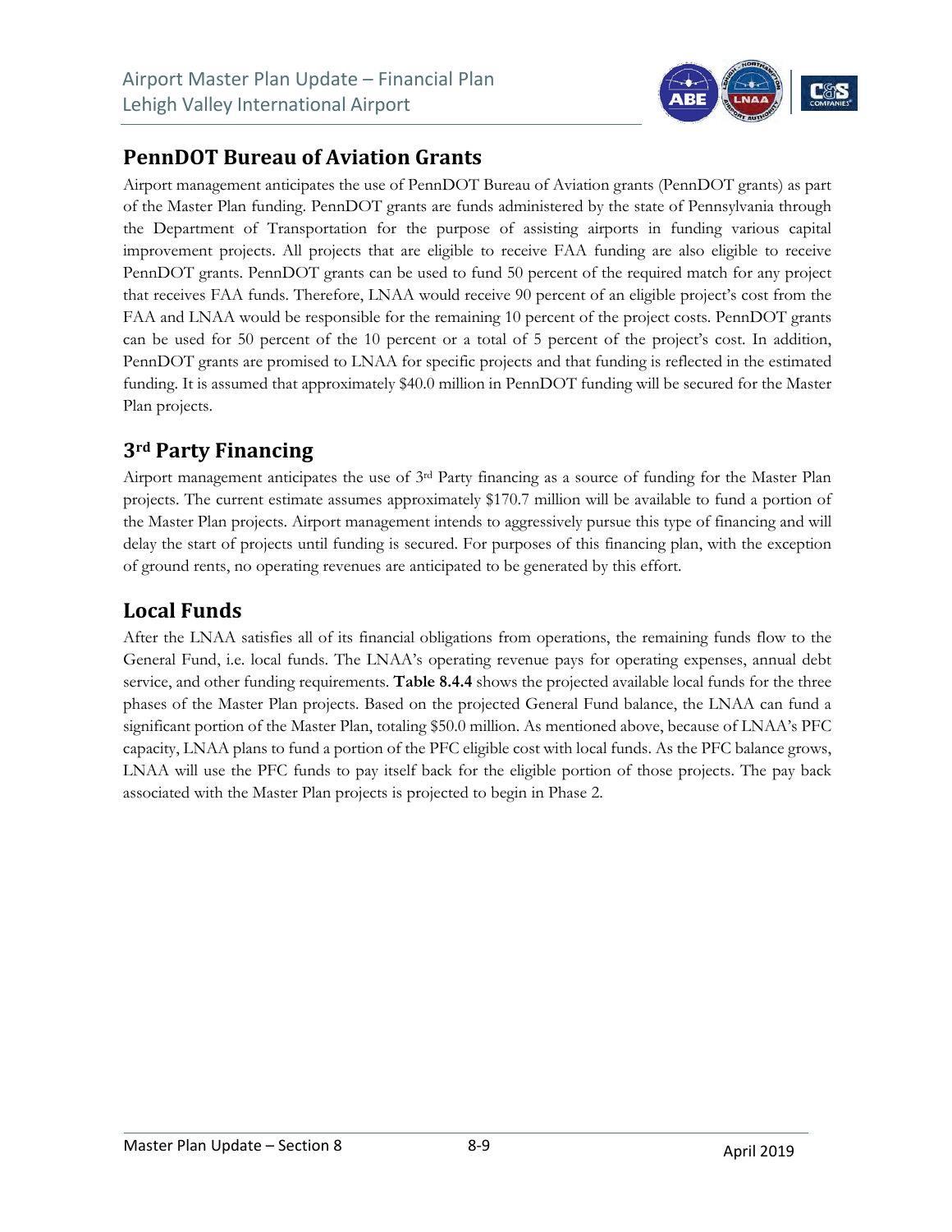## PennDOT Bureau of Aviation Grants

Airport management anticipates the use of PennDOT Bureau of Aviation grants (PennDOT grants) as part of the Master Plan funding. PennDOT grants are funds administered by the state of Pennsylvania through the Department of Transportation for the purpose of assisting airports in funding various capital improvement projects. All projects that are eligible to receive FAA funding are also eligible to receive PennDOT grants. PennDOT grants can be used to fund 50 percent of the required match for any project that receives FAA funds. Therefore, LNAA would receive 90 percent of an eligible project's cost from the FAA and LNAA would be responsible for the remaining 10 percent of the project costs. PennDOT grants can be used for 50 percent of the 10 percent or a total of 5 percent of the project's cost. In addition, PennDOT grants are promised to LNAA for specific projects and that funding is reflected in the estimated funding. It is assumed that approximately $40.0 million in PennDOT funding will be secured for the Master Plan projects.

## 3rd Party Financing

Airport management anticipates the use of 3rd Party financing as a source of funding for the Master Plan projects. The current estimate assumes approximately $170.7 million will be available to fund a portion of the Master Plan projects. Airport management intends to aggressively pursue this type of financing and will delay the start of projects until funding is secured. For purposes of this financing plan, with the exception of ground rents, no operating revenues are anticipated to be generated by this effort.

## Local Funds

After the LNAA satisfies all of its financial obligations from operations, the remaining funds flow to the General Fund, i.e. local funds. The LNAA's operating revenue pays for operating expenses, annual debt service, and other funding requirements. **Table 8.4.4** shows the projected available local funds for the three phases of the Master Plan projects. Based on the projected General Fund balance, the LNAA can fund a significant portion of the Master Plan, totaling $50.0 million. As mentioned above, because of LNAA's PFC capacity, LNAA plans to fund a portion of the PFC eligible cost with local funds. As the PFC balance grows, LNAA will use the PFC funds to pay itself back for the eligible portion of those projects. The pay back associated with the Master Plan projects is projected to begin in Phase 2.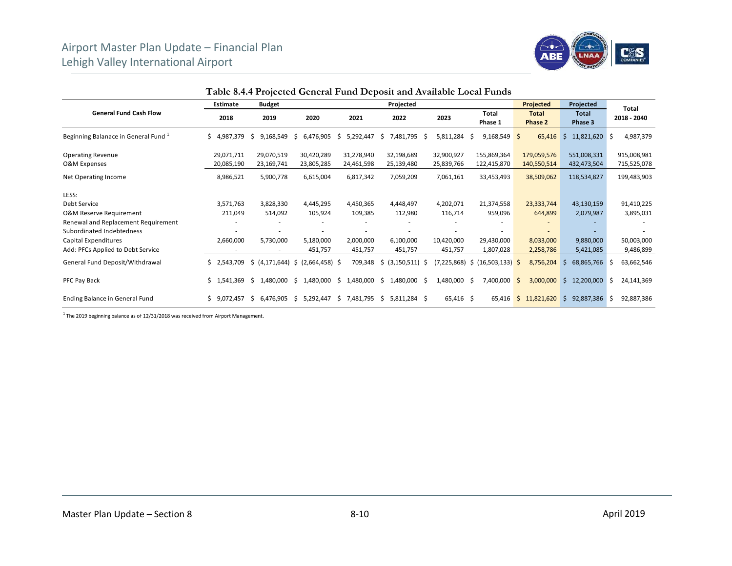## Table 8.4.4 Projected General Fund Deposit and Available Local Funds

| General Fund Cash Flow | Estimate 2018 | Budget 2019 | Projected 2020 | Projected 2021 | Projected 2022 | Projected 2023 | Total Phase 1 | Projected Total Phase 2 | Projected Total Phase 3 | Total 2018 - 2040 |
|---|---|---|---|---|---|---|---|---|---|---|
| Beginning Balanace in General Fund [1] | $ 4,987,379 | $ 9,168,549 | $ 6,476,905 | $ 5,292,447 | $ 7,481,795 | $ 5,811,284 | $ 9,168,549 | $ 65,416 | $ 11,821,620 | $ 4,987,379 |
| Operating Revenue | 29,071,711 | 29,070,519 | 30,420,289 | 31,278,940 | 32,198,689 | 32,900,927 | 155,869,364 | 179,059,576 | 551,008,331 | 915,008,981 |
| O&M Expenses | 20,085,190 | 23,169,741 | 23,805,285 | 24,461,598 | 25,139,480 | 25,839,766 | 122,415,870 | 140,550,514 | 432,473,504 | 715,525,078 |
| Net Operating Income | 8,986,521 | 5,900,778 | 6,615,004 | 6,817,342 | 7,059,209 | 7,061,161 | 33,453,493 | 38,509,062 | 118,534,827 | 199,483,903 |
| LESS: | | | | | | | | | | |
| Debt Service | 3,571,763 | 3,828,330 | 4,445,295 | 4,450,365 | 4,448,497 | 4,202,071 | 21,374,558 | 23,333,744 | 43,130,159 | 91,410,225 |
| O&M Reserve Requirement | 211,049 | 514,092 | 105,924 | 109,385 | 112,980 | 116,714 | 959,096 | 644,899 | 2,079,987 | 3,895,031 |
| Renewal and Replacement Requirement | - | - | - | - | - | - | - | - | - | - |
| Subordinated Indebtedness | - | - | - | - | - | - | - | - | - | - |
| Capital Expenditures | 2,660,000 | 5,730,000 | 5,180,000 | 2,000,000 | 6,100,000 | 10,420,000 | 29,430,000 | 8,033,000 | 9,880,000 | 50,003,000 |
| Add: PFCs Applied to Debt Service | - | - | 451,757 | 451,757 | 451,757 | 451,757 | 1,807,028 | 2,258,786 | 5,421,085 | 9,486,899 |
| General Fund Deposit/Withdrawal | $ 2,543,709 | $ (4,171,644) | $ (2,664,458) | $ 709,348 | $ (3,150,511) | $ (7,225,868) | $ (16,503,133) | $ 8,756,204 | $ 68,865,766 | $ 63,662,546 |
| PFC Pay Back | $ 1,541,369 | $ 1,480,000 | $ 1,480,000 | $ 1,480,000 | $ 1,480,000 | $ 1,480,000 | $ 7,400,000 | $ 3,000,000 | $ 12,200,000 | $ 24,141,369 |
| Ending Balance in General Fund | $ 9,072,457 | $ 6,476,905 | $ 5,292,447 | $ 7,481,795 | $ 5,811,284 | $ 65,416 | $ 65,416 | $ 11,821,620 | $ 92,887,386 | $ 92,887,386 |

[1] The 2019 beginning balance as of 12/31/2018 was received from Airport Management.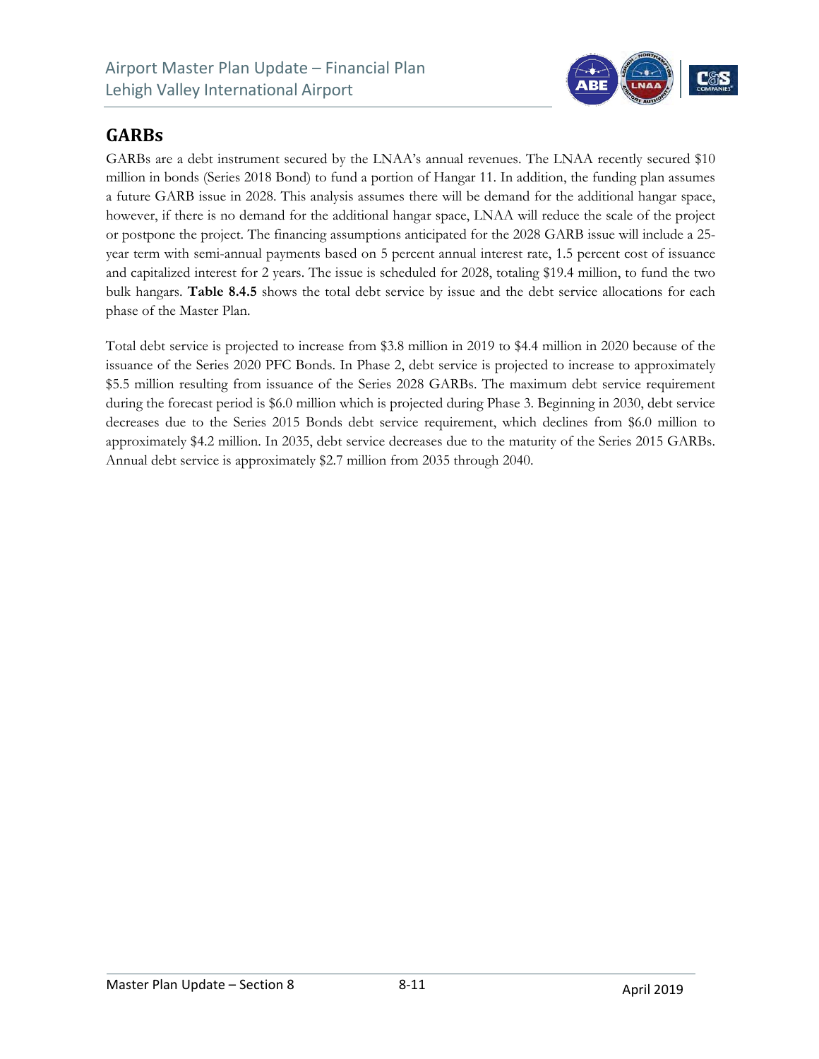## GARBs

GARBs are a debt instrument secured by the LNAA's annual revenues. The LNAA recently secured $10 million in bonds (Series 2018 Bond) to fund a portion of Hangar 11. In addition, the funding plan assumes a future GARB issue in 2028. This analysis assumes there will be demand for the additional hangar space, however, if there is no demand for the additional hangar space, LNAA will reduce the scale of the project or postpone the project. The financing assumptions anticipated for the 2028 GARB issue will include a 25-year term with semi-annual payments based on 5 percent annual interest rate, 1.5 percent cost of issuance and capitalized interest for 2 years. The issue is scheduled for 2028, totaling $19.4 million, to fund the two bulk hangars. **Table 8.4.5** shows the total debt service by issue and the debt service allocations for each phase of the Master Plan.

Total debt service is projected to increase from $3.8 million in 2019 to $4.4 million in 2020 because of the issuance of the Series 2020 PFC Bonds. In Phase 2, debt service is projected to increase to approximately $5.5 million resulting from issuance of the Series 2028 GARBs. The maximum debt service requirement during the forecast period is $6.0 million which is projected during Phase 3. Beginning in 2030, debt service decreases due to the Series 2015 Bonds debt service requirement, which declines from $6.0 million to approximately $4.2 million. In 2035, debt service decreases due to the maturity of the Series 2015 GARBs. Annual debt service is approximately $2.7 million from 2035 through 2040.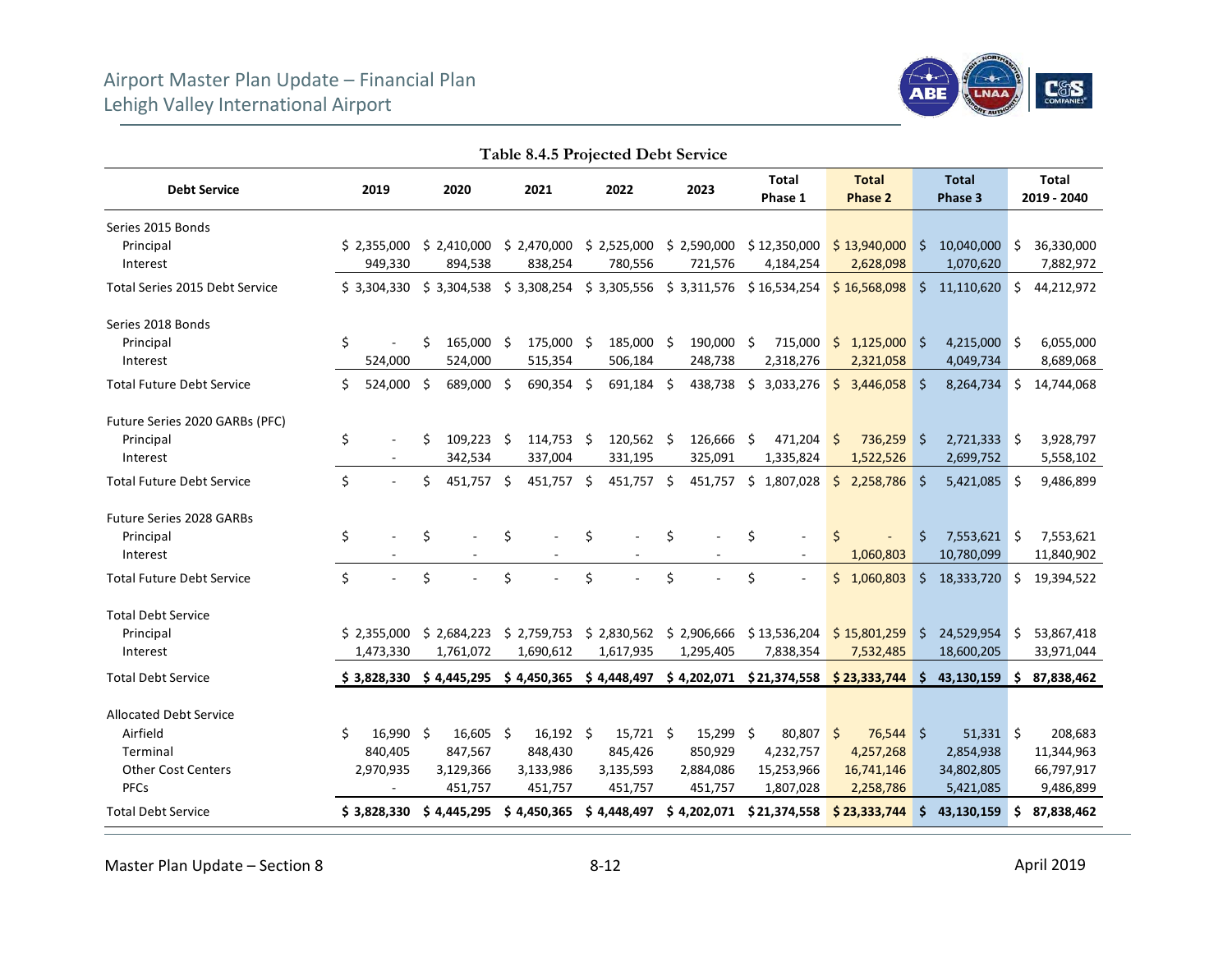**Table 8.4.5 Projected Debt Service**

| Debt Service | 2019 | 2020 | 2021 | 2022 | 2023 | Total Phase 1 | Total Phase 2 | Total Phase 3 | Total 2019 - 2040 |
|---|---|---|---|---|---|---|---|---|---|
| Series 2015 Bonds | | | | | | | | | |
| Principal | $ 2,355,000 | $ 2,410,000 | $ 2,470,000 | $ 2,525,000 | $ 2,590,000 | $ 12,350,000 | $ 13,940,000 | $ 10,040,000 | $ 36,330,000 |
| Interest | 949,330 | 894,538 | 838,254 | 780,556 | 721,576 | 4,184,254 | 2,628,098 | 1,070,620 | 7,882,972 |
| Total Series 2015 Debt Service | $ 3,304,330 | $ 3,304,538 | $ 3,308,254 | $ 3,305,556 | $ 3,311,576 | $ 16,534,254 | $ 16,568,098 | $ 11,110,620 | $ 44,212,972 |
| Series 2018 Bonds | | | | | | | | | |
| Principal | $ - | $ 165,000 | $ 175,000 | $ 185,000 | $ 190,000 | $ 715,000 | $ 1,125,000 | $ 4,215,000 | $ 6,055,000 |
| Interest | 524,000 | 524,000 | 515,354 | 506,184 | 248,738 | 2,318,276 | 2,321,058 | 4,049,734 | 8,689,068 |
| Total Future Debt Service | $ 524,000 | $ 689,000 | $ 690,354 | $ 691,184 | $ 438,738 | $ 3,033,276 | $ 3,446,058 | $ 8,264,734 | $ 14,744,068 |
| Future Series 2020 GARBs (PFC) | | | | | | | | | |
| Principal | $ - | $ 109,223 | $ 114,753 | $ 120,562 | $ 126,666 | $ 471,204 | $ 736,259 | $ 2,721,333 | $ 3,928,797 |
| Interest | - | 342,534 | 337,004 | 331,195 | 325,091 | 1,335,824 | 1,522,526 | 2,699,752 | 5,558,102 |
| Total Future Debt Service | $ - | $ 451,757 | $ 451,757 | $ 451,757 | $ 451,757 | $ 1,807,028 | $ 2,258,786 | $ 5,421,085 | $ 9,486,899 |
| Future Series 2028 GARBs | | | | | | | | | |
| Principal | $ - | $ - | $ - | $ - | $ - | $ - | $ - | $ 7,553,621 | $ 7,553,621 |
| Interest | - | - | - | - | - | - | 1,060,803 | 10,780,099 | 11,840,902 |
| Total Future Debt Service | $ - | $ - | $ - | $ - | $ - | $ - | $ 1,060,803 | $ 18,333,720 | $ 19,394,522 |
| Total Debt Service | | | | | | | | | |
| Principal | $ 2,355,000 | $ 2,684,223 | $ 2,759,753 | $ 2,830,562 | $ 2,906,666 | $ 13,536,204 | $ 15,801,259 | $ 24,529,954 | $ 53,867,418 |
| Interest | 1,473,330 | 1,761,072 | 1,690,612 | 1,617,935 | 1,295,405 | 7,838,354 | 7,532,485 | 18,600,205 | 33,971,044 |
| Total Debt Service | **$ 3,828,330** | **$ 4,445,295** | **$ 4,450,365** | **$ 4,448,497** | **$ 4,202,071** | **$ 21,374,558** | **$ 23,333,744** | **$ 43,130,159** | **$ 87,838,462** |
| Allocated Debt Service | | | | | | | | | |
| Airfield | $ 16,990 | $ 16,605 | $ 16,192 | $ 15,721 | $ 15,299 | $ 80,807 | $ 76,544 | $ 51,331 | $ 208,683 |
| Terminal | 840,405 | 847,567 | 848,430 | 845,426 | 850,929 | 4,232,757 | 4,257,268 | 2,854,938 | 11,344,963 |
| Other Cost Centers | 2,970,935 | 3,129,366 | 3,133,986 | 3,135,593 | 2,884,086 | 15,253,966 | 16,741,146 | 34,802,805 | 66,797,917 |
| PFCs | - | 451,757 | 451,757 | 451,757 | 451,757 | 1,807,028 | 2,258,786 | 5,421,085 | 9,486,899 |
| Total Debt Service | **$ 3,828,330** | **$ 4,445,295** | **$ 4,450,365** | **$ 4,448,497** | **$ 4,202,071** | **$ 21,374,558** | **$ 23,333,744** | **$ 43,130,159** | **$ 87,838,462** |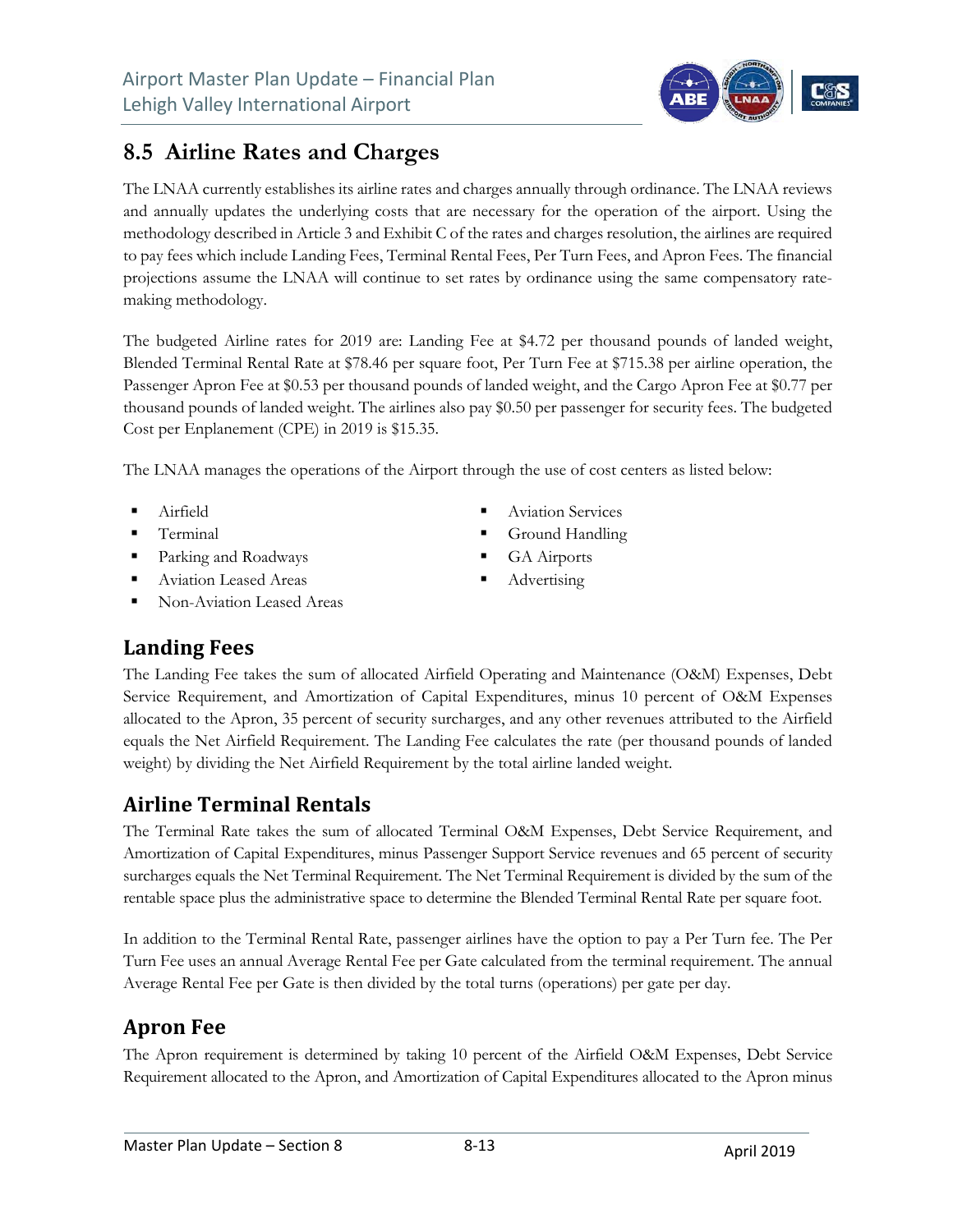## 8.5 Airline Rates and Charges

The LNAA currently establishes its airline rates and charges annually through ordinance. The LNAA reviews and annually updates the underlying costs that are necessary for the operation of the airport. Using the methodology described in Article 3 and Exhibit C of the rates and charges resolution, the airlines are required to pay fees which include Landing Fees, Terminal Rental Fees, Per Turn Fees, and Apron Fees. The financial projections assume the LNAA will continue to set rates by ordinance using the same compensatory rate-making methodology.

The budgeted Airline rates for 2019 are: Landing Fee at $4.72 per thousand pounds of landed weight, Blended Terminal Rental Rate at $78.46 per square foot, Per Turn Fee at $715.38 per airline operation, the Passenger Apron Fee at $0.53 per thousand pounds of landed weight, and the Cargo Apron Fee at $0.77 per thousand pounds of landed weight. The airlines also pay $0.50 per passenger for security fees. The budgeted Cost per Enplanement (CPE) in 2019 is $15.35.

The LNAA manages the operations of the Airport through the use of cost centers as listed below:

- Airfield
- Terminal
- Parking and Roadways
- Aviation Leased Areas
- Non-Aviation Leased Areas
- Aviation Services
- Ground Handling
- GA Airports
- Advertising

### Landing Fees

The Landing Fee takes the sum of allocated Airfield Operating and Maintenance (O&M) Expenses, Debt Service Requirement, and Amortization of Capital Expenditures, minus 10 percent of O&M Expenses allocated to the Apron, 35 percent of security surcharges, and any other revenues attributed to the Airfield equals the Net Airfield Requirement. The Landing Fee calculates the rate (per thousand pounds of landed weight) by dividing the Net Airfield Requirement by the total airline landed weight.

### Airline Terminal Rentals

The Terminal Rate takes the sum of allocated Terminal O&M Expenses, Debt Service Requirement, and Amortization of Capital Expenditures, minus Passenger Support Service revenues and 65 percent of security surcharges equals the Net Terminal Requirement. The Net Terminal Requirement is divided by the sum of the rentable space plus the administrative space to determine the Blended Terminal Rental Rate per square foot.

In addition to the Terminal Rental Rate, passenger airlines have the option to pay a Per Turn fee. The Per Turn Fee uses an annual Average Rental Fee per Gate calculated from the terminal requirement. The annual Average Rental Fee per Gate is then divided by the total turns (operations) per gate per day.

### Apron Fee

The Apron requirement is determined by taking 10 percent of the Airfield O&M Expenses, Debt Service Requirement allocated to the Apron, and Amortization of Capital Expenditures allocated to the Apron minus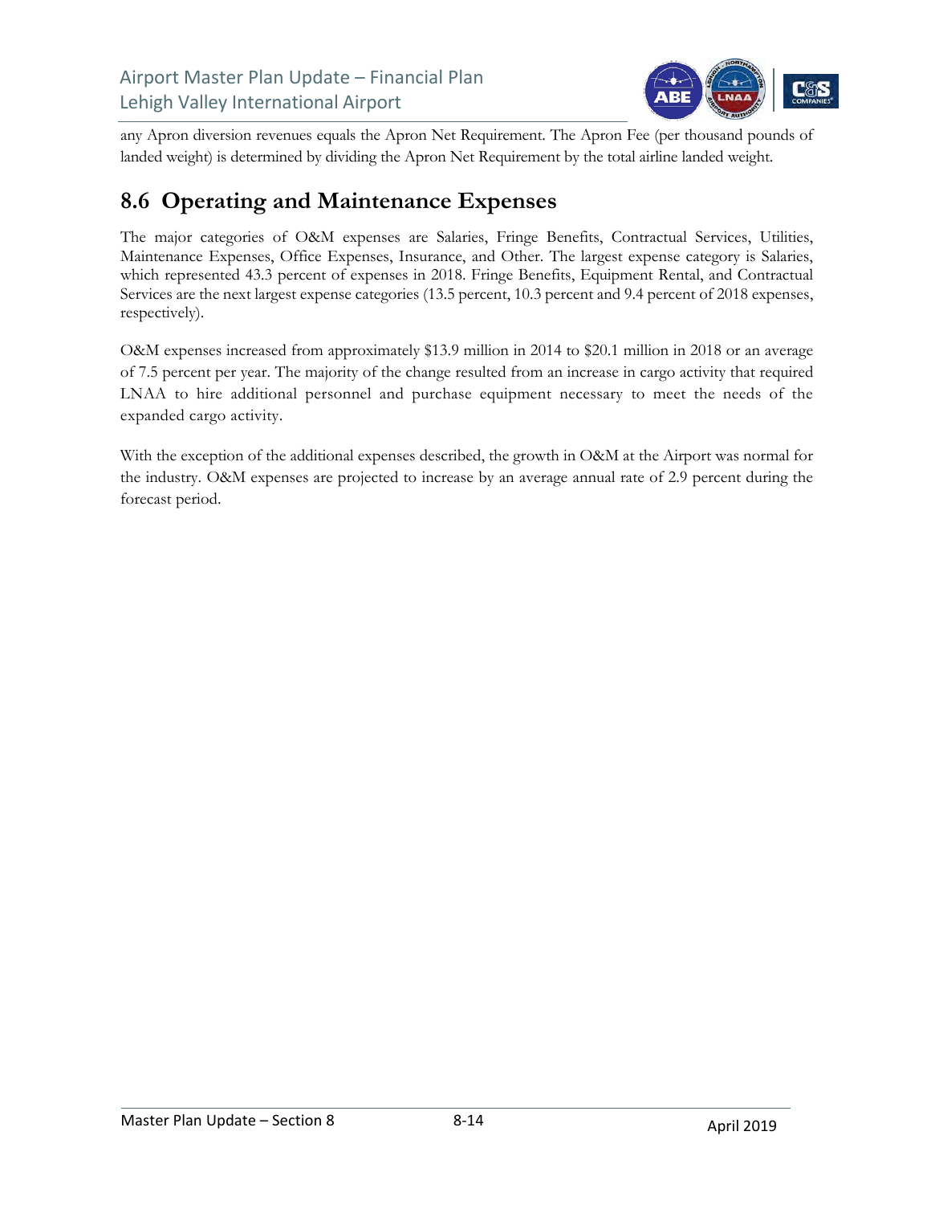any Apron diversion revenues equals the Apron Net Requirement. The Apron Fee (per thousand pounds of landed weight) is determined by dividing the Apron Net Requirement by the total airline landed weight.

## 8.6 Operating and Maintenance Expenses

The major categories of O&M expenses are Salaries, Fringe Benefits, Contractual Services, Utilities, Maintenance Expenses, Office Expenses, Insurance, and Other. The largest expense category is Salaries, which represented 43.3 percent of expenses in 2018. Fringe Benefits, Equipment Rental, and Contractual Services are the next largest expense categories (13.5 percent, 10.3 percent and 9.4 percent of 2018 expenses, respectively).

O&M expenses increased from approximately $13.9 million in 2014 to $20.1 million in 2018 or an average of 7.5 percent per year. The majority of the change resulted from an increase in cargo activity that required LNAA to hire additional personnel and purchase equipment necessary to meet the needs of the expanded cargo activity.

With the exception of the additional expenses described, the growth in O&M at the Airport was normal for the industry. O&M expenses are projected to increase by an average annual rate of 2.9 percent during the forecast period.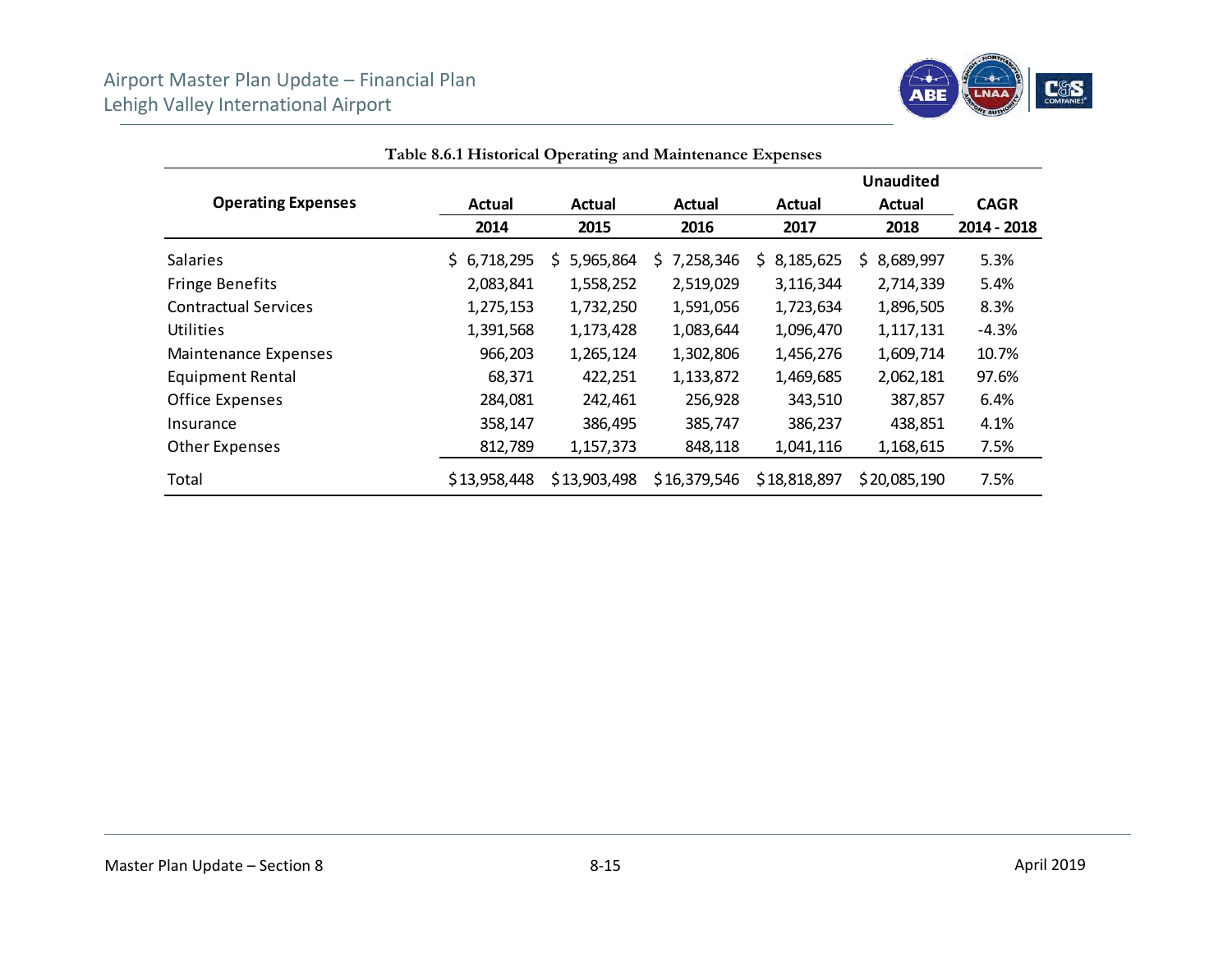Table 8.6.1 Historical Operating and Maintenance Expenses

| Operating Expenses | Actual 2014 | Actual 2015 | Actual 2016 | Actual 2017 | Unaudited Actual 2018 | CAGR 2014 - 2018 |
|---|---|---|---|---|---|---|
| Salaries | $ 6,718,295 | $ 5,965,864 | $ 7,258,346 | $ 8,185,625 | $ 8,689,997 | 5.3% |
| Fringe Benefits | 2,083,841 | 1,558,252 | 2,519,029 | 3,116,344 | 2,714,339 | 5.4% |
| Contractual Services | 1,275,153 | 1,732,250 | 1,591,056 | 1,723,634 | 1,896,505 | 8.3% |
| Utilities | 1,391,568 | 1,173,428 | 1,083,644 | 1,096,470 | 1,117,131 | -4.3% |
| Maintenance Expenses | 966,203 | 1,265,124 | 1,302,806 | 1,456,276 | 1,609,714 | 10.7% |
| Equipment Rental | 68,371 | 422,251 | 1,133,872 | 1,469,685 | 2,062,181 | 97.6% |
| Office Expenses | 284,081 | 242,461 | 256,928 | 343,510 | 387,857 | 6.4% |
| Insurance | 358,147 | 386,495 | 385,747 | 386,237 | 438,851 | 4.1% |
| Other Expenses | 812,789 | 1,157,373 | 848,118 | 1,041,116 | 1,168,615 | 7.5% |
| Total | $13,958,448 | $13,903,498 | $16,379,546 | $18,818,897 | $20,085,190 | 7.5% |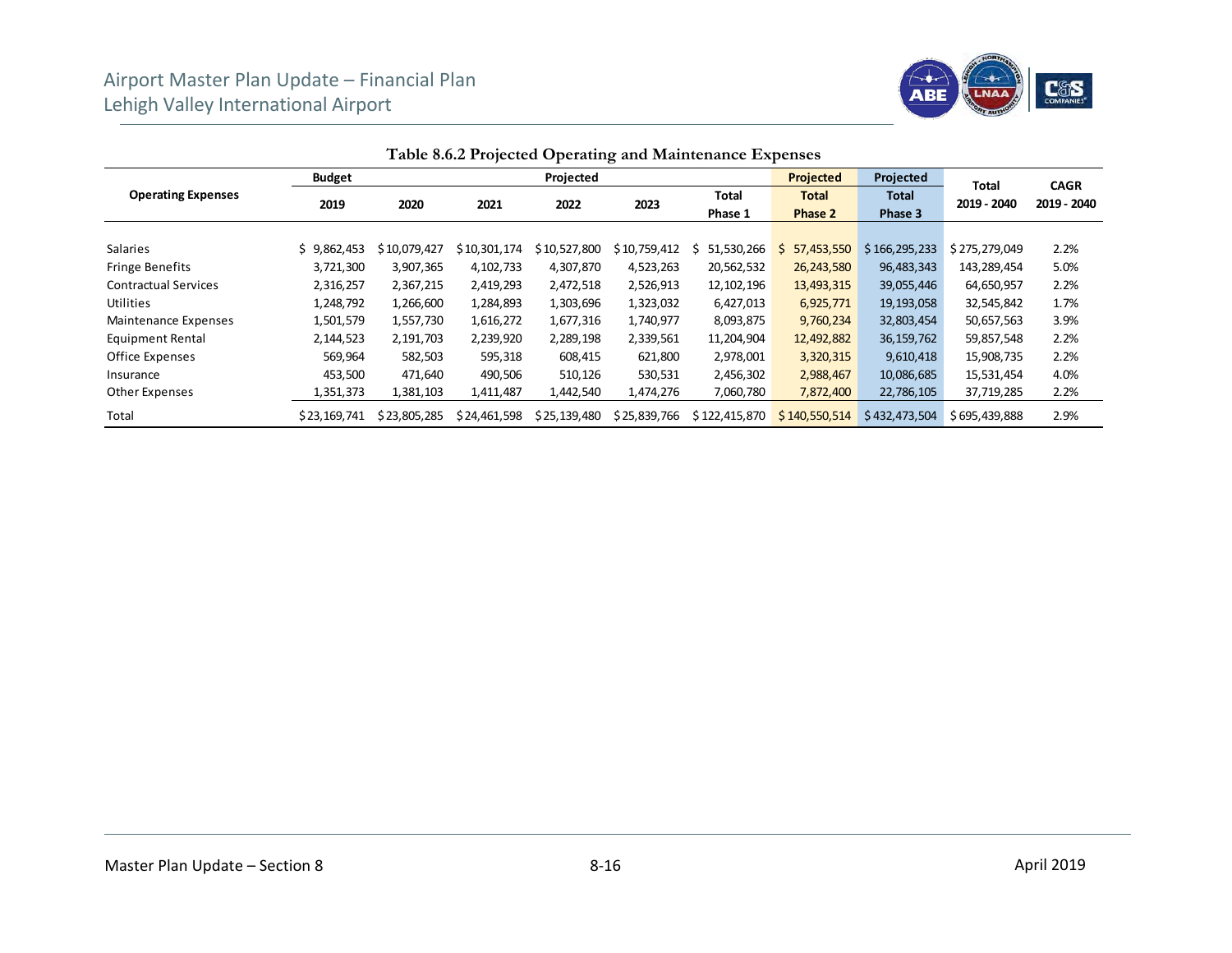Table 8.6.2 Projected Operating and Maintenance Expenses

| Operating Expenses | Budget | Projected | | | | | Projected | Projected | Total | CAGR |
|---|---|---|---|---|---|---|---|---|---|---|
| | 2019 | 2020 | 2021 | 2022 | 2023 | Total Phase 1 | Total Phase 2 | Total Phase 3 | 2019 - 2040 | 2019 - 2040 |
| Salaries | $ 9,862,453 | $ 10,079,427 | $ 10,301,174 | $ 10,527,800 | $ 10,759,412 | $ 51,530,266 | $ 57,453,550 | $ 166,295,233 | $ 275,279,049 | 2.2% |
| Fringe Benefits | 3,721,300 | 3,907,365 | 4,102,733 | 4,307,870 | 4,523,263 | 20,562,532 | 26,243,580 | 96,483,343 | 143,289,454 | 5.0% |
| Contractual Services | 2,316,257 | 2,367,215 | 2,419,293 | 2,472,518 | 2,526,913 | 12,102,196 | 13,493,315 | 39,055,446 | 64,650,957 | 2.2% |
| Utilities | 1,248,792 | 1,266,600 | 1,284,893 | 1,303,696 | 1,323,032 | 6,427,013 | 6,925,771 | 19,193,058 | 32,545,842 | 1.7% |
| Maintenance Expenses | 1,501,579 | 1,557,730 | 1,616,272 | 1,677,316 | 1,740,977 | 8,093,875 | 9,760,234 | 32,803,454 | 50,657,563 | 3.9% |
| Equipment Rental | 2,144,523 | 2,191,703 | 2,239,920 | 2,289,198 | 2,339,561 | 11,204,904 | 12,492,882 | 36,159,762 | 59,857,548 | 2.2% |
| Office Expenses | 569,964 | 582,503 | 595,318 | 608,415 | 621,800 | 2,978,001 | 3,320,315 | 9,610,418 | 15,908,735 | 2.2% |
| Insurance | 453,500 | 471,640 | 490,506 | 510,126 | 530,531 | 2,456,302 | 2,988,467 | 10,086,685 | 15,531,454 | 4.0% |
| Other Expenses | 1,351,373 | 1,381,103 | 1,411,487 | 1,442,540 | 1,474,276 | 7,060,780 | 7,872,400 | 22,786,105 | 37,719,285 | 2.2% |
| Total | $ 23,169,741 | $ 23,805,285 | $ 24,461,598 | $ 25,139,480 | $ 25,839,766 | $ 122,415,870 | $ 140,550,514 | $ 432,473,504 | $ 695,439,888 | 2.9% |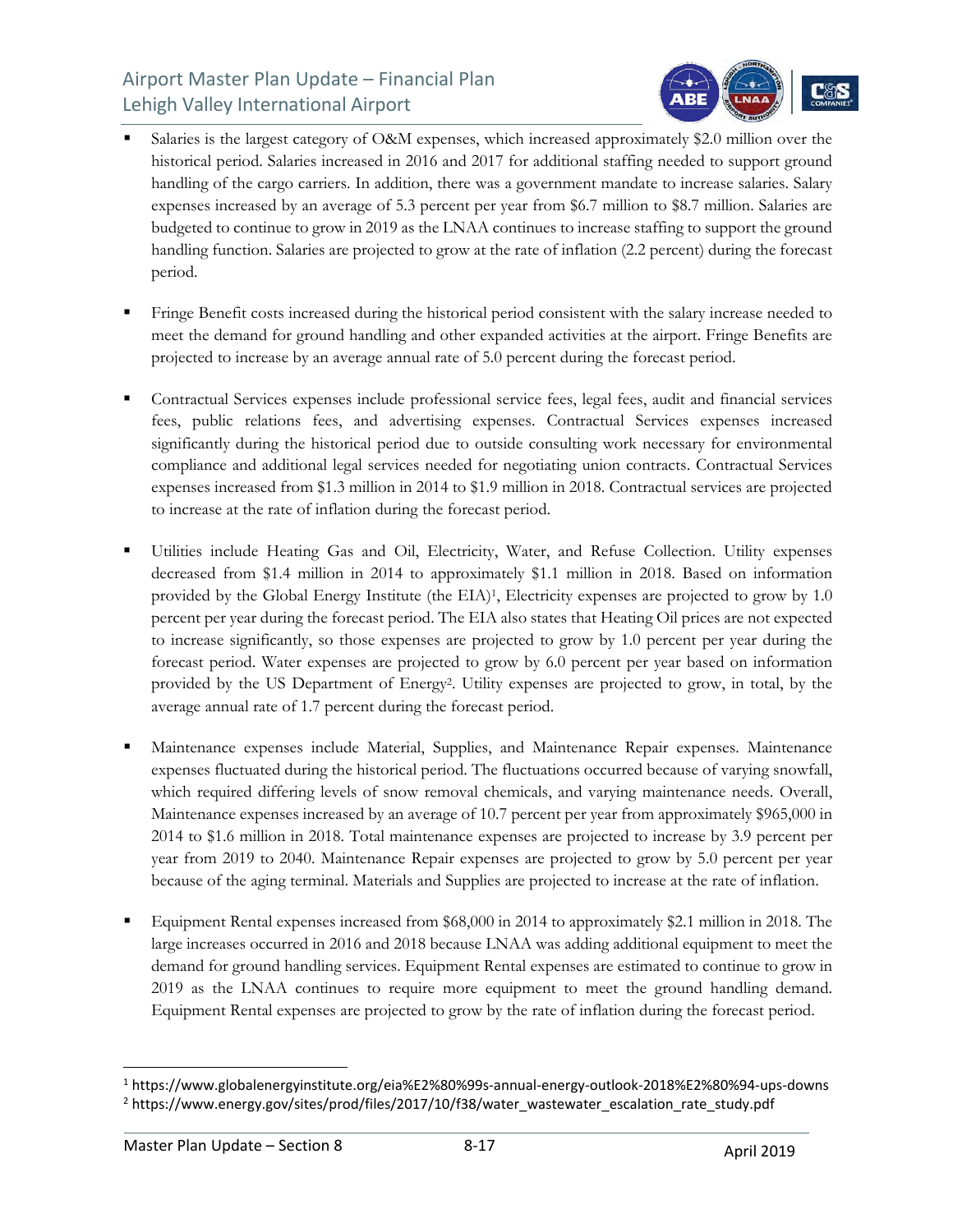- Salaries is the largest category of O&M expenses, which increased approximately $2.0 million over the historical period. Salaries increased in 2016 and 2017 for additional staffing needed to support ground handling of the cargo carriers. In addition, there was a government mandate to increase salaries. Salary expenses increased by an average of 5.3 percent per year from $6.7 million to $8.7 million. Salaries are budgeted to continue to grow in 2019 as the LNAA continues to increase staffing to support the ground handling function. Salaries are projected to grow at the rate of inflation (2.2 percent) during the forecast period.

- Fringe Benefit costs increased during the historical period consistent with the salary increase needed to meet the demand for ground handling and other expanded activities at the airport. Fringe Benefits are projected to increase by an average annual rate of 5.0 percent during the forecast period.

- Contractual Services expenses include professional service fees, legal fees, audit and financial services fees, public relations fees, and advertising expenses. Contractual Services expenses increased significantly during the historical period due to outside consulting work necessary for environmental compliance and additional legal services needed for negotiating union contracts. Contractual Services expenses increased from $1.3 million in 2014 to $1.9 million in 2018. Contractual services are projected to increase at the rate of inflation during the forecast period.

- Utilities include Heating Gas and Oil, Electricity, Water, and Refuse Collection. Utility expenses decreased from $1.4 million in 2014 to approximately $1.1 million in 2018. Based on information provided by the Global Energy Institute (the EIA)[1], Electricity expenses are projected to grow by 1.0 percent per year during the forecast period. The EIA also states that Heating Oil prices are not expected to increase significantly, so those expenses are projected to grow by 1.0 percent per year during the forecast period. Water expenses are projected to grow by 6.0 percent per year based on information provided by the US Department of Energy[2]. Utility expenses are projected to grow, in total, by the average annual rate of 1.7 percent during the forecast period.

- Maintenance expenses include Material, Supplies, and Maintenance Repair expenses. Maintenance expenses fluctuated during the historical period. The fluctuations occurred because of varying snowfall, which required differing levels of snow removal chemicals, and varying maintenance needs. Overall, Maintenance expenses increased by an average of 10.7 percent per year from approximately $965,000 in 2014 to $1.6 million in 2018. Total maintenance expenses are projected to increase by 3.9 percent per year from 2019 to 2040. Maintenance Repair expenses are projected to grow by 5.0 percent per year because of the aging terminal. Materials and Supplies are projected to increase at the rate of inflation.

- Equipment Rental expenses increased from $68,000 in 2014 to approximately $2.1 million in 2018. The large increases occurred in 2016 and 2018 because LNAA was adding additional equipment to meet the demand for ground handling services. Equipment Rental expenses are estimated to continue to grow in 2019 as the LNAA continues to require more equipment to meet the ground handling demand. Equipment Rental expenses are projected to grow by the rate of inflation during the forecast period.

---

[1] https://www.globalenergyinstitute.org/eia%E2%80%99s-annual-energy-outlook-2018%E2%80%94-ups-downs

[2] https://www.energy.gov/sites/prod/files/2017/10/f38/water_wastewater_escalation_rate_study.pdf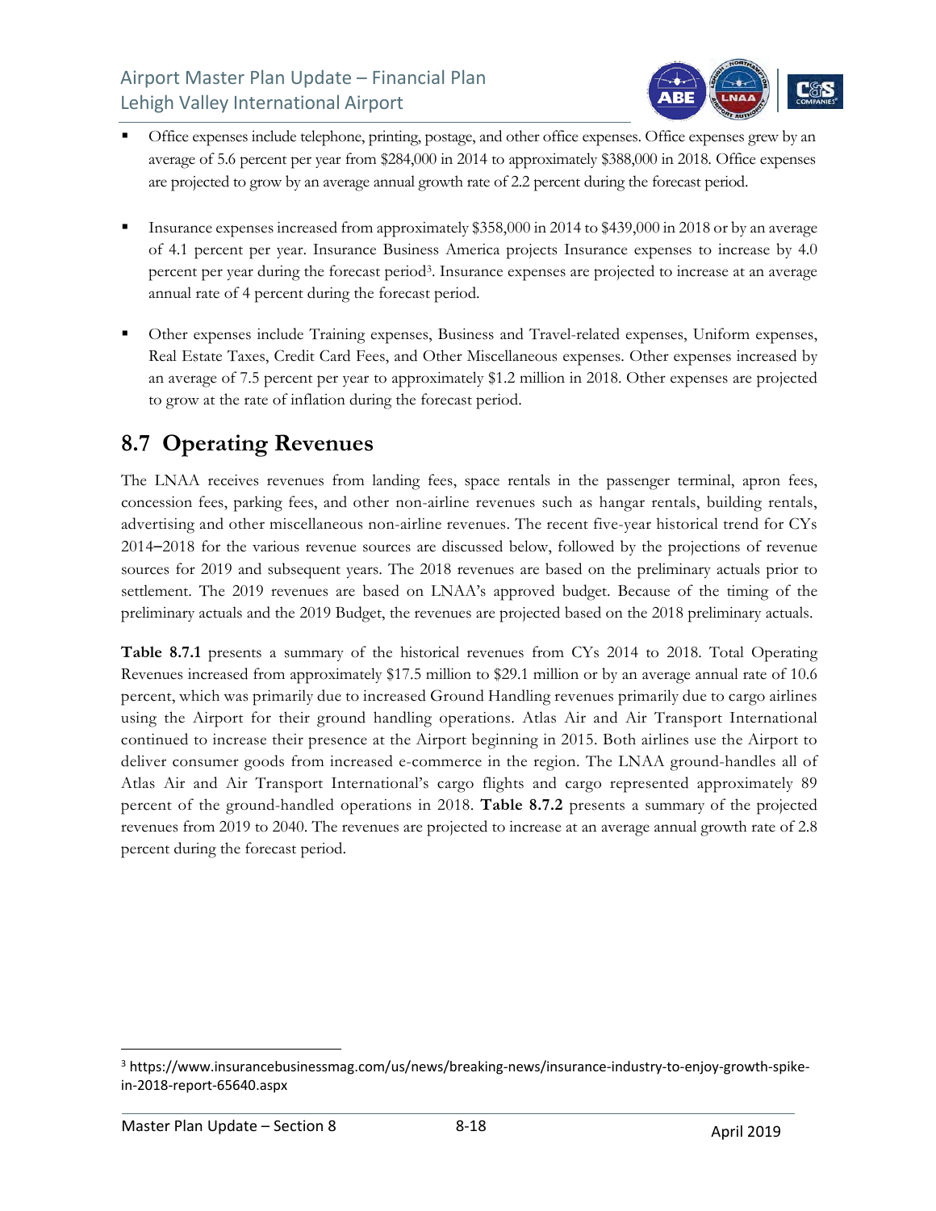- Office expenses include telephone, printing, postage, and other office expenses. Office expenses grew by an average of 5.6 percent per year from $284,000 in 2014 to approximately $388,000 in 2018. Office expenses are projected to grow by an average annual growth rate of 2.2 percent during the forecast period.

- Insurance expenses increased from approximately $358,000 in 2014 to $439,000 in 2018 or by an average of 4.1 percent per year. Insurance Business America projects Insurance expenses to increase by 4.0 percent per year during the forecast period[3]. Insurance expenses are projected to increase at an average annual rate of 4 percent during the forecast period.

- Other expenses include Training expenses, Business and Travel-related expenses, Uniform expenses, Real Estate Taxes, Credit Card Fees, and Other Miscellaneous expenses. Other expenses increased by an average of 7.5 percent per year to approximately $1.2 million in 2018. Other expenses are projected to grow at the rate of inflation during the forecast period.

## 8.7 Operating Revenues

The LNAA receives revenues from landing fees, space rentals in the passenger terminal, apron fees, concession fees, parking fees, and other non-airline revenues such as hangar rentals, building rentals, advertising and other miscellaneous non-airline revenues. The recent five-year historical trend for CYs 2014–2018 for the various revenue sources are discussed below, followed by the projections of revenue sources for 2019 and subsequent years. The 2018 revenues are based on the preliminary actuals prior to settlement. The 2019 revenues are based on LNAA's approved budget. Because of the timing of the preliminary actuals and the 2019 Budget, the revenues are projected based on the 2018 preliminary actuals.

**Table 8.7.1** presents a summary of the historical revenues from CYs 2014 to 2018. Total Operating Revenues increased from approximately $17.5 million to $29.1 million or by an average annual rate of 10.6 percent, which was primarily due to increased Ground Handling revenues primarily due to cargo airlines using the Airport for their ground handling operations. Atlas Air and Air Transport International continued to increase their presence at the Airport beginning in 2015. Both airlines use the Airport to deliver consumer goods from increased e-commerce in the region. The LNAA ground-handles all of Atlas Air and Air Transport International's cargo flights and cargo represented approximately 89 percent of the ground-handled operations in 2018. **Table 8.7.2** presents a summary of the projected revenues from 2019 to 2040. The revenues are projected to increase at an average annual growth rate of 2.8 percent during the forecast period.

[3] https://www.insurancebusinessmag.com/us/news/breaking-news/insurance-industry-to-enjoy-growth-spike-in-2018-report-65640.aspx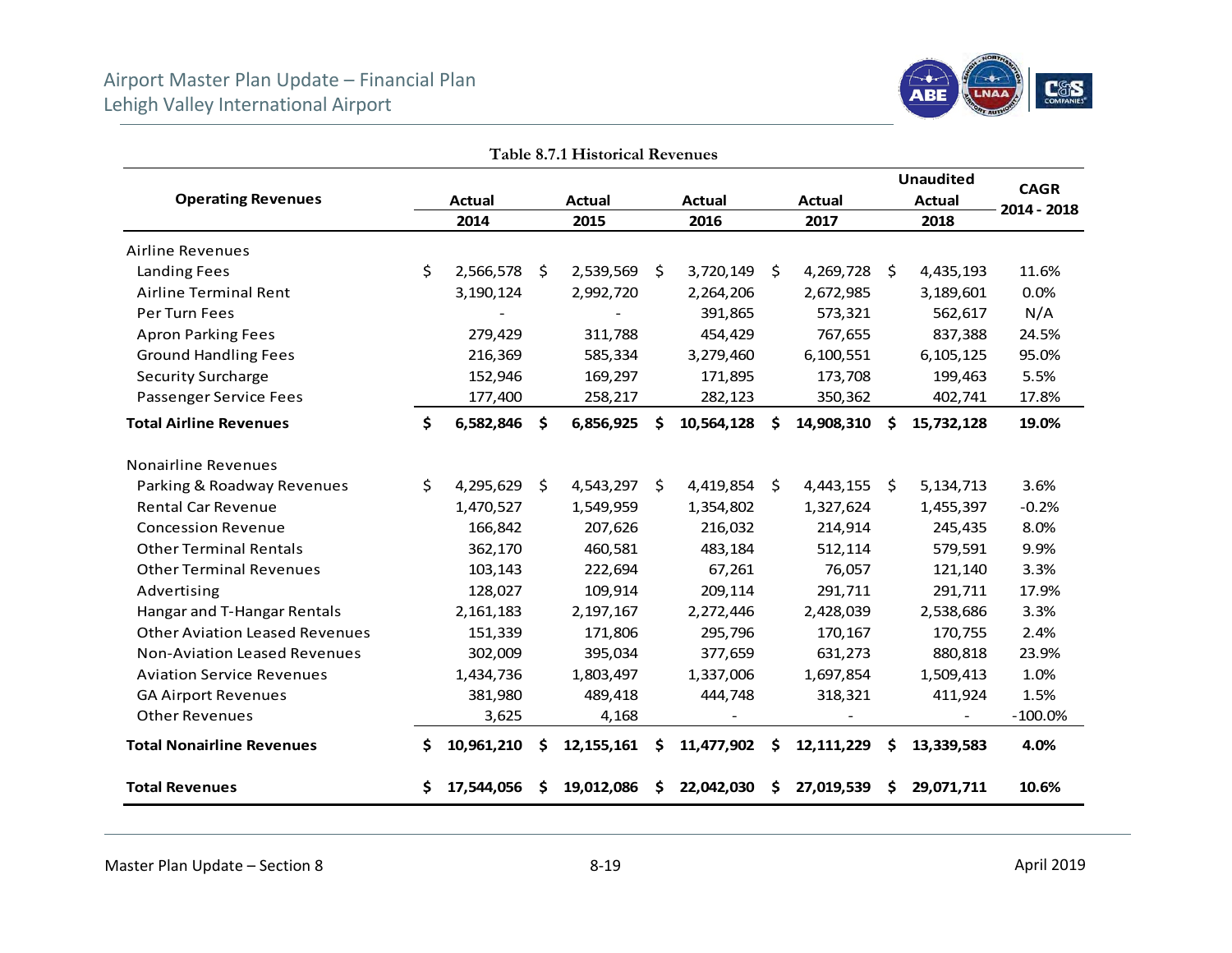Table 8.7.1 Historical Revenues

| Operating Revenues | Actual 2014 | Actual 2015 | Actual 2016 | Actual 2017 | Unaudited Actual 2018 | CAGR 2014 - 2018 |
|---|---|---|---|---|---|---|
| Airline Revenues | | | | | | |
| Landing Fees | $ 2,566,578 | $ 2,539,569 | $ 3,720,149 | $ 4,269,728 | $ 4,435,193 | 11.6% |
| Airline Terminal Rent | 3,190,124 | 2,992,720 | 2,264,206 | 2,672,985 | 3,189,601 | 0.0% |
| Per Turn Fees | - | - | 391,865 | 573,321 | 562,617 | N/A |
| Apron Parking Fees | 279,429 | 311,788 | 454,429 | 767,655 | 837,388 | 24.5% |
| Ground Handling Fees | 216,369 | 585,334 | 3,279,460 | 6,100,551 | 6,105,125 | 95.0% |
| Security Surcharge | 152,946 | 169,297 | 171,895 | 173,708 | 199,463 | 5.5% |
| Passenger Service Fees | 177,400 | 258,217 | 282,123 | 350,362 | 402,741 | 17.8% |
| **Total Airline Revenues** | **$ 6,582,846** | **$ 6,856,925** | **$ 10,564,128** | **$ 14,908,310** | **$ 15,732,128** | **19.0%** |
| Nonairline Revenues | | | | | | |
| Parking & Roadway Revenues | $ 4,295,629 | $ 4,543,297 | $ 4,419,854 | $ 4,443,155 | $ 5,134,713 | 3.6% |
| Rental Car Revenue | 1,470,527 | 1,549,959 | 1,354,802 | 1,327,624 | 1,455,397 | -0.2% |
| Concession Revenue | 166,842 | 207,626 | 216,032 | 214,914 | 245,435 | 8.0% |
| Other Terminal Rentals | 362,170 | 460,581 | 483,184 | 512,114 | 579,591 | 9.9% |
| Other Terminal Revenues | 103,143 | 222,694 | 67,261 | 76,057 | 121,140 | 3.3% |
| Advertising | 128,027 | 109,914 | 209,114 | 291,711 | 291,711 | 17.9% |
| Hangar and T-Hangar Rentals | 2,161,183 | 2,197,167 | 2,272,446 | 2,428,039 | 2,538,686 | 3.3% |
| Other Aviation Leased Revenues | 151,339 | 171,806 | 295,796 | 170,167 | 170,755 | 2.4% |
| Non-Aviation Leased Revenues | 302,009 | 395,034 | 377,659 | 631,273 | 880,818 | 23.9% |
| Aviation Service Revenues | 1,434,736 | 1,803,497 | 1,337,006 | 1,697,854 | 1,509,413 | 1.0% |
| GA Airport Revenues | 381,980 | 489,418 | 444,748 | 318,321 | 411,924 | 1.5% |
| Other Revenues | 3,625 | 4,168 | - | - | - | -100.0% |
| **Total Nonairline Revenues** | **$ 10,961,210** | **$ 12,155,161** | **$ 11,477,902** | **$ 12,111,229** | **$ 13,339,583** | **4.0%** |
| **Total Revenues** | **$ 17,544,056** | **$ 19,012,086** | **$ 22,042,030** | **$ 27,019,539** | **$ 29,071,711** | **10.6%** |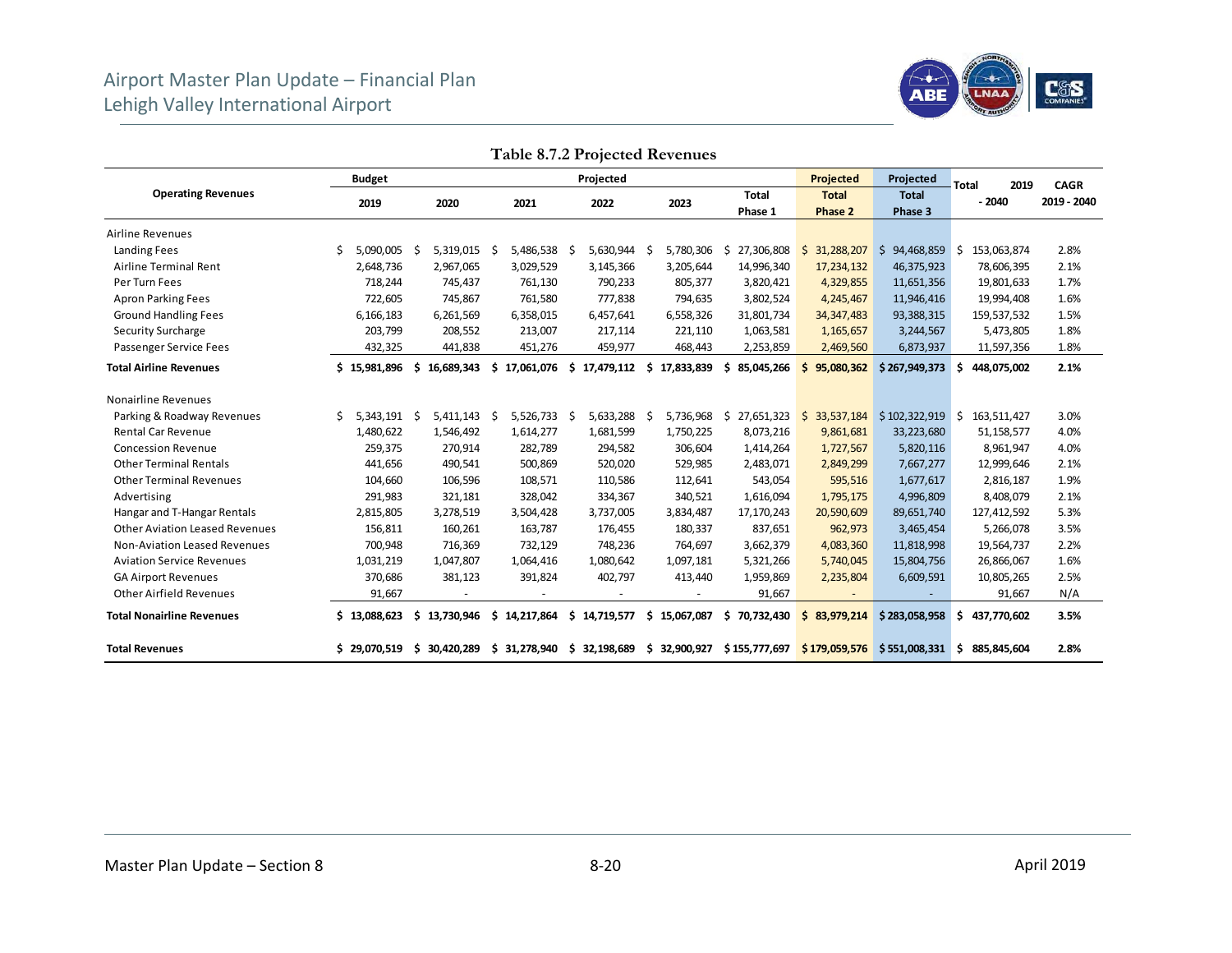**Table 8.7.2 Projected Revenues**

| Operating Revenues | Budget 2019 | Projected 2020 | Projected 2021 | Projected 2022 | Projected 2023 | Total Phase 1 | Projected Total Phase 2 | Projected Total Phase 3 | Total 2019 - 2040 | CAGR 2019 - 2040 |
|---|---|---|---|---|---|---|---|---|---|---|
| Airline Revenues | | | | | | | | | | |
| Landing Fees | $ 5,090,005 | $ 5,319,015 | $ 5,486,538 | $ 5,630,944 | $ 5,780,306 | $ 27,306,808 | $ 31,288,207 | $ 94,468,859 | $ 153,063,874 | 2.8% |
| Airline Terminal Rent | 2,648,736 | 2,967,065 | 3,029,529 | 3,145,366 | 3,205,644 | 14,996,340 | 17,234,132 | 46,375,923 | 78,606,395 | 2.1% |
| Per Turn Fees | 718,244 | 745,437 | 761,130 | 790,233 | 805,377 | 3,820,421 | 4,329,855 | 11,651,356 | 19,801,633 | 1.7% |
| Apron Parking Fees | 722,605 | 745,867 | 761,580 | 777,838 | 794,635 | 3,802,524 | 4,245,467 | 11,946,416 | 19,994,408 | 1.6% |
| Ground Handling Fees | 6,166,183 | 6,261,569 | 6,358,015 | 6,457,641 | 6,558,326 | 31,801,734 | 34,347,483 | 93,388,315 | 159,537,532 | 1.5% |
| Security Surcharge | 203,799 | 208,552 | 213,007 | 217,114 | 221,110 | 1,063,581 | 1,165,657 | 3,244,567 | 5,473,805 | 1.8% |
| Passenger Service Fees | 432,325 | 441,838 | 451,276 | 459,977 | 468,443 | 2,253,859 | 2,469,560 | 6,873,937 | 11,597,356 | 1.8% |
| **Total Airline Revenues** | **$ 15,981,896** | **$ 16,689,343** | **$ 17,061,076** | **$ 17,479,112** | **$ 17,833,839** | **$ 85,045,266** | **$ 95,080,362** | **$ 267,949,373** | **$ 448,075,002** | **2.1%** |
| Nonairline Revenues | | | | | | | | | | |
| Parking & Roadway Revenues | $ 5,343,191 | $ 5,411,143 | $ 5,526,733 | $ 5,633,288 | $ 5,736,968 | $ 27,651,323 | $ 33,537,184 | $ 102,322,919 | $ 163,511,427 | 3.0% |
| Rental Car Revenue | 1,480,622 | 1,546,492 | 1,614,277 | 1,681,599 | 1,750,225 | 8,073,216 | 9,861,681 | 33,223,680 | 51,158,577 | 4.0% |
| Concession Revenue | 259,375 | 270,914 | 282,789 | 294,582 | 306,604 | 1,414,264 | 1,727,567 | 5,820,116 | 8,961,947 | 4.0% |
| Other Terminal Rentals | 441,656 | 490,541 | 500,869 | 520,020 | 529,985 | 2,483,071 | 2,849,299 | 7,667,277 | 12,999,646 | 2.1% |
| Other Terminal Revenues | 104,660 | 106,596 | 108,571 | 110,586 | 112,641 | 543,054 | 595,516 | 1,677,617 | 2,816,187 | 1.9% |
| Advertising | 291,983 | 321,181 | 328,042 | 334,367 | 340,521 | 1,616,094 | 1,795,175 | 4,996,809 | 8,408,079 | 2.1% |
| Hangar and T-Hangar Rentals | 2,815,805 | 3,278,519 | 3,504,428 | 3,737,005 | 3,834,487 | 17,170,243 | 20,590,609 | 89,651,740 | 127,412,592 | 5.3% |
| Other Aviation Leased Revenues | 156,811 | 160,261 | 163,787 | 176,455 | 180,337 | 837,651 | 962,973 | 3,465,454 | 5,266,078 | 3.5% |
| Non-Aviation Leased Revenues | 700,948 | 716,369 | 732,129 | 748,236 | 764,697 | 3,662,379 | 4,083,360 | 11,818,998 | 19,564,737 | 2.2% |
| Aviation Service Revenues | 1,031,219 | 1,047,807 | 1,064,416 | 1,080,642 | 1,097,181 | 5,321,266 | 5,740,045 | 15,804,756 | 26,866,067 | 1.6% |
| GA Airport Revenues | 370,686 | 381,123 | 391,824 | 402,797 | 413,440 | 1,959,869 | 2,235,804 | 6,609,591 | 10,805,265 | 2.5% |
| Other Airfield Revenues | 91,667 | - | - | - | - | 91,667 | - | - | 91,667 | N/A |
| **Total Nonairline Revenues** | **$ 13,088,623** | **$ 13,730,946** | **$ 14,217,864** | **$ 14,719,577** | **$ 15,067,087** | **$ 70,732,430** | **$ 83,979,214** | **$ 283,058,958** | **$ 437,770,602** | **3.5%** |
| **Total Revenues** | **$ 29,070,519** | **$ 30,420,289** | **$ 31,278,940** | **$ 32,198,689** | **$ 32,900,927** | **$ 155,777,697** | **$ 179,059,576** | **$ 551,008,331** | **$ 885,845,604** | **2.8%** |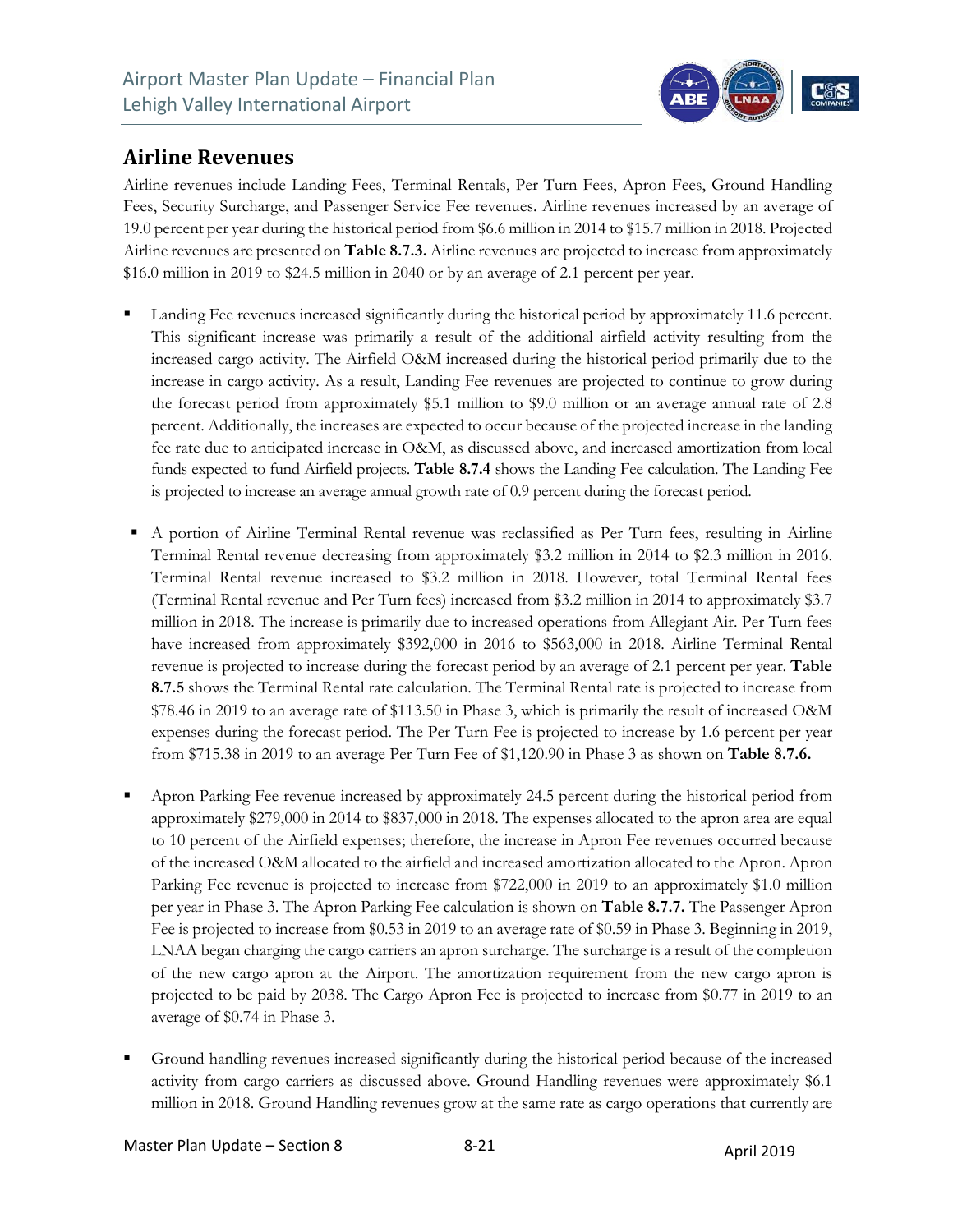## Airline Revenues

Airline revenues include Landing Fees, Terminal Rentals, Per Turn Fees, Apron Fees, Ground Handling Fees, Security Surcharge, and Passenger Service Fee revenues. Airline revenues increased by an average of 19.0 percent per year during the historical period from $6.6 million in 2014 to $15.7 million in 2018. Projected Airline revenues are presented on **Table 8.7.3.** Airline revenues are projected to increase from approximately $16.0 million in 2019 to $24.5 million in 2040 or by an average of 2.1 percent per year.

- Landing Fee revenues increased significantly during the historical period by approximately 11.6 percent. This significant increase was primarily a result of the additional airfield activity resulting from the increased cargo activity. The Airfield O&M increased during the historical period primarily due to the increase in cargo activity. As a result, Landing Fee revenues are projected to continue to grow during the forecast period from approximately $5.1 million to $9.0 million or an average annual rate of 2.8 percent. Additionally, the increases are expected to occur because of the projected increase in the landing fee rate due to anticipated increase in O&M, as discussed above, and increased amortization from local funds expected to fund Airfield projects. **Table 8.7.4** shows the Landing Fee calculation. The Landing Fee is projected to increase an average annual growth rate of 0.9 percent during the forecast period.

- A portion of Airline Terminal Rental revenue was reclassified as Per Turn fees, resulting in Airline Terminal Rental revenue decreasing from approximately $3.2 million in 2014 to $2.3 million in 2016. Terminal Rental revenue increased to $3.2 million in 2018. However, total Terminal Rental fees (Terminal Rental revenue and Per Turn fees) increased from $3.2 million in 2014 to approximately $3.7 million in 2018. The increase is primarily due to increased operations from Allegiant Air. Per Turn fees have increased from approximately $392,000 in 2016 to $563,000 in 2018. Airline Terminal Rental revenue is projected to increase during the forecast period by an average of 2.1 percent per year. **Table 8.7.5** shows the Terminal Rental rate calculation. The Terminal Rental rate is projected to increase from $78.46 in 2019 to an average rate of $113.50 in Phase 3, which is primarily the result of increased O&M expenses during the forecast period. The Per Turn Fee is projected to increase by 1.6 percent per year from $715.38 in 2019 to an average Per Turn Fee of $1,120.90 in Phase 3 as shown on **Table 8.7.6.**

- Apron Parking Fee revenue increased by approximately 24.5 percent during the historical period from approximately $279,000 in 2014 to $837,000 in 2018. The expenses allocated to the apron area are equal to 10 percent of the Airfield expenses; therefore, the increase in Apron Fee revenues occurred because of the increased O&M allocated to the airfield and increased amortization allocated to the Apron. Apron Parking Fee revenue is projected to increase from $722,000 in 2019 to an approximately $1.0 million per year in Phase 3. The Apron Parking Fee calculation is shown on **Table 8.7.7.** The Passenger Apron Fee is projected to increase from $0.53 in 2019 to an average rate of $0.59 in Phase 3. Beginning in 2019, LNAA began charging the cargo carriers an apron surcharge. The surcharge is a result of the completion of the new cargo apron at the Airport. The amortization requirement from the new cargo apron is projected to be paid by 2038. The Cargo Apron Fee is projected to increase from $0.77 in 2019 to an average of $0.74 in Phase 3.

- Ground handling revenues increased significantly during the historical period because of the increased activity from cargo carriers as discussed above. Ground Handling revenues were approximately $6.1 million in 2018. Ground Handling revenues grow at the same rate as cargo operations that currently are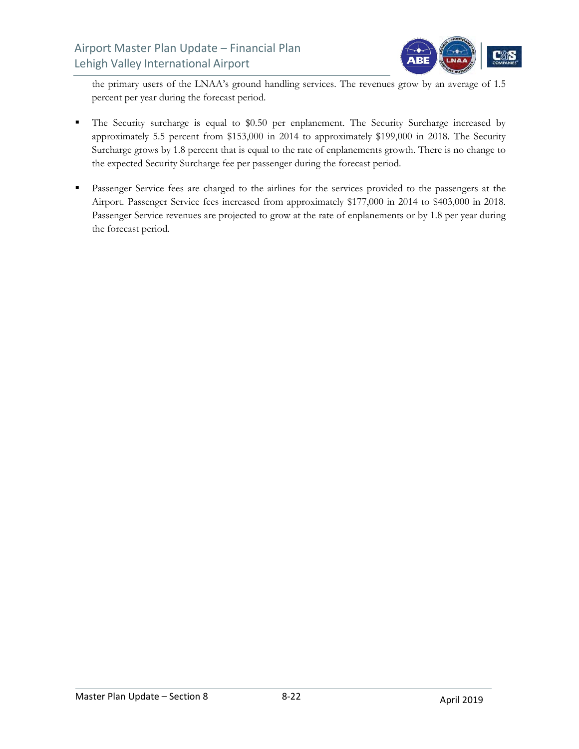the primary users of the LNAA's ground handling services. The revenues grow by an average of 1.5 percent per year during the forecast period.

- The Security surcharge is equal to $0.50 per enplanement. The Security Surcharge increased by approximately 5.5 percent from $153,000 in 2014 to approximately $199,000 in 2018. The Security Surcharge grows by 1.8 percent that is equal to the rate of enplanements growth. There is no change to the expected Security Surcharge fee per passenger during the forecast period.

- Passenger Service fees are charged to the airlines for the services provided to the passengers at the Airport. Passenger Service fees increased from approximately $177,000 in 2014 to $403,000 in 2018. Passenger Service revenues are projected to grow at the rate of enplanements or by 1.8 per year during the forecast period.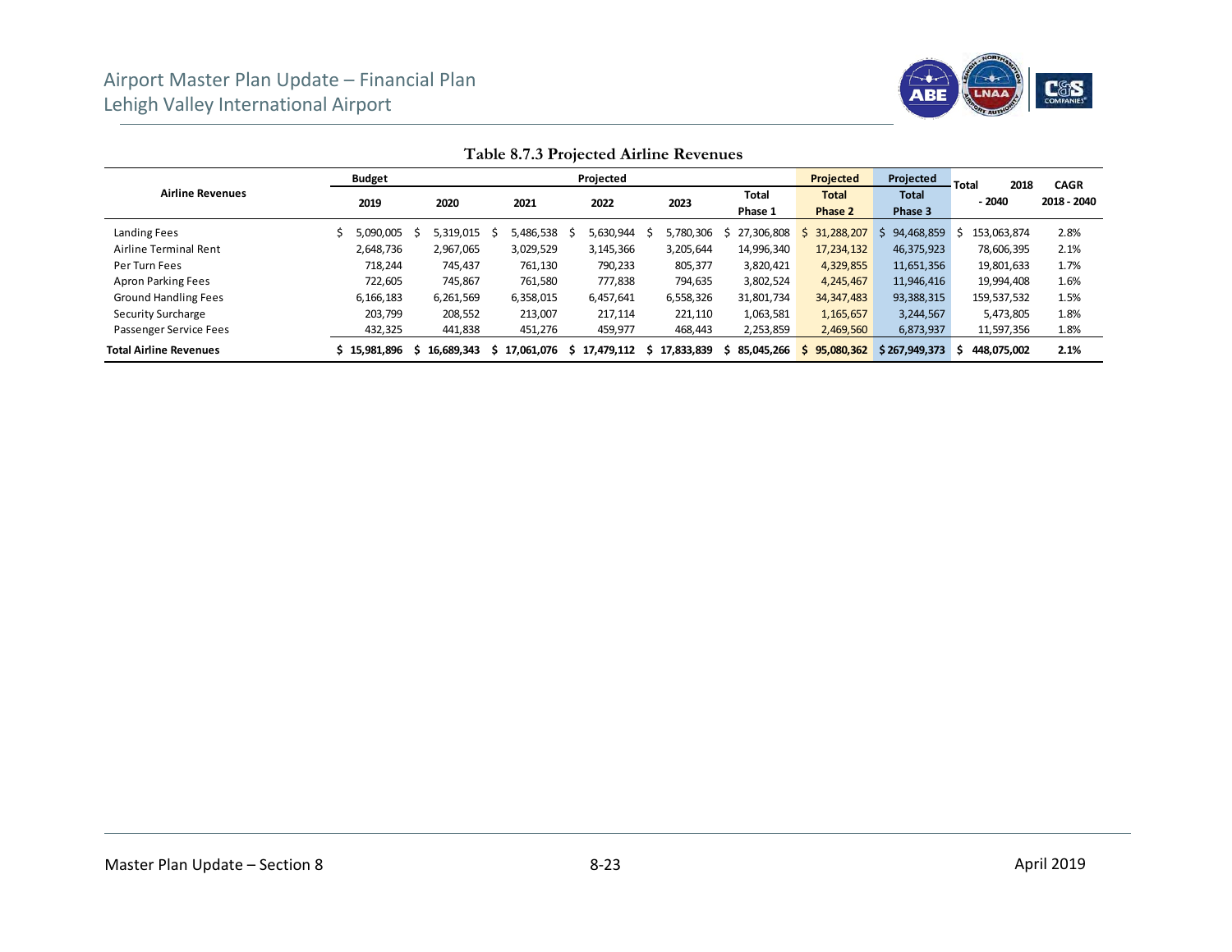**Table 8.7.3 Projected Airline Revenues**

| Airline Revenues | Budget | Projected | | | | | Projected | Projected | Total 2018 - 2040 | CAGR 2018 - 2040 |
|---|---|---|---|---|---|---|---|---|---|---|
| | 2019 | 2020 | 2021 | 2022 | 2023 | Total Phase 1 | Total Phase 2 | Total Phase 3 | | |
| Landing Fees | $ 5,090,005 | $ 5,319,015 | $ 5,486,538 | $ 5,630,944 | $ 5,780,306 | $ 27,306,808 | $ 31,288,207 | $ 94,468,859 | $ 153,063,874 | 2.8% |
| Airline Terminal Rent | 2,648,736 | 2,967,065 | 3,029,529 | 3,145,366 | 3,205,644 | 14,996,340 | 17,234,132 | 46,375,923 | 78,606,395 | 2.1% |
| Per Turn Fees | 718,244 | 745,437 | 761,130 | 790,233 | 805,377 | 3,820,421 | 4,329,855 | 11,651,356 | 19,801,633 | 1.7% |
| Apron Parking Fees | 722,605 | 745,867 | 761,580 | 777,838 | 794,635 | 3,802,524 | 4,245,467 | 11,946,416 | 19,994,408 | 1.6% |
| Ground Handling Fees | 6,166,183 | 6,261,569 | 6,358,015 | 6,457,641 | 6,558,326 | 31,801,734 | 34,347,483 | 93,388,315 | 159,537,532 | 1.5% |
| Security Surcharge | 203,799 | 208,552 | 213,007 | 217,114 | 221,110 | 1,063,581 | 1,165,657 | 3,244,567 | 5,473,805 | 1.8% |
| Passenger Service Fees | 432,325 | 441,838 | 451,276 | 459,977 | 468,443 | 2,253,859 | 2,469,560 | 6,873,937 | 11,597,356 | 1.8% |
| **Total Airline Revenues** | **$ 15,981,896** | **$ 16,689,343** | **$ 17,061,076** | **$ 17,479,112** | **$ 17,833,839** | **$ 85,045,266** | **$ 95,080,362** | **$ 267,949,373** | **$ 448,075,002** | **2.1%** |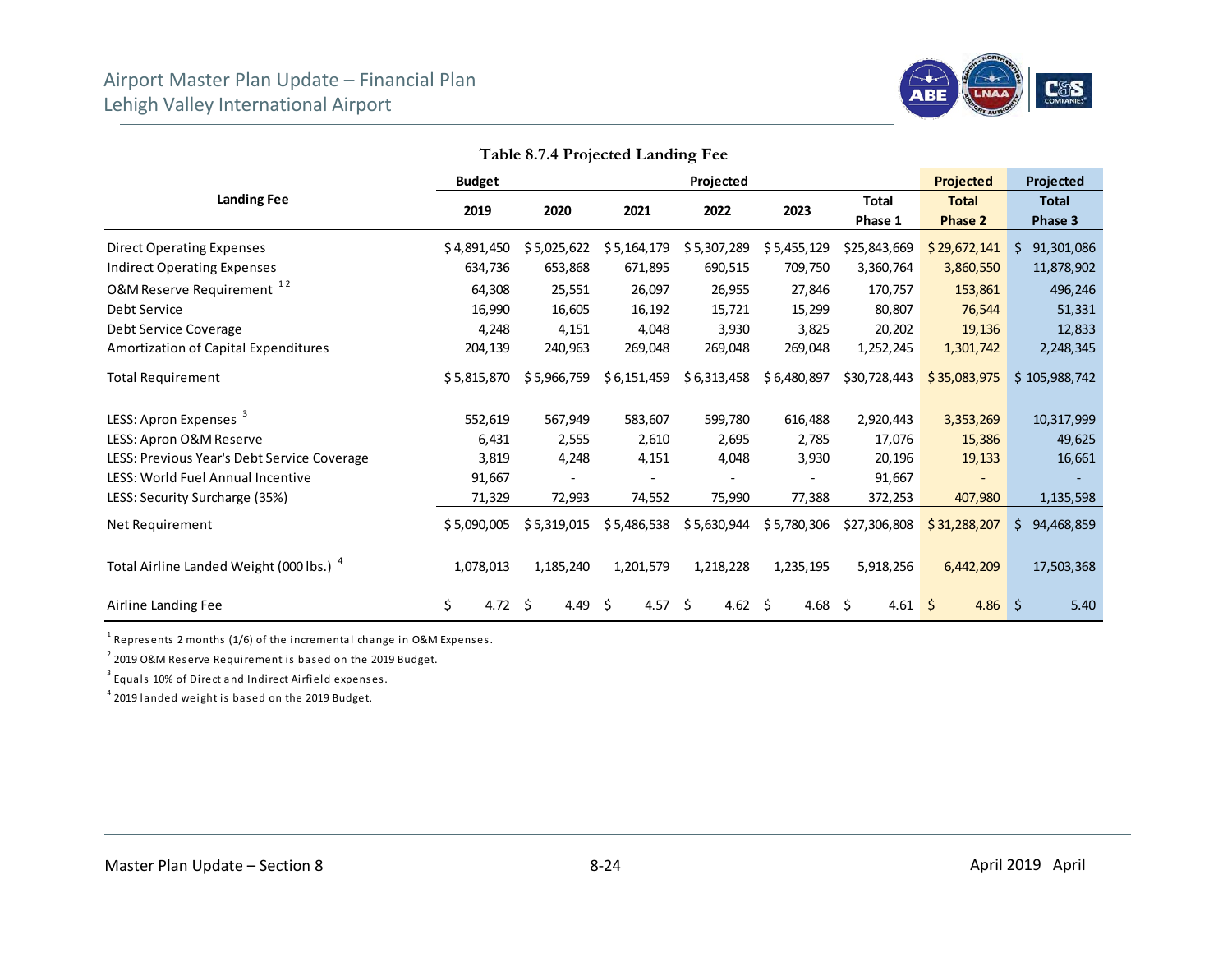Table 8.7.4 Projected Landing Fee

| Landing Fee | Budget 2019 | Projected 2020 | Projected 2021 | Projected 2022 | Projected 2023 | Total Phase 1 | Projected Total Phase 2 | Projected Total Phase 3 |
|---|---|---|---|---|---|---|---|---|
| Direct Operating Expenses | $ 4,891,450 | $ 5,025,622 | $ 5,164,179 | $ 5,307,289 | $ 5,455,129 | $25,843,669 | $ 29,672,141 | $ 91,301,086 |
| Indirect Operating Expenses | 634,736 | 653,868 | 671,895 | 690,515 | 709,750 | 3,360,764 | 3,860,550 | 11,878,902 |
| O&M Reserve Requirement [1 2] | 64,308 | 25,551 | 26,097 | 26,955 | 27,846 | 170,757 | 153,861 | 496,246 |
| Debt Service | 16,990 | 16,605 | 16,192 | 15,721 | 15,299 | 80,807 | 76,544 | 51,331 |
| Debt Service Coverage | 4,248 | 4,151 | 4,048 | 3,930 | 3,825 | 20,202 | 19,136 | 12,833 |
| Amortization of Capital Expenditures | 204,139 | 240,963 | 269,048 | 269,048 | 269,048 | 1,252,245 | 1,301,742 | 2,248,345 |
| Total Requirement | $ 5,815,870 | $ 5,966,759 | $ 6,151,459 | $ 6,313,458 | $ 6,480,897 | $30,728,443 | $ 35,083,975 | $ 105,988,742 |
| LESS: Apron Expenses [3] | 552,619 | 567,949 | 583,607 | 599,780 | 616,488 | 2,920,443 | 3,353,269 | 10,317,999 |
| LESS: Apron O&M Reserve | 6,431 | 2,555 | 2,610 | 2,695 | 2,785 | 17,076 | 15,386 | 49,625 |
| LESS: Previous Year's Debt Service Coverage | 3,819 | 4,248 | 4,151 | 4,048 | 3,930 | 20,196 | 19,133 | 16,661 |
| LESS: World Fuel Annual Incentive | 91,667 | - | - | - | - | 91,667 | - | - |
| LESS: Security Surcharge (35%) | 71,329 | 72,993 | 74,552 | 75,990 | 77,388 | 372,253 | 407,980 | 1,135,598 |
| Net Requirement | $ 5,090,005 | $ 5,319,015 | $ 5,486,538 | $ 5,630,944 | $ 5,780,306 | $27,306,808 | $ 31,288,207 | $ 94,468,859 |
| Total Airline Landed Weight (000 lbs.) [4] | 1,078,013 | 1,185,240 | 1,201,579 | 1,218,228 | 1,235,195 | 5,918,256 | 6,442,209 | 17,503,368 |
| Airline Landing Fee | $ 4.72 | $ 4.49 | $ 4.57 | $ 4.62 | $ 4.68 | $ 4.61 | $ 4.86 | $ 5.40 |

[1] Represents 2 months (1/6) of the incremental change in O&M Expenses.

[2] 2019 O&M Reserve Requirement is based on the 2019 Budget.

[3] Equals 10% of Direct and Indirect Airfield expenses.

[4] 2019 landed weight is based on the 2019 Budget.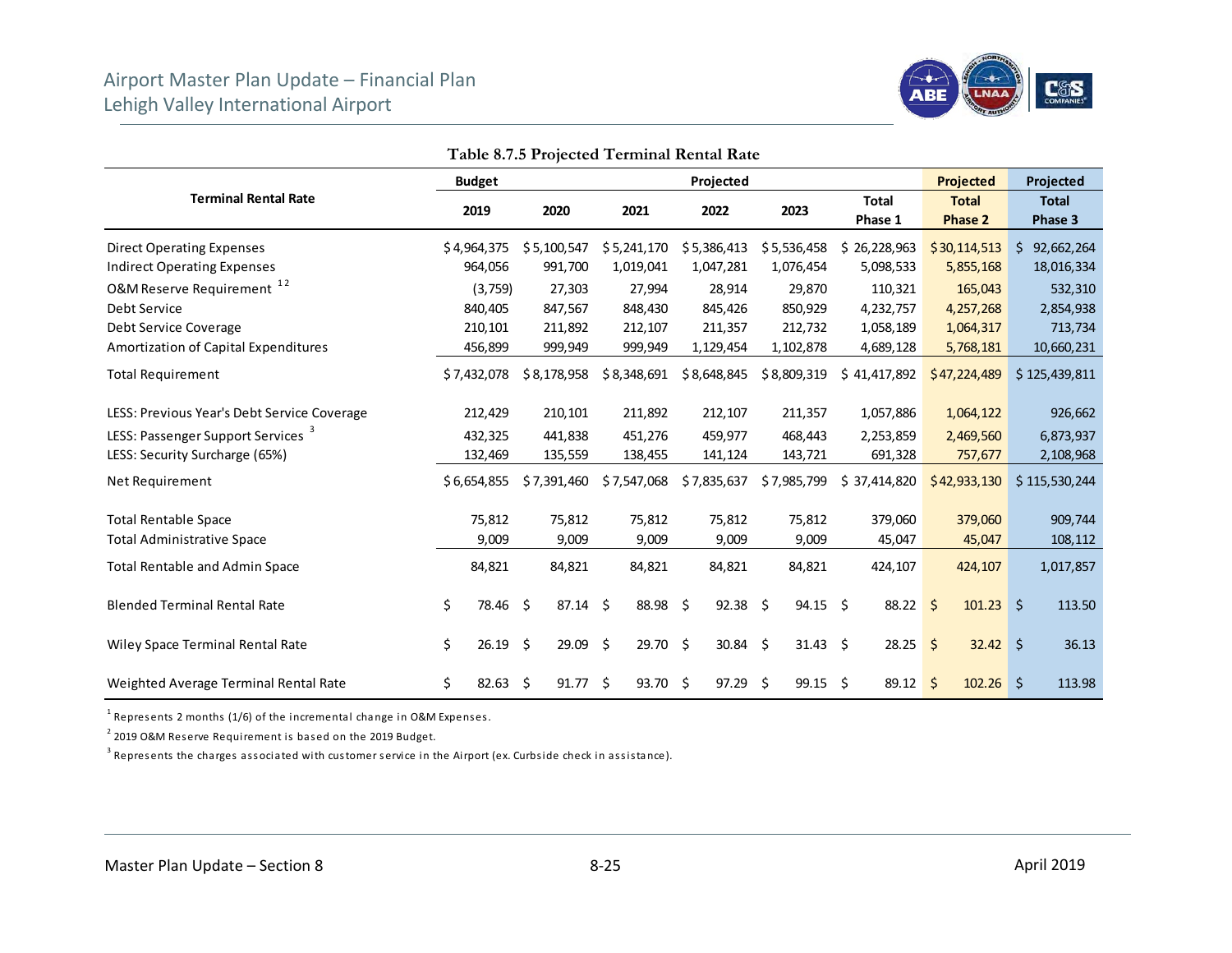**Table 8.7.5 Projected Terminal Rental Rate**

| Terminal Rental Rate | Budget | Projected | | | | | Projected | Projected |
|---|---|---|---|---|---|---|---|---|
| | 2019 | 2020 | 2021 | 2022 | 2023 | Total Phase 1 | Total Phase 2 | Total Phase 3 |
| Direct Operating Expenses | $4,964,375 | $5,100,547 | $5,241,170 | $5,386,413 | $5,536,458 | $26,228,963 | $30,114,513 | $92,662,264 |
| Indirect Operating Expenses | 964,056 | 991,700 | 1,019,041 | 1,047,281 | 1,076,454 | 5,098,533 | 5,855,168 | 18,016,334 |
| O&M Reserve Requirement [1 2] | (3,759) | 27,303 | 27,994 | 28,914 | 29,870 | 110,321 | 165,043 | 532,310 |
| Debt Service | 840,405 | 847,567 | 848,430 | 845,426 | 850,929 | 4,232,757 | 4,257,268 | 2,854,938 |
| Debt Service Coverage | 210,101 | 211,892 | 212,107 | 211,357 | 212,732 | 1,058,189 | 1,064,317 | 713,734 |
| Amortization of Capital Expenditures | 456,899 | 999,949 | 999,949 | 1,129,454 | 1,102,878 | 4,689,128 | 5,768,181 | 10,660,231 |
| Total Requirement | $7,432,078 | $8,178,958 | $8,348,691 | $8,648,845 | $8,809,319 | $41,417,892 | $47,224,489 | $125,439,811 |
| LESS: Previous Year's Debt Service Coverage | 212,429 | 210,101 | 211,892 | 212,107 | 211,357 | 1,057,886 | 1,064,122 | 926,662 |
| LESS: Passenger Support Services [3] | 432,325 | 441,838 | 451,276 | 459,977 | 468,443 | 2,253,859 | 2,469,560 | 6,873,937 |
| LESS: Security Surcharge (65%) | 132,469 | 135,559 | 138,455 | 141,124 | 143,721 | 691,328 | 757,677 | 2,108,968 |
| Net Requirement | $6,654,855 | $7,391,460 | $7,547,068 | $7,835,637 | $7,985,799 | $37,414,820 | $42,933,130 | $115,530,244 |
| Total Rentable Space | 75,812 | 75,812 | 75,812 | 75,812 | 75,812 | 379,060 | 379,060 | 909,744 |
| Total Administrative Space | 9,009 | 9,009 | 9,009 | 9,009 | 9,009 | 45,047 | 45,047 | 108,112 |
| Total Rentable and Admin Space | 84,821 | 84,821 | 84,821 | 84,821 | 84,821 | 424,107 | 424,107 | 1,017,857 |
| Blended Terminal Rental Rate | $ 78.46 | $ 87.14 | $ 88.98 | $ 92.38 | $ 94.15 | $ 88.22 | $ 101.23 | $ 113.50 |
| Wiley Space Terminal Rental Rate | $ 26.19 | $ 29.09 | $ 29.70 | $ 30.84 | $ 31.43 | $ 28.25 | $ 32.42 | $ 36.13 |
| Weighted Average Terminal Rental Rate | $ 82.63 | $ 91.77 | $ 93.70 | $ 97.29 | $ 99.15 | $ 89.12 | $ 102.26 | $ 113.98 |

[1] Represents 2 months (1/6) of the incremental change in O&M Expenses.

[2] 2019 O&M Reserve Requirement is based on the 2019 Budget.

[3] Represents the charges associated with customer service in the Airport (ex. Curbside check in assistance).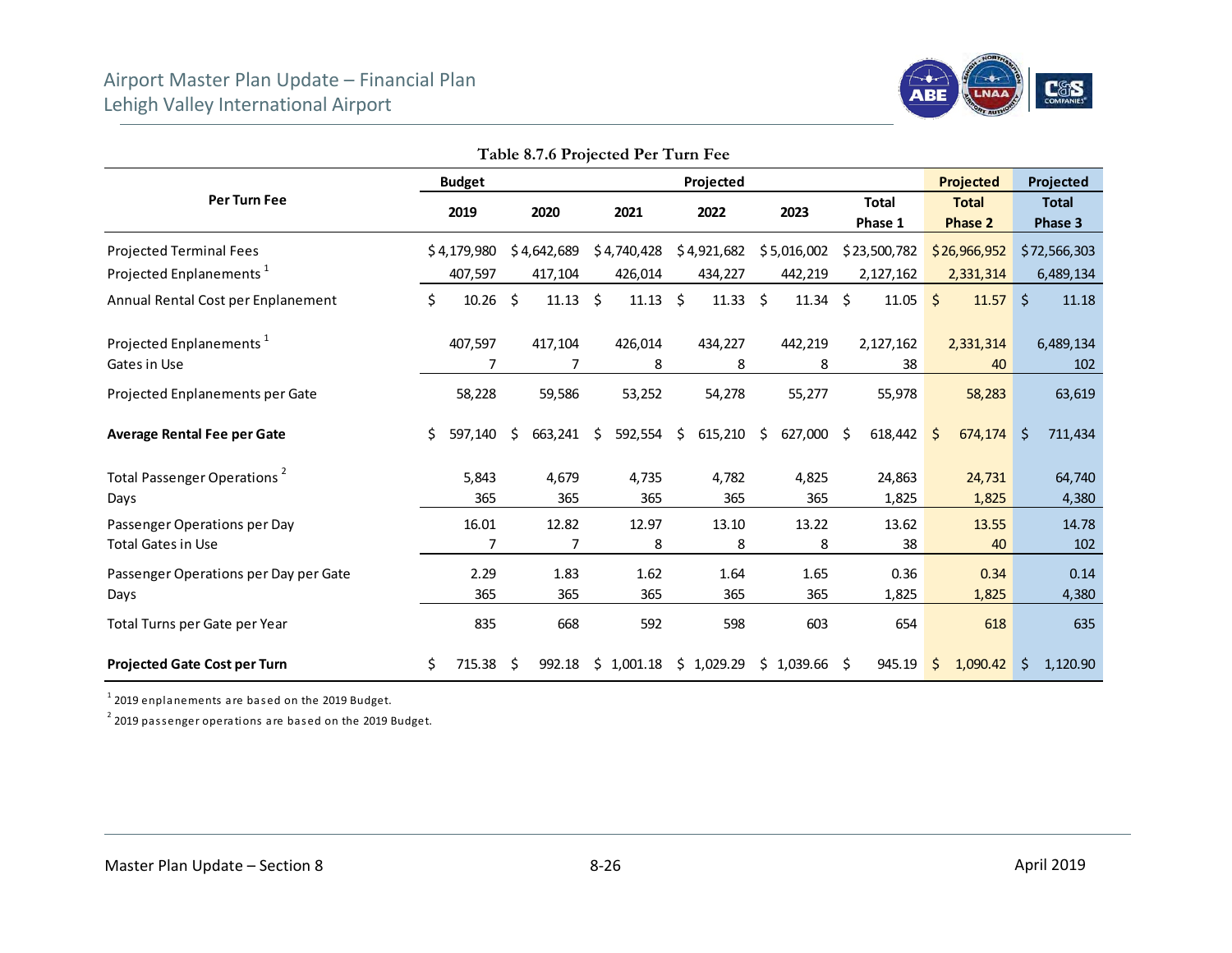**Table 8.7.6 Projected Per Turn Fee**

| Per Turn Fee | Budget | Projected | | | | | Projected | Projected |
|---|---|---|---|---|---|---|---|---|
| | 2019 | 2020 | 2021 | 2022 | 2023 | Total Phase 1 | Total Phase 2 | Total Phase 3 |
| Projected Terminal Fees | $4,179,980 | $4,642,689 | $4,740,428 | $4,921,682 | $5,016,002 | $23,500,782 | $26,966,952 | $72,566,303 |
| Projected Enplanements [1] | 407,597 | 417,104 | 426,014 | 434,227 | 442,219 | 2,127,162 | 2,331,314 | 6,489,134 |
| Annual Rental Cost per Enplanement | $ 10.26 | $ 11.13 | $ 11.13 | $ 11.33 | $ 11.34 | $ 11.05 | $ 11.57 | $ 11.18 |
| Projected Enplanements [1] | 407,597 | 417,104 | 426,014 | 434,227 | 442,219 | 2,127,162 | 2,331,314 | 6,489,134 |
| Gates in Use | 7 | 7 | 8 | 8 | 8 | 38 | 40 | 102 |
| Projected Enplanements per Gate | 58,228 | 59,586 | 53,252 | 54,278 | 55,277 | 55,978 | 58,283 | 63,619 |
| **Average Rental Fee per Gate** | $ 597,140 | $ 663,241 | $ 592,554 | $ 615,210 | $ 627,000 | $ 618,442 | $ 674,174 | $ 711,434 |
| Total Passenger Operations [2] | 5,843 | 4,679 | 4,735 | 4,782 | 4,825 | 24,863 | 24,731 | 64,740 |
| Days | 365 | 365 | 365 | 365 | 365 | 1,825 | 1,825 | 4,380 |
| Passenger Operations per Day | 16.01 | 12.82 | 12.97 | 13.10 | 13.22 | 13.62 | 13.55 | 14.78 |
| Total Gates in Use | 7 | 7 | 8 | 8 | 8 | 38 | 40 | 102 |
| Passenger Operations per Day per Gate | 2.29 | 1.83 | 1.62 | 1.64 | 1.65 | 0.36 | 0.34 | 0.14 |
| Days | 365 | 365 | 365 | 365 | 365 | 1,825 | 1,825 | 4,380 |
| Total Turns per Gate per Year | 835 | 668 | 592 | 598 | 603 | 654 | 618 | 635 |
| **Projected Gate Cost per Turn** | $ 715.38 | $ 992.18 | $ 1,001.18 | $ 1,029.29 | $ 1,039.66 | $ 945.19 | $ 1,090.42 | $ 1,120.90 |

[1] 2019 enplanements are based on the 2019 Budget.

[2] 2019 passenger operations are based on the 2019 Budget.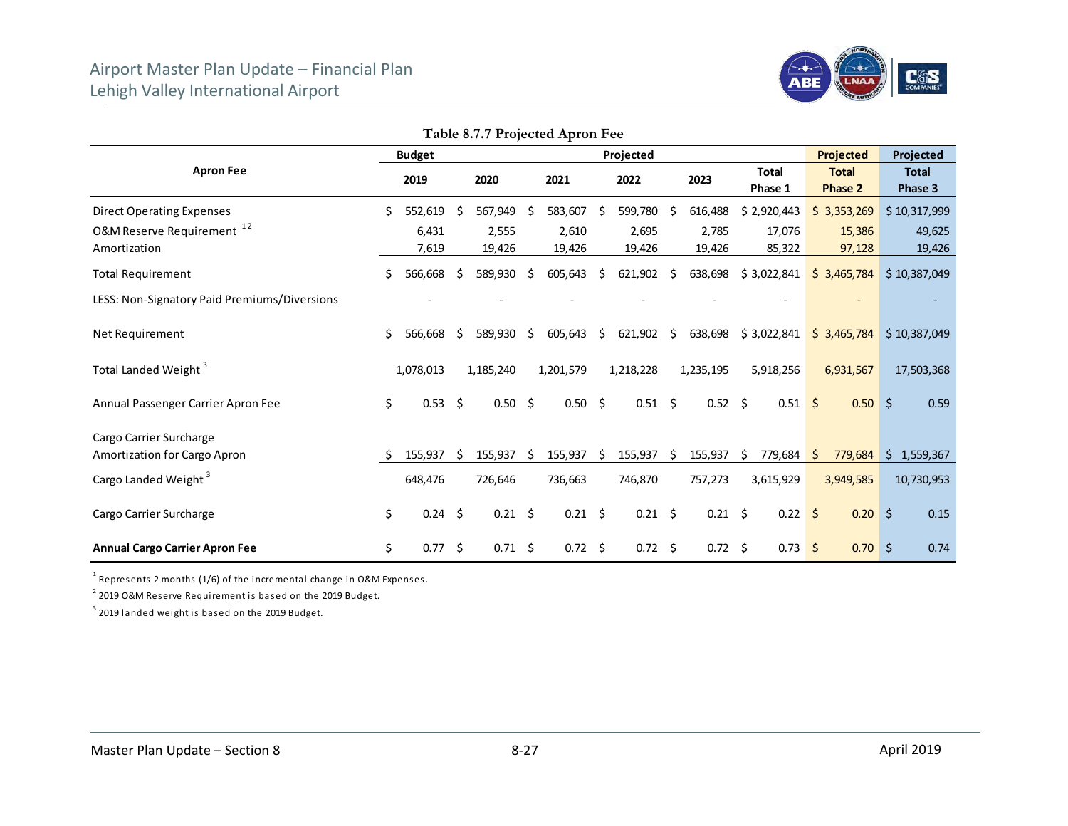**Table 8.7.7 Projected Apron Fee**

| Apron Fee | Budget 2019 | Projected 2020 | Projected 2021 | Projected 2022 | Projected 2023 | Total Phase 1 | Projected Total Phase 2 | Projected Total Phase 3 |
|---|---|---|---|---|---|---|---|---|
| Direct Operating Expenses | $ 552,619 | $ 567,949 | $ 583,607 | $ 599,780 | $ 616,488 | $ 2,920,443 | $ 3,353,269 | $ 10,317,999 |
| O&M Reserve Requirement [1 2] | 6,431 | 2,555 | 2,610 | 2,695 | 2,785 | 17,076 | 15,386 | 49,625 |
| Amortization | 7,619 | 19,426 | 19,426 | 19,426 | 19,426 | 85,322 | 97,128 | 19,426 |
| Total Requirement | $ 566,668 | $ 589,930 | $ 605,643 | $ 621,902 | $ 638,698 | $ 3,022,841 | $ 3,465,784 | $ 10,387,049 |
| LESS: Non-Signatory Paid Premiums/Diversions | - | - | - | - | - | - | - | - |
| Net Requirement | $ 566,668 | $ 589,930 | $ 605,643 | $ 621,902 | $ 638,698 | $ 3,022,841 | $ 3,465,784 | $ 10,387,049 |
| Total Landed Weight [3] | 1,078,013 | 1,185,240 | 1,201,579 | 1,218,228 | 1,235,195 | 5,918,256 | 6,931,567 | 17,503,368 |
| Annual Passenger Carrier Apron Fee | $ 0.53 | $ 0.50 | $ 0.50 | $ 0.51 | $ 0.52 | $ 0.51 | $ 0.50 | $ 0.59 |
| Cargo Carrier Surcharge | | | | | | | | |
| Amortization for Cargo Apron | $ 155,937 | $ 155,937 | $ 155,937 | $ 155,937 | $ 155,937 | $ 779,684 | $ 779,684 | $ 1,559,367 |
| Cargo Landed Weight [3] | 648,476 | 726,646 | 736,663 | 746,870 | 757,273 | 3,615,929 | 3,949,585 | 10,730,953 |
| Cargo Carrier Surcharge | $ 0.24 | $ 0.21 | $ 0.21 | $ 0.21 | $ 0.21 | $ 0.22 | $ 0.20 | $ 0.15 |
| **Annual Cargo Carrier Apron Fee** | $ 0.77 | $ 0.71 | $ 0.72 | $ 0.72 | $ 0.72 | $ 0.73 | $ 0.70 | $ 0.74 |

[1] Represents 2 months (1/6) of the incremental change in O&M Expenses.

[2] 2019 O&M Reserve Requirement is based on the 2019 Budget.

[3] 2019 landed weight is based on the 2019 Budget.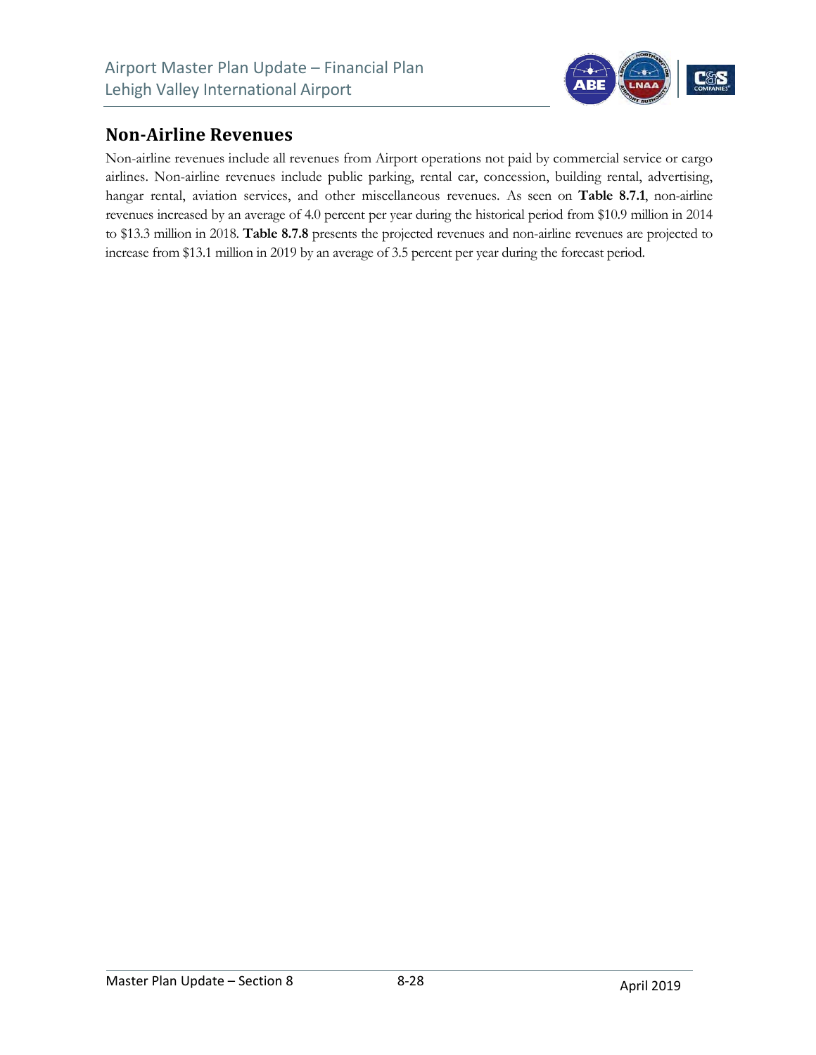## Non-Airline Revenues

Non-airline revenues include all revenues from Airport operations not paid by commercial service or cargo airlines. Non-airline revenues include public parking, rental car, concession, building rental, advertising, hangar rental, aviation services, and other miscellaneous revenues. As seen on **Table 8.7.1**, non-airline revenues increased by an average of 4.0 percent per year during the historical period from $10.9 million in 2014 to $13.3 million in 2018. **Table 8.7.8** presents the projected revenues and non-airline revenues are projected to increase from $13.1 million in 2019 by an average of 3.5 percent per year during the forecast period.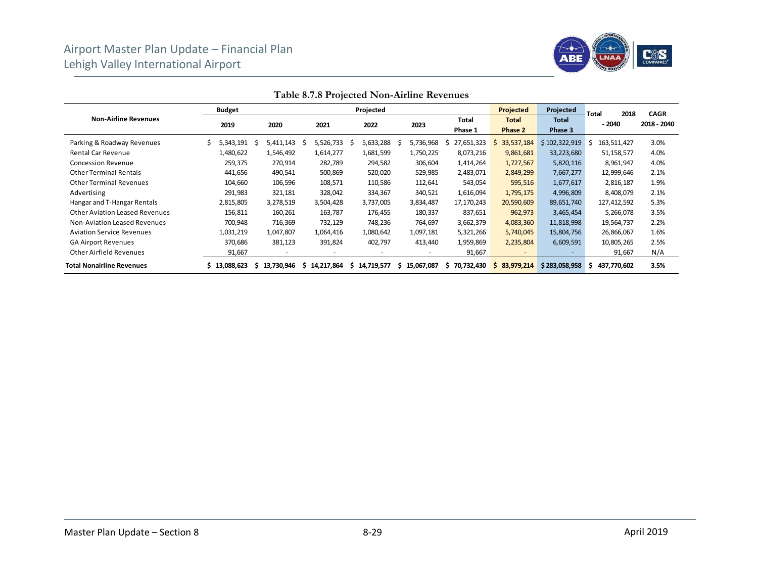**Table 8.7.8 Projected Non-Airline Revenues**

| Non-Airline Revenues | Budget 2019 | Projected 2020 | Projected 2021 | Projected 2022 | Projected 2023 | Total Phase 1 | Projected Total Phase 2 | Projected Total Phase 3 | Total 2018 - 2040 | CAGR 2018 - 2040 |
|---|---|---|---|---|---|---|---|---|---|---|
| Parking & Roadway Revenues | $ 5,343,191 | $ 5,411,143 | $ 5,526,733 | $ 5,633,288 | $ 5,736,968 | $ 27,651,323 | $ 33,537,184 | $ 102,322,919 | $ 163,511,427 | 3.0% |
| Rental Car Revenue | 1,480,622 | 1,546,492 | 1,614,277 | 1,681,599 | 1,750,225 | 8,073,216 | 9,861,681 | 33,223,680 | 51,158,577 | 4.0% |
| Concession Revenue | 259,375 | 270,914 | 282,789 | 294,582 | 306,604 | 1,414,264 | 1,727,567 | 5,820,116 | 8,961,947 | 4.0% |
| Other Terminal Rentals | 441,656 | 490,541 | 500,869 | 520,020 | 529,985 | 2,483,071 | 2,849,299 | 7,667,277 | 12,999,646 | 2.1% |
| Other Terminal Revenues | 104,660 | 106,596 | 108,571 | 110,586 | 112,641 | 543,054 | 595,516 | 1,677,617 | 2,816,187 | 1.9% |
| Advertising | 291,983 | 321,181 | 328,042 | 334,367 | 340,521 | 1,616,094 | 1,795,175 | 4,996,809 | 8,408,079 | 2.1% |
| Hangar and T-Hangar Rentals | 2,815,805 | 3,278,519 | 3,504,428 | 3,737,005 | 3,834,487 | 17,170,243 | 20,590,609 | 89,651,740 | 127,412,592 | 5.3% |
| Other Aviation Leased Revenues | 156,811 | 160,261 | 163,787 | 176,455 | 180,337 | 837,651 | 962,973 | 3,465,454 | 5,266,078 | 3.5% |
| Non-Aviation Leased Revenues | 700,948 | 716,369 | 732,129 | 748,236 | 764,697 | 3,662,379 | 4,083,360 | 11,818,998 | 19,564,737 | 2.2% |
| Aviation Service Revenues | 1,031,219 | 1,047,807 | 1,064,416 | 1,080,642 | 1,097,181 | 5,321,266 | 5,740,045 | 15,804,756 | 26,866,067 | 1.6% |
| GA Airport Revenues | 370,686 | 381,123 | 391,824 | 402,797 | 413,440 | 1,959,869 | 2,235,804 | 6,609,591 | 10,805,265 | 2.5% |
| Other Airfield Revenues | 91,667 | - | - | - | - | 91,667 | - | - | 91,667 | N/A |
| **Total Nonairline Revenues** | **$ 13,088,623** | **$ 13,730,946** | **$ 14,217,864** | **$ 14,719,577** | **$ 15,067,087** | **$ 70,732,430** | **$ 83,979,214** | **$ 283,058,958** | **$ 437,770,602** | **3.5%** |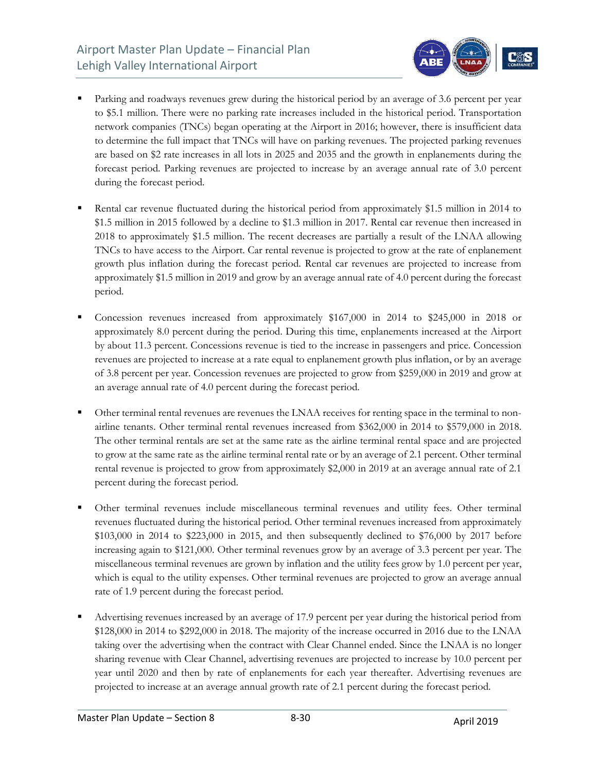- Parking and roadways revenues grew during the historical period by an average of 3.6 percent per year to $5.1 million. There were no parking rate increases included in the historical period. Transportation network companies (TNCs) began operating at the Airport in 2016; however, there is insufficient data to determine the full impact that TNCs will have on parking revenues. The projected parking revenues are based on $2 rate increases in all lots in 2025 and 2035 and the growth in enplanements during the forecast period. Parking revenues are projected to increase by an average annual rate of 3.0 percent during the forecast period.

- Rental car revenue fluctuated during the historical period from approximately $1.5 million in 2014 to $1.5 million in 2015 followed by a decline to $1.3 million in 2017. Rental car revenue then increased in 2018 to approximately $1.5 million. The recent decreases are partially a result of the LNAA allowing TNCs to have access to the Airport. Car rental revenue is projected to grow at the rate of enplanement growth plus inflation during the forecast period. Rental car revenues are projected to increase from approximately $1.5 million in 2019 and grow by an average annual rate of 4.0 percent during the forecast period.

- Concession revenues increased from approximately $167,000 in 2014 to $245,000 in 2018 or approximately 8.0 percent during the period. During this time, enplanements increased at the Airport by about 11.3 percent. Concessions revenue is tied to the increase in passengers and price. Concession revenues are projected to increase at a rate equal to enplanement growth plus inflation, or by an average of 3.8 percent per year. Concession revenues are projected to grow from $259,000 in 2019 and grow at an average annual rate of 4.0 percent during the forecast period.

- Other terminal rental revenues are revenues the LNAA receives for renting space in the terminal to non-airline tenants. Other terminal rental revenues increased from $362,000 in 2014 to $579,000 in 2018. The other terminal rentals are set at the same rate as the airline terminal rental space and are projected to grow at the same rate as the airline terminal rental rate or by an average of 2.1 percent. Other terminal rental revenue is projected to grow from approximately $2,000 in 2019 at an average annual rate of 2.1 percent during the forecast period.

- Other terminal revenues include miscellaneous terminal revenues and utility fees. Other terminal revenues fluctuated during the historical period. Other terminal revenues increased from approximately $103,000 in 2014 to $223,000 in 2015, and then subsequently declined to $76,000 by 2017 before increasing again to $121,000. Other terminal revenues grow by an average of 3.3 percent per year. The miscellaneous terminal revenues are grown by inflation and the utility fees grow by 1.0 percent per year, which is equal to the utility expenses. Other terminal revenues are projected to grow an average annual rate of 1.9 percent during the forecast period.

- Advertising revenues increased by an average of 17.9 percent per year during the historical period from $128,000 in 2014 to $292,000 in 2018. The majority of the increase occurred in 2016 due to the LNAA taking over the advertising when the contract with Clear Channel ended. Since the LNAA is no longer sharing revenue with Clear Channel, advertising revenues are projected to increase by 10.0 percent per year until 2020 and then by rate of enplanements for each year thereafter. Advertising revenues are projected to increase at an average annual growth rate of 2.1 percent during the forecast period.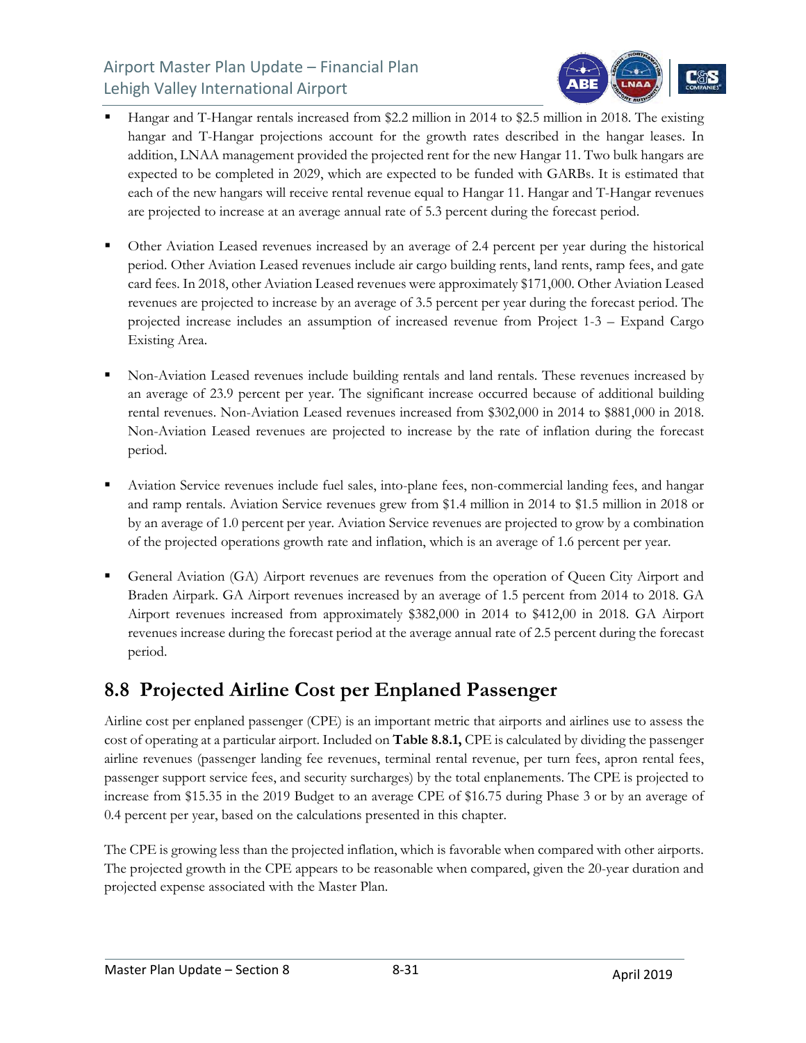- Hangar and T-Hangar rentals increased from $2.2 million in 2014 to $2.5 million in 2018. The existing hangar and T-Hangar projections account for the growth rates described in the hangar leases. In addition, LNAA management provided the projected rent for the new Hangar 11. Two bulk hangars are expected to be completed in 2029, which are expected to be funded with GARBs. It is estimated that each of the new hangars will receive rental revenue equal to Hangar 11. Hangar and T-Hangar revenues are projected to increase at an average annual rate of 5.3 percent during the forecast period.

- Other Aviation Leased revenues increased by an average of 2.4 percent per year during the historical period. Other Aviation Leased revenues include air cargo building rents, land rents, ramp fees, and gate card fees. In 2018, other Aviation Leased revenues were approximately $171,000. Other Aviation Leased revenues are projected to increase by an average of 3.5 percent per year during the forecast period. The projected increase includes an assumption of increased revenue from Project 1-3 – Expand Cargo Existing Area.

- Non-Aviation Leased revenues include building rentals and land rentals. These revenues increased by an average of 23.9 percent per year. The significant increase occurred because of additional building rental revenues. Non-Aviation Leased revenues increased from $302,000 in 2014 to $881,000 in 2018. Non-Aviation Leased revenues are projected to increase by the rate of inflation during the forecast period.

- Aviation Service revenues include fuel sales, into-plane fees, non-commercial landing fees, and hangar and ramp rentals. Aviation Service revenues grew from $1.4 million in 2014 to $1.5 million in 2018 or by an average of 1.0 percent per year. Aviation Service revenues are projected to grow by a combination of the projected operations growth rate and inflation, which is an average of 1.6 percent per year.

- General Aviation (GA) Airport revenues are revenues from the operation of Queen City Airport and Braden Airpark. GA Airport revenues increased by an average of 1.5 percent from 2014 to 2018. GA Airport revenues increased from approximately $382,000 in 2014 to $412,00 in 2018. GA Airport revenues increase during the forecast period at the average annual rate of 2.5 percent during the forecast period.

## 8.8 Projected Airline Cost per Enplaned Passenger

Airline cost per enplaned passenger (CPE) is an important metric that airports and airlines use to assess the cost of operating at a particular airport. Included on **Table 8.8.1,** CPE is calculated by dividing the passenger airline revenues (passenger landing fee revenues, terminal rental revenue, per turn fees, apron rental fees, passenger support service fees, and security surcharges) by the total enplanements. The CPE is projected to increase from $15.35 in the 2019 Budget to an average CPE of $16.75 during Phase 3 or by an average of 0.4 percent per year, based on the calculations presented in this chapter.

The CPE is growing less than the projected inflation, which is favorable when compared with other airports. The projected growth in the CPE appears to be reasonable when compared, given the 20-year duration and projected expense associated with the Master Plan.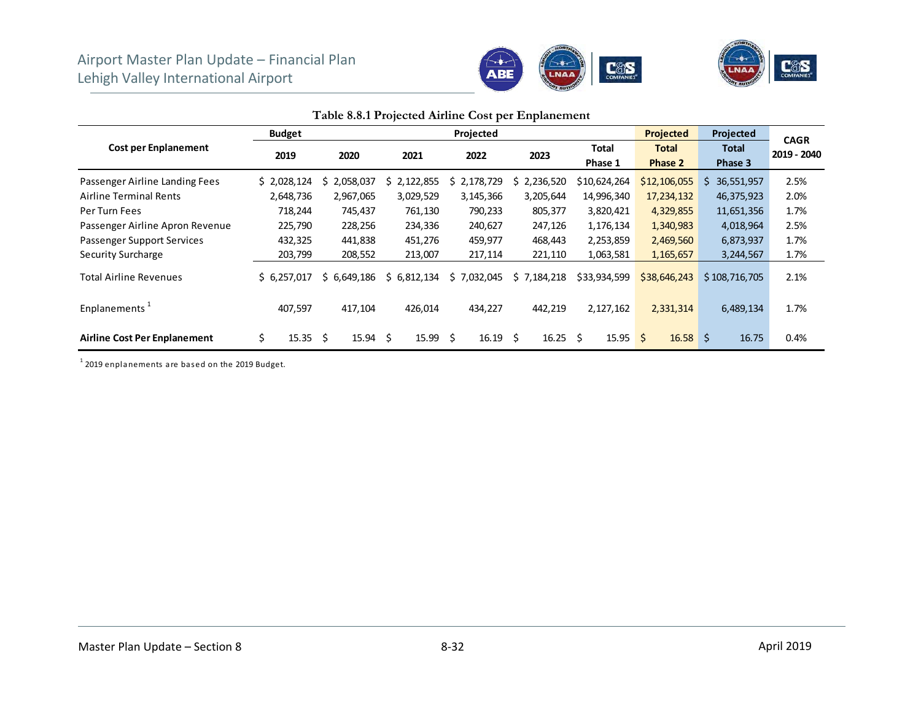**Table 8.8.1 Projected Airline Cost per Enplanement**

| Cost per Enplanement | Budget 2019 | Projected 2020 | Projected 2021 | Projected 2022 | Projected 2023 | Total Phase 1 | Projected Total Phase 2 | Projected Total Phase 3 | CAGR 2019 - 2040 |
|---|---|---|---|---|---|---|---|---|---|
| Passenger Airline Landing Fees | $ 2,028,124 | $ 2,058,037 | $ 2,122,855 | $ 2,178,729 | $ 2,236,520 | $10,624,264 | $12,106,055 | $ 36,551,957 | 2.5% |
| Airline Terminal Rents | 2,648,736 | 2,967,065 | 3,029,529 | 3,145,366 | 3,205,644 | 14,996,340 | 17,234,132 | 46,375,923 | 2.0% |
| Per Turn Fees | 718,244 | 745,437 | 761,130 | 790,233 | 805,377 | 3,820,421 | 4,329,855 | 11,651,356 | 1.7% |
| Passenger Airline Apron Revenue | 225,790 | 228,256 | 234,336 | 240,627 | 247,126 | 1,176,134 | 1,340,983 | 4,018,964 | 2.5% |
| Passenger Support Services | 432,325 | 441,838 | 451,276 | 459,977 | 468,443 | 2,253,859 | 2,469,560 | 6,873,937 | 1.7% |
| Security Surcharge | 203,799 | 208,552 | 213,007 | 217,114 | 221,110 | 1,063,581 | 1,165,657 | 3,244,567 | 1.7% |
| Total Airline Revenues | $ 6,257,017 | $ 6,649,186 | $ 6,812,134 | $ 7,032,045 | $ 7,184,218 | $33,934,599 | $38,646,243 | $ 108,716,705 | 2.1% |
| Enplanements [1] | 407,597 | 417,104 | 426,014 | 434,227 | 442,219 | 2,127,162 | 2,331,314 | 6,489,134 | 1.7% |
| **Airline Cost Per Enplanement** | $ 15.35 | $ 15.94 | $ 15.99 | $ 16.19 | $ 16.25 | $ 15.95 | $ 16.58 | $ 16.75 | 0.4% |

[1] 2019 enplanements are based on the 2019 Budget.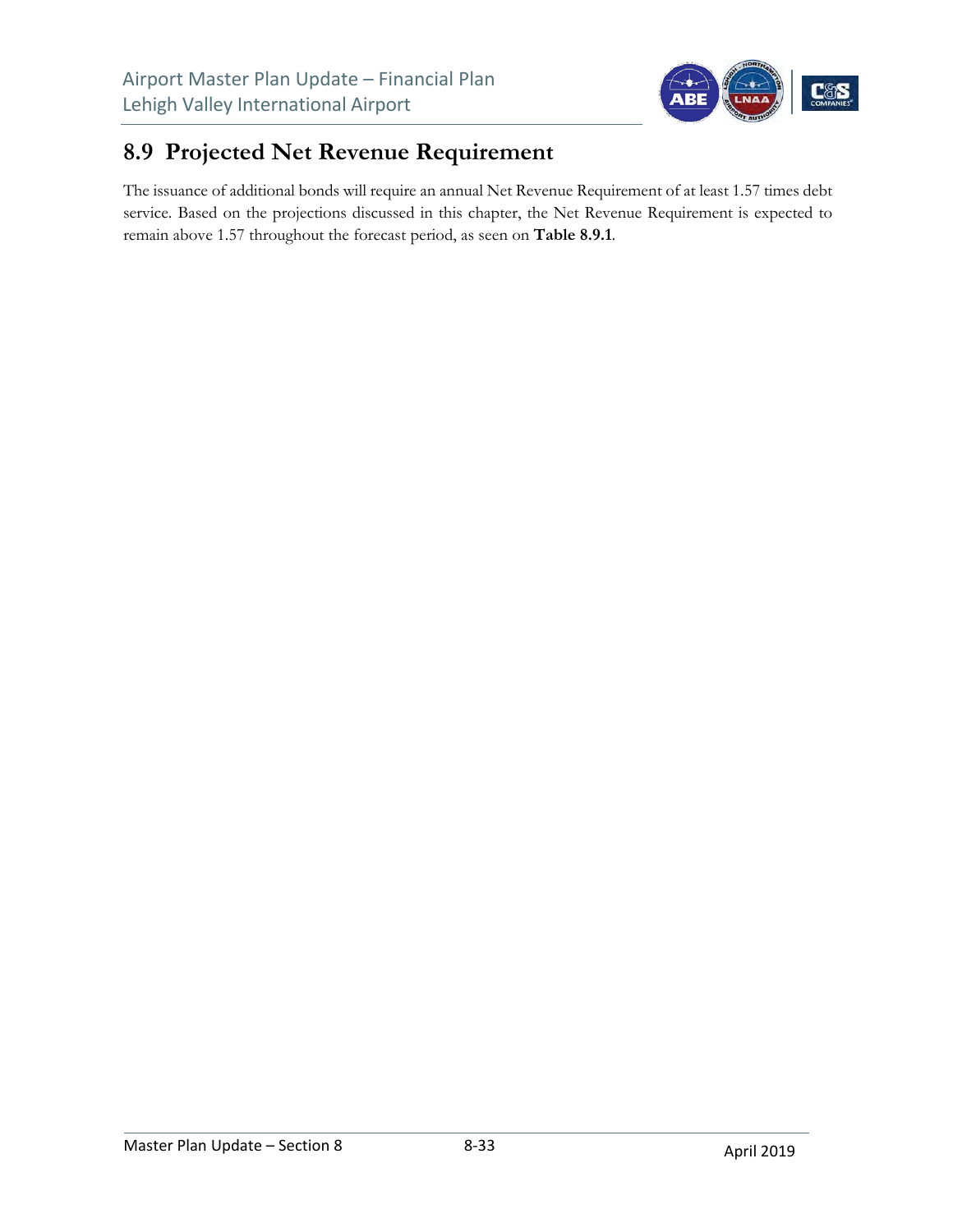## 8.9 Projected Net Revenue Requirement

The issuance of additional bonds will require an annual Net Revenue Requirement of at least 1.57 times debt service. Based on the projections discussed in this chapter, the Net Revenue Requirement is expected to remain above 1.57 throughout the forecast period, as seen on **Table 8.9.1**.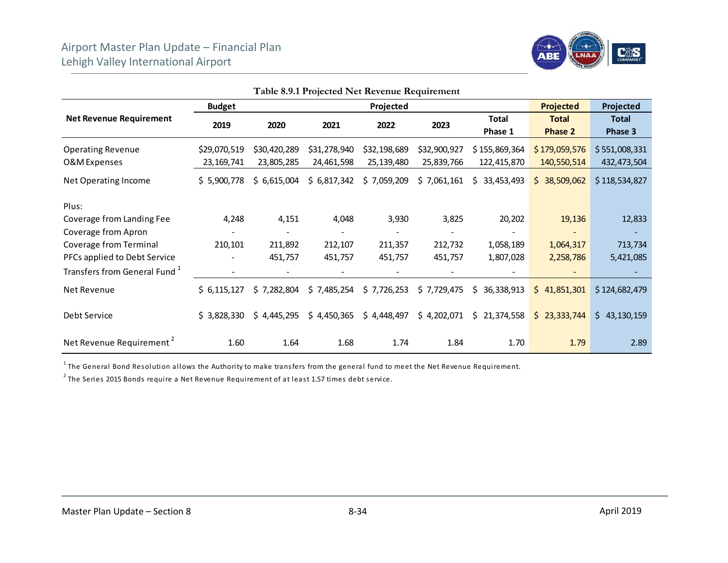**Table 8.9.1 Projected Net Revenue Requirement**

| Net Revenue Requirement | Budget | Projected | | | | | Projected | Projected |
|---|---|---|---|---|---|---|---|---|
| | 2019 | 2020 | 2021 | 2022 | 2023 | Total Phase 1 | Total Phase 2 | Total Phase 3 |
| Operating Revenue | $29,070,519 | $30,420,289 | $31,278,940 | $32,198,689 | $32,900,927 | $ 155,869,364 | $ 179,059,576 | $ 551,008,331 |
| O&M Expenses | 23,169,741 | 23,805,285 | 24,461,598 | 25,139,480 | 25,839,766 | 122,415,870 | 140,550,514 | 432,473,504 |
| Net Operating Income | $ 5,900,778 | $ 6,615,004 | $ 6,817,342 | $ 7,059,209 | $ 7,061,161 | $ 33,453,493 | $ 38,509,062 | $ 118,534,827 |
| Plus: | | | | | | | | |
| Coverage from Landing Fee | 4,248 | 4,151 | 4,048 | 3,930 | 3,825 | 20,202 | 19,136 | 12,833 |
| Coverage from Apron | - | - | - | - | - | - | - | - |
| Coverage from Terminal | 210,101 | 211,892 | 212,107 | 211,357 | 212,732 | 1,058,189 | 1,064,317 | 713,734 |
| PFCs applied to Debt Service | - | 451,757 | 451,757 | 451,757 | 451,757 | 1,807,028 | 2,258,786 | 5,421,085 |
| Transfers from General Fund [1] | - | - | - | - | - | - | - | - |
| Net Revenue | $ 6,115,127 | $ 7,282,804 | $ 7,485,254 | $ 7,726,253 | $ 7,729,475 | $ 36,338,913 | $ 41,851,301 | $ 124,682,479 |
| Debt Service | $ 3,828,330 | $ 4,445,295 | $ 4,450,365 | $ 4,448,497 | $ 4,202,071 | $ 21,374,558 | $ 23,333,744 | $ 43,130,159 |
| Net Revenue Requirement [2] | 1.60 | 1.64 | 1.68 | 1.74 | 1.84 | 1.70 | 1.79 | 2.89 |

[1] The General Bond Resolution allows the Authority to make transfers from the general fund to meet the Net Revenue Requirement.

[2] The Series 2015 Bonds require a Net Revenue Requirement of at least 1.57 times debt service.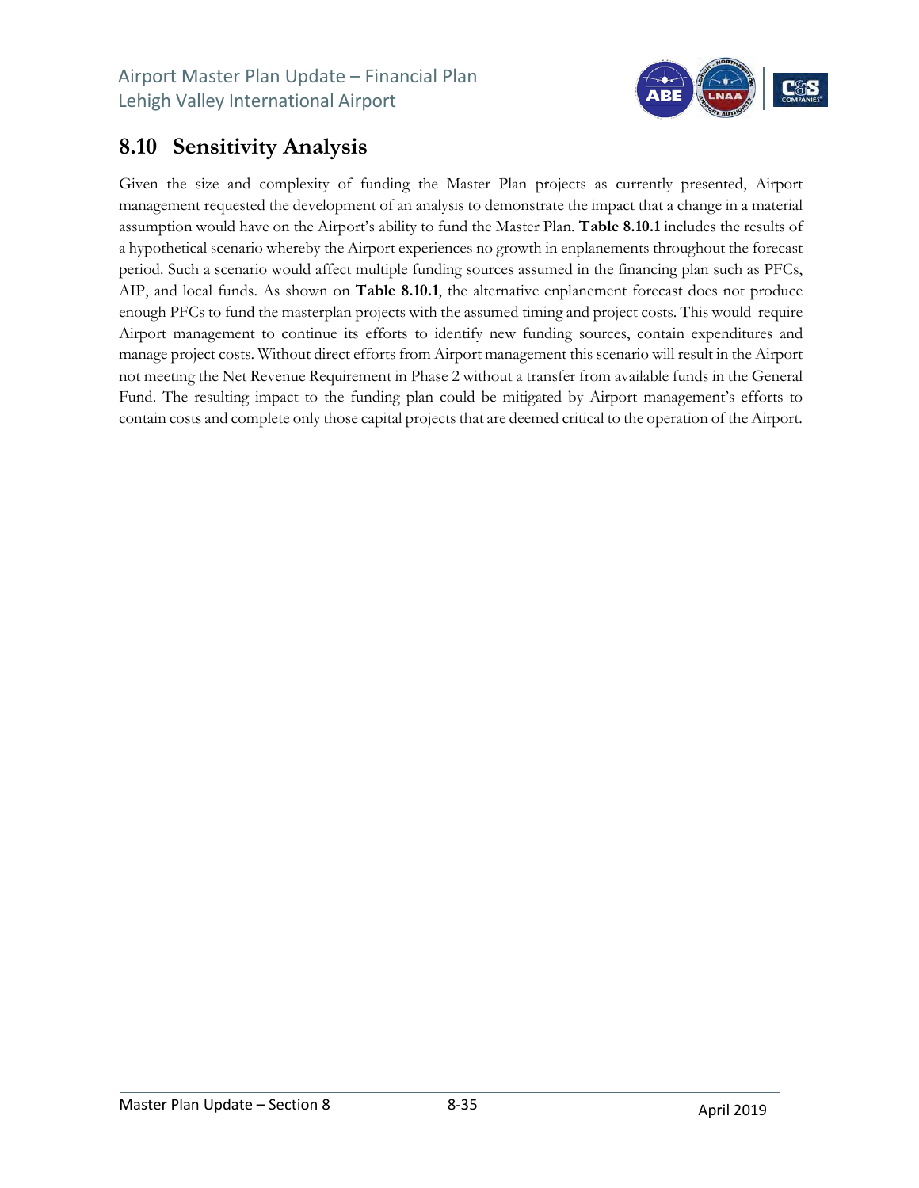## 8.10 Sensitivity Analysis

Given the size and complexity of funding the Master Plan projects as currently presented, Airport management requested the development of an analysis to demonstrate the impact that a change in a material assumption would have on the Airport's ability to fund the Master Plan. **Table 8.10.1** includes the results of a hypothetical scenario whereby the Airport experiences no growth in enplanements throughout the forecast period. Such a scenario would affect multiple funding sources assumed in the financing plan such as PFCs, AIP, and local funds. As shown on **Table 8.10.1**, the alternative enplanement forecast does not produce enough PFCs to fund the masterplan projects with the assumed timing and project costs. This would require Airport management to continue its efforts to identify new funding sources, contain expenditures and manage project costs. Without direct efforts from Airport management this scenario will result in the Airport not meeting the Net Revenue Requirement in Phase 2 without a transfer from available funds in the General Fund. The resulting impact to the funding plan could be mitigated by Airport management's efforts to contain costs and complete only those capital projects that are deemed critical to the operation of the Airport.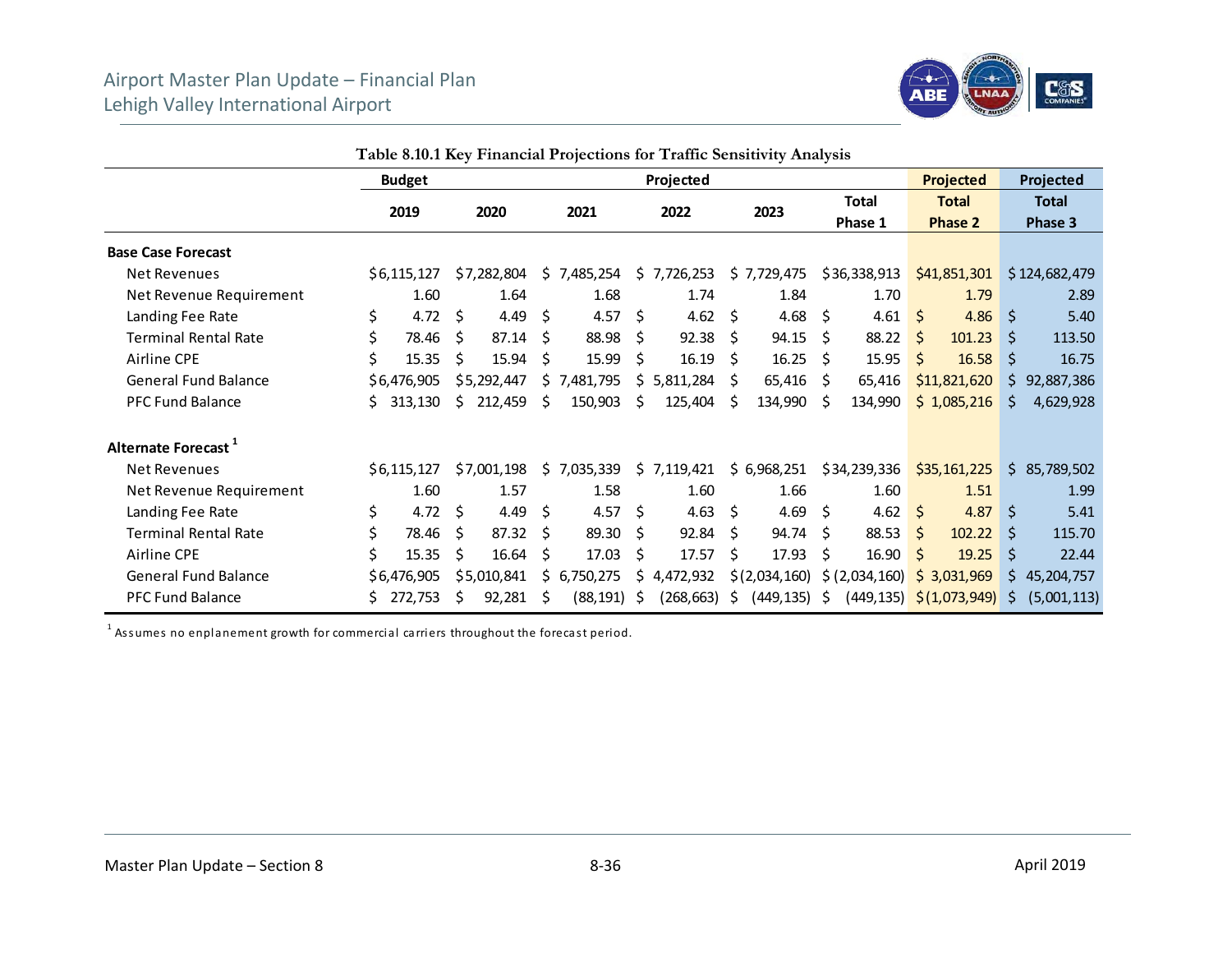**Table 8.10.1 Key Financial Projections for Traffic Sensitivity Analysis**

| | Budget | Projected | | | | | Projected | Projected |
|---|---|---|---|---|---|---|---|---|
| | 2019 | 2020 | 2021 | 2022 | 2023 | Total Phase 1 | Total Phase 2 | Total Phase 3 |
| **Base Case Forecast** | | | | | | | | |
| Net Revenues | $6,115,127 | $7,282,804 | $ 7,485,254 | $ 7,726,253 | $ 7,729,475 | $36,338,913 | $41,851,301 | $124,682,479 |
| Net Revenue Requirement | 1.60 | 1.64 | 1.68 | 1.74 | 1.84 | 1.70 | 1.79 | 2.89 |
| Landing Fee Rate | $ 4.72 | $ 4.49 | $ 4.57 | $ 4.62 | $ 4.68 | $ 4.61 | $ 4.86 | $ 5.40 |
| Terminal Rental Rate | $ 78.46 | $ 87.14 | $ 88.98 | $ 92.38 | $ 94.15 | $ 88.22 | $ 101.23 | $ 113.50 |
| Airline CPE | $ 15.35 | $ 15.94 | $ 15.99 | $ 16.19 | $ 16.25 | $ 15.95 | $ 16.58 | $ 16.75 |
| General Fund Balance | $6,476,905 | $5,292,447 | $ 7,481,795 | $ 5,811,284 | $ 65,416 | $ 65,416 | $11,821,620 | $ 92,887,386 |
| PFC Fund Balance | $ 313,130 | $ 212,459 | $ 150,903 | $ 125,404 | $ 134,990 | $ 134,990 | $ 1,085,216 | $ 4,629,928 |
| **Alternate Forecast [1]** | | | | | | | | |
| Net Revenues | $6,115,127 | $7,001,198 | $ 7,035,339 | $ 7,119,421 | $ 6,968,251 | $34,239,336 | $35,161,225 | $ 85,789,502 |
| Net Revenue Requirement | 1.60 | 1.57 | 1.58 | 1.60 | 1.66 | 1.60 | 1.51 | 1.99 |
| Landing Fee Rate | $ 4.72 | $ 4.49 | $ 4.57 | $ 4.63 | $ 4.69 | $ 4.62 | $ 4.87 | $ 5.41 |
| Terminal Rental Rate | $ 78.46 | $ 87.32 | $ 89.30 | $ 92.84 | $ 94.74 | $ 88.53 | $ 102.22 | $ 115.70 |
| Airline CPE | $ 15.35 | $ 16.64 | $ 17.03 | $ 17.57 | $ 17.93 | $ 16.90 | $ 19.25 | $ 22.44 |
| General Fund Balance | $6,476,905 | $5,010,841 | $ 6,750,275 | $ 4,472,932 | $(2,034,160) | $ (2,034,160) | $ 3,031,969 | $ 45,204,757 |
| PFC Fund Balance | $ 272,753 | $ 92,281 | $ (88,191) | $ (268,663) | $ (449,135) | $ (449,135) | $(1,073,949) | $ (5,001,113) |

[1] Assumes no enplanement growth for commercial carriers throughout the forecast period.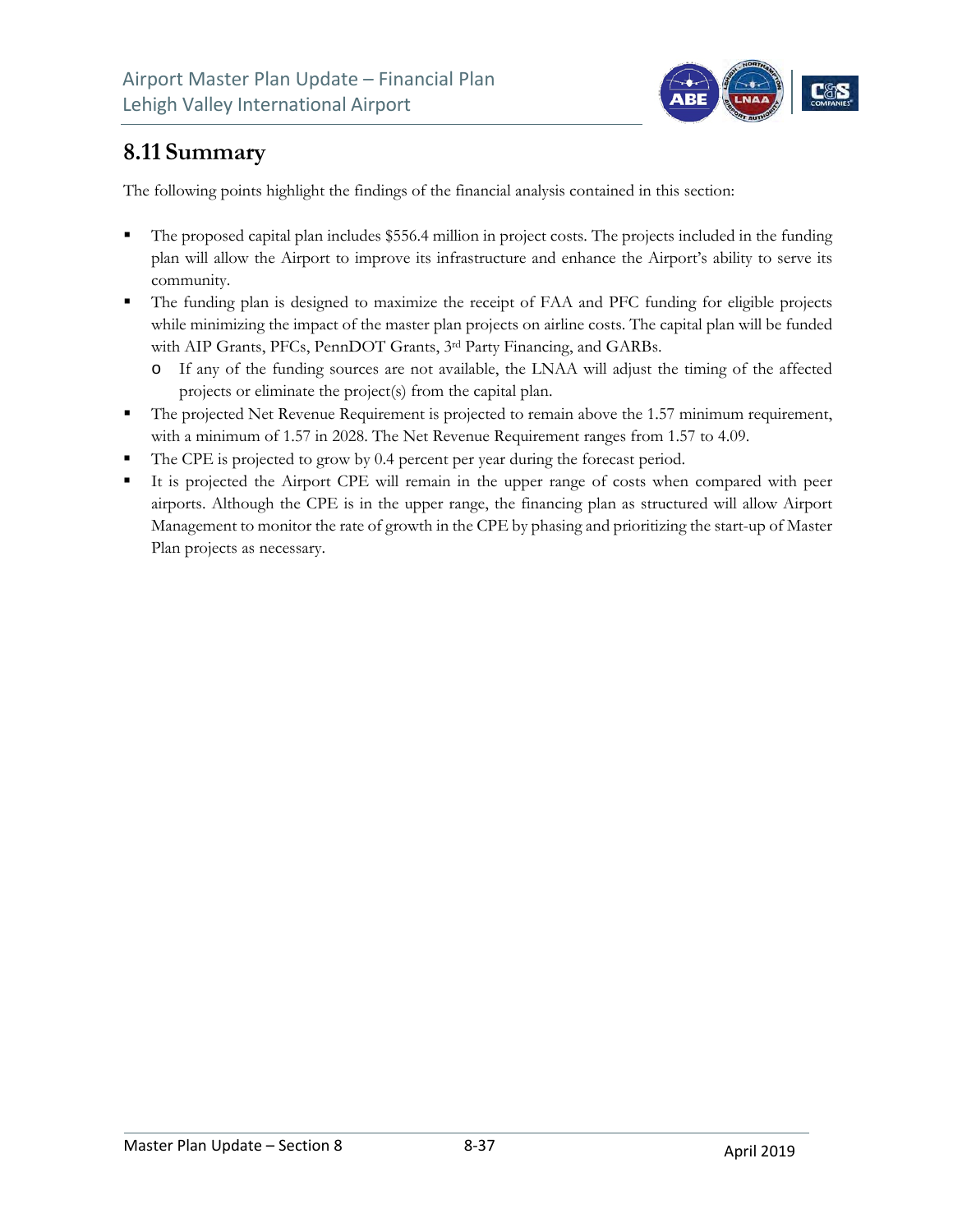## 8.11 Summary

The following points highlight the findings of the financial analysis contained in this section:

- The proposed capital plan includes $556.4 million in project costs. The projects included in the funding plan will allow the Airport to improve its infrastructure and enhance the Airport's ability to serve its community.
- The funding plan is designed to maximize the receipt of FAA and PFC funding for eligible projects while minimizing the impact of the master plan projects on airline costs. The capital plan will be funded with AIP Grants, PFCs, PennDOT Grants, 3rd Party Financing, and GARBs.
  - If any of the funding sources are not available, the LNAA will adjust the timing of the affected projects or eliminate the project(s) from the capital plan.
- The projected Net Revenue Requirement is projected to remain above the 1.57 minimum requirement, with a minimum of 1.57 in 2028. The Net Revenue Requirement ranges from 1.57 to 4.09.
- The CPE is projected to grow by 0.4 percent per year during the forecast period.
- It is projected the Airport CPE will remain in the upper range of costs when compared with peer airports. Although the CPE is in the upper range, the financing plan as structured will allow Airport Management to monitor the rate of growth in the CPE by phasing and prioritizing the start-up of Master Plan projects as necessary.